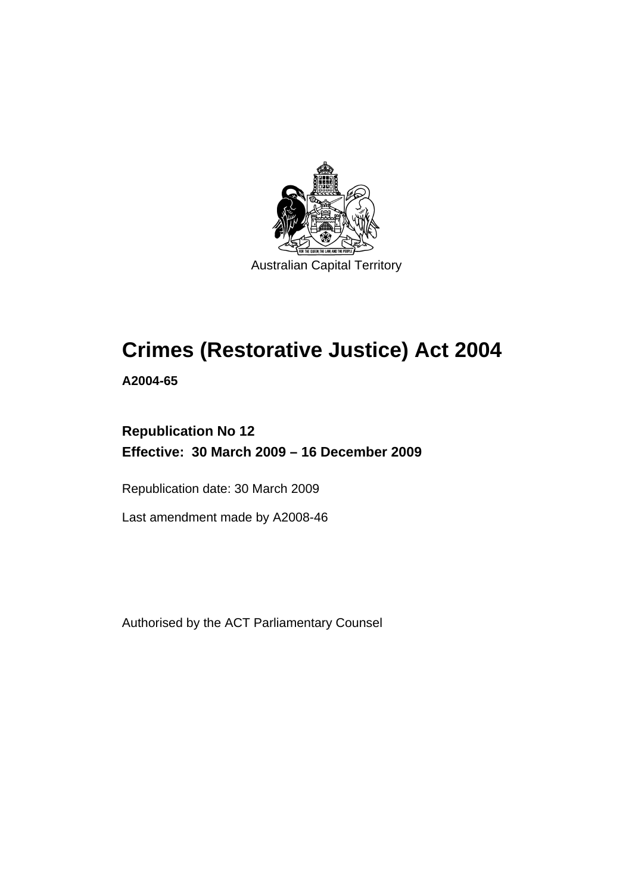Australian Capital Territory

# Crimes (Restorative Justice) Act 2004

**A2004-65**

**Republication No 12**
**Effective: 30 March 2009 – 16 December 2009**

Republication date: 30 March 2009

Last amendment made by A2008-46

Authorised by the ACT Parliamentary Counsel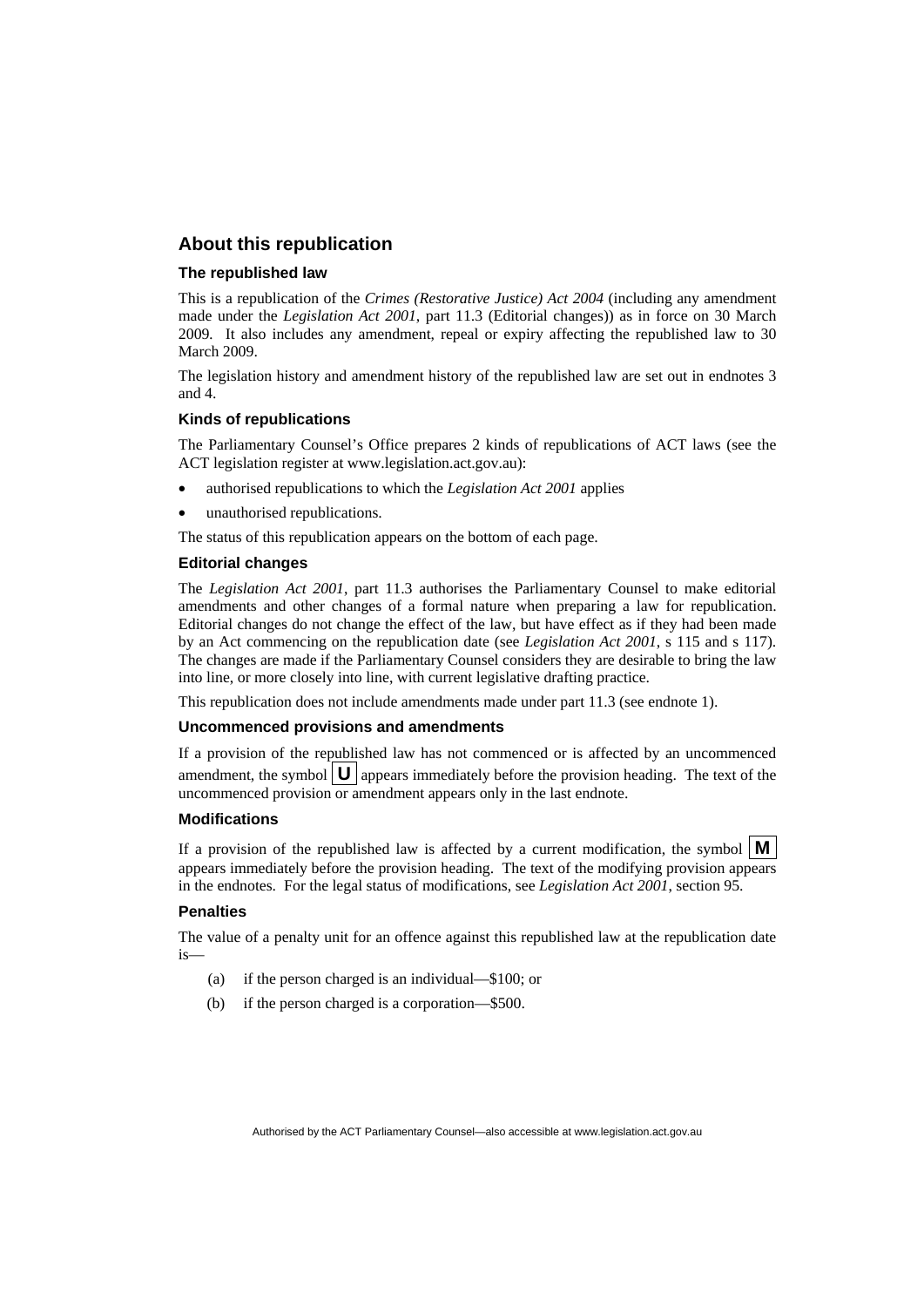## About this republication

### The republished law

This is a republication of the *Crimes (Restorative Justice) Act 2004* (including any amendment made under the *Legislation Act 2001*, part 11.3 (Editorial changes)) as in force on 30 March 2009. It also includes any amendment, repeal or expiry affecting the republished law to 30 March 2009.

The legislation history and amendment history of the republished law are set out in endnotes 3 and 4.

### Kinds of republications

The Parliamentary Counsel's Office prepares 2 kinds of republications of ACT laws (see the ACT legislation register at www.legislation.act.gov.au):

- authorised republications to which the *Legislation Act 2001* applies
- unauthorised republications.

The status of this republication appears on the bottom of each page.

### Editorial changes

The *Legislation Act 2001*, part 11.3 authorises the Parliamentary Counsel to make editorial amendments and other changes of a formal nature when preparing a law for republication. Editorial changes do not change the effect of the law, but have effect as if they had been made by an Act commencing on the republication date (see *Legislation Act 2001*, s 115 and s 117). The changes are made if the Parliamentary Counsel considers they are desirable to bring the law into line, or more closely into line, with current legislative drafting practice.

This republication does not include amendments made under part 11.3 (see endnote 1).

### Uncommenced provisions and amendments

If a provision of the republished law has not commenced or is affected by an uncommenced amendment, the symbol **U** appears immediately before the provision heading. The text of the uncommenced provision or amendment appears only in the last endnote.

### Modifications

If a provision of the republished law is affected by a current modification, the symbol **M** appears immediately before the provision heading. The text of the modifying provision appears in the endnotes. For the legal status of modifications, see *Legislation Act 2001*, section 95.

### Penalties

The value of a penalty unit for an offence against this republished law at the republication date is—

(a) if the person charged is an individual—$100; or

(b) if the person charged is a corporation—$500.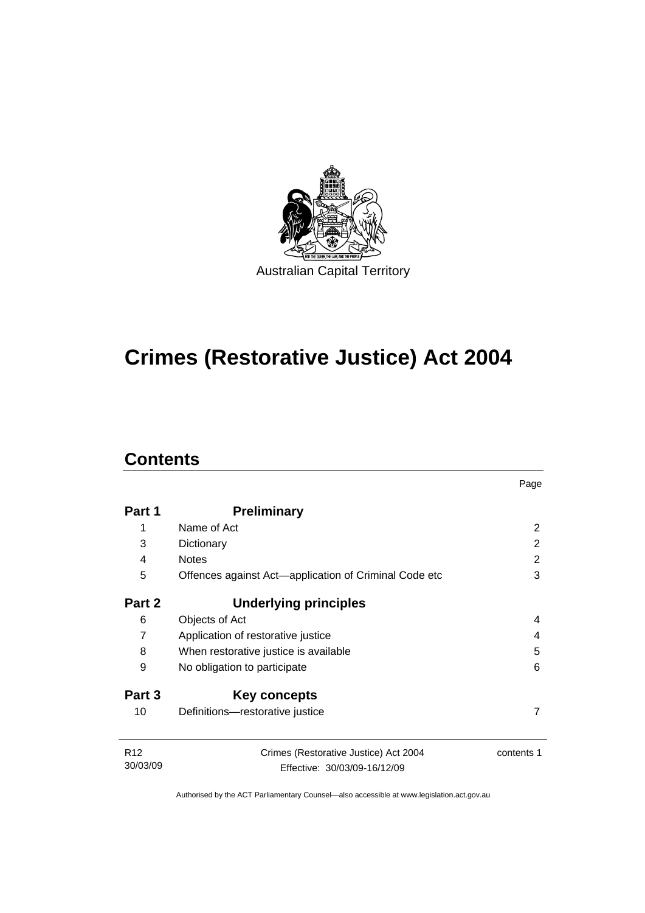Australian Capital Territory

# Crimes (Restorative Justice) Act 2004

## Contents

| | | Page |
|---|---|---|
| **Part 1** | **Preliminary** | |
| 1 | Name of Act | 2 |
| 3 | Dictionary | 2 |
| 4 | Notes | 2 |
| 5 | Offences against Act—application of Criminal Code etc | 3 |
| **Part 2** | **Underlying principles** | |
| 6 | Objects of Act | 4 |
| 7 | Application of restorative justice | 4 |
| 8 | When restorative justice is available | 5 |
| 9 | No obligation to participate | 6 |
| **Part 3** | **Key concepts** | |
| 10 | Definitions—restorative justice | 7 |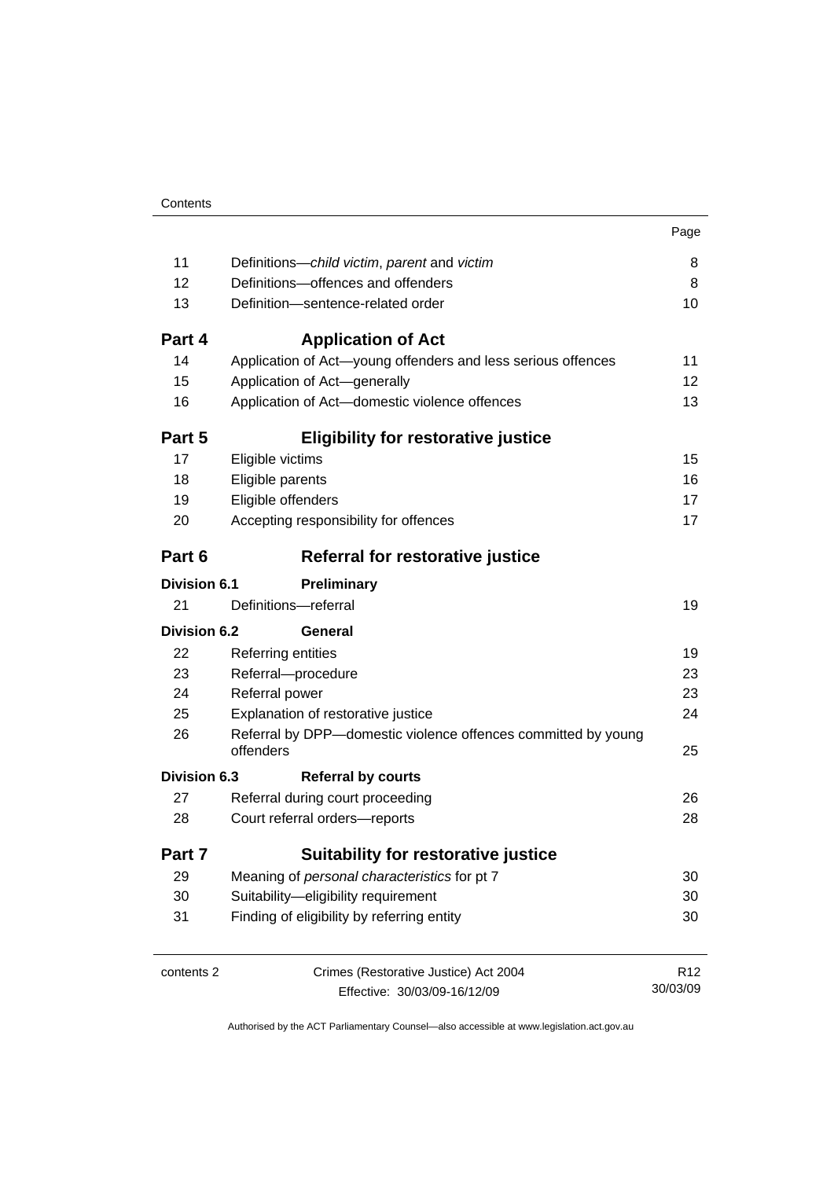| | | Page |
|---|---|---|
| 11 | Definitions—*child victim*, *parent* and *victim* | 8 |
| 12 | Definitions—offences and offenders | 8 |
| 13 | Definition—sentence-related order | 10 |
| **Part 4** | **Application of Act** | |
| 14 | Application of Act—young offenders and less serious offences | 11 |
| 15 | Application of Act—generally | 12 |
| 16 | Application of Act—domestic violence offences | 13 |
| **Part 5** | **Eligibility for restorative justice** | |
| 17 | Eligible victims | 15 |
| 18 | Eligible parents | 16 |
| 19 | Eligible offenders | 17 |
| 20 | Accepting responsibility for offences | 17 |
| **Part 6** | **Referral for restorative justice** | |
| **Division 6.1** | **Preliminary** | |
| 21 | Definitions—referral | 19 |
| **Division 6.2** | **General** | |
| 22 | Referring entities | 19 |
| 23 | Referral—procedure | 23 |
| 24 | Referral power | 23 |
| 25 | Explanation of restorative justice | 24 |
| 26 | Referral by DPP—domestic violence offences committed by young offenders | 25 |
| **Division 6.3** | **Referral by courts** | |
| 27 | Referral during court proceeding | 26 |
| 28 | Court referral orders—reports | 28 |
| **Part 7** | **Suitability for restorative justice** | |
| 29 | Meaning of *personal characteristics* for pt 7 | 30 |
| 30 | Suitability—eligibility requirement | 30 |
| 31 | Finding of eligibility by referring entity | 30 |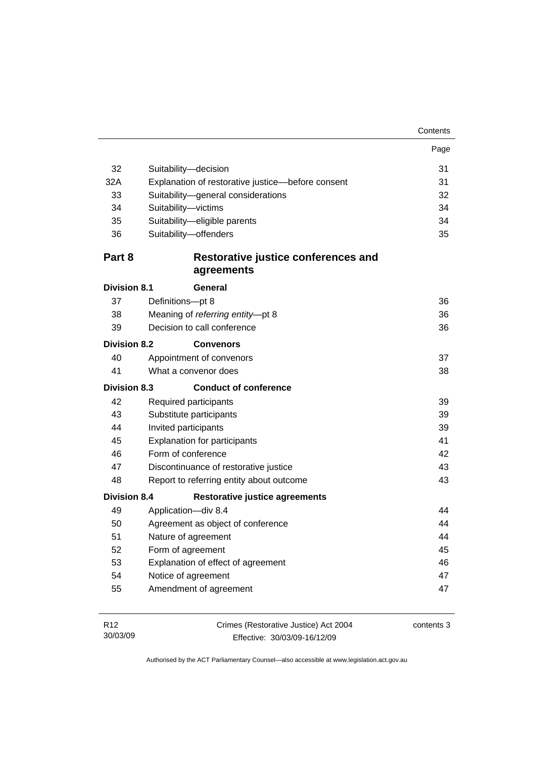| | | Page |
|---|---|---|
| 32 | Suitability—decision | 31 |
| 32A | Explanation of restorative justice—before consent | 31 |
| 33 | Suitability—general considerations | 32 |
| 34 | Suitability—victims | 34 |
| 35 | Suitability—eligible parents | 34 |
| 36 | Suitability—offenders | 35 |

## Part 8 Restorative justice conferences and agreements

### Division 8.1 General

| | | |
|---|---|---|
| 37 | Definitions—pt 8 | 36 |
| 38 | Meaning of *referring entity*—pt 8 | 36 |
| 39 | Decision to call conference | 36 |

### Division 8.2 Convenors

| | | |
|---|---|---|
| 40 | Appointment of convenors | 37 |
| 41 | What a convenor does | 38 |

### Division 8.3 Conduct of conference

| | | |
|---|---|---|
| 42 | Required participants | 39 |
| 43 | Substitute participants | 39 |
| 44 | Invited participants | 39 |
| 45 | Explanation for participants | 41 |
| 46 | Form of conference | 42 |
| 47 | Discontinuance of restorative justice | 43 |
| 48 | Report to referring entity about outcome | 43 |

### Division 8.4 Restorative justice agreements

| | | |
|---|---|---|
| 49 | Application—div 8.4 | 44 |
| 50 | Agreement as object of conference | 44 |
| 51 | Nature of agreement | 44 |
| 52 | Form of agreement | 45 |
| 53 | Explanation of effect of agreement | 46 |
| 54 | Notice of agreement | 47 |
| 55 | Amendment of agreement | 47 |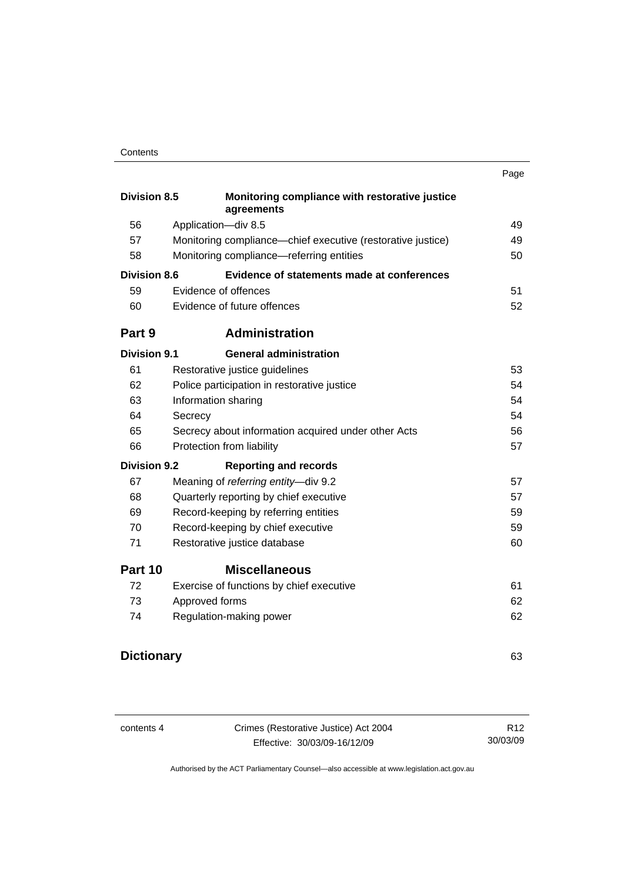| | | Page |
|---|---|---|
| **Division 8.5** | **Monitoring compliance with restorative justice agreements** | |
| 56 | Application—div 8.5 | 49 |
| 57 | Monitoring compliance—chief executive (restorative justice) | 49 |
| 58 | Monitoring compliance—referring entities | 50 |
| **Division 8.6** | **Evidence of statements made at conferences** | |
| 59 | Evidence of offences | 51 |
| 60 | Evidence of future offences | 52 |
| **Part 9** | **Administration** | |
| **Division 9.1** | **General administration** | |
| 61 | Restorative justice guidelines | 53 |
| 62 | Police participation in restorative justice | 54 |
| 63 | Information sharing | 54 |
| 64 | Secrecy | 54 |
| 65 | Secrecy about information acquired under other Acts | 56 |
| 66 | Protection from liability | 57 |
| **Division 9.2** | **Reporting and records** | |
| 67 | Meaning of *referring entity*—div 9.2 | 57 |
| 68 | Quarterly reporting by chief executive | 57 |
| 69 | Record-keeping by referring entities | 59 |
| 70 | Record-keeping by chief executive | 59 |
| 71 | Restorative justice database | 60 |
| **Part 10** | **Miscellaneous** | |
| 72 | Exercise of functions by chief executive | 61 |
| 73 | Approved forms | 62 |
| 74 | Regulation-making power | 62 |
| **Dictionary** | | 63 |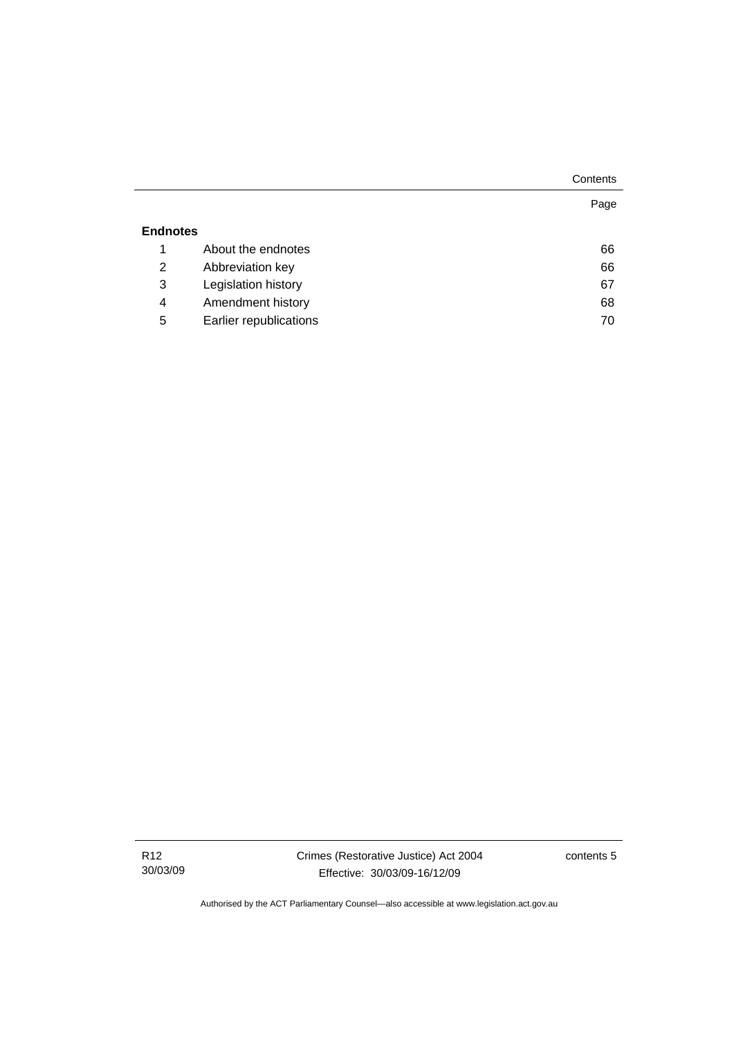| | | Page |
|---|---|---|
| **Endnotes** | | |
| 1 | About the endnotes | 66 |
| 2 | Abbreviation key | 66 |
| 3 | Legislation history | 67 |
| 4 | Amendment history | 68 |
| 5 | Earlier republications | 70 |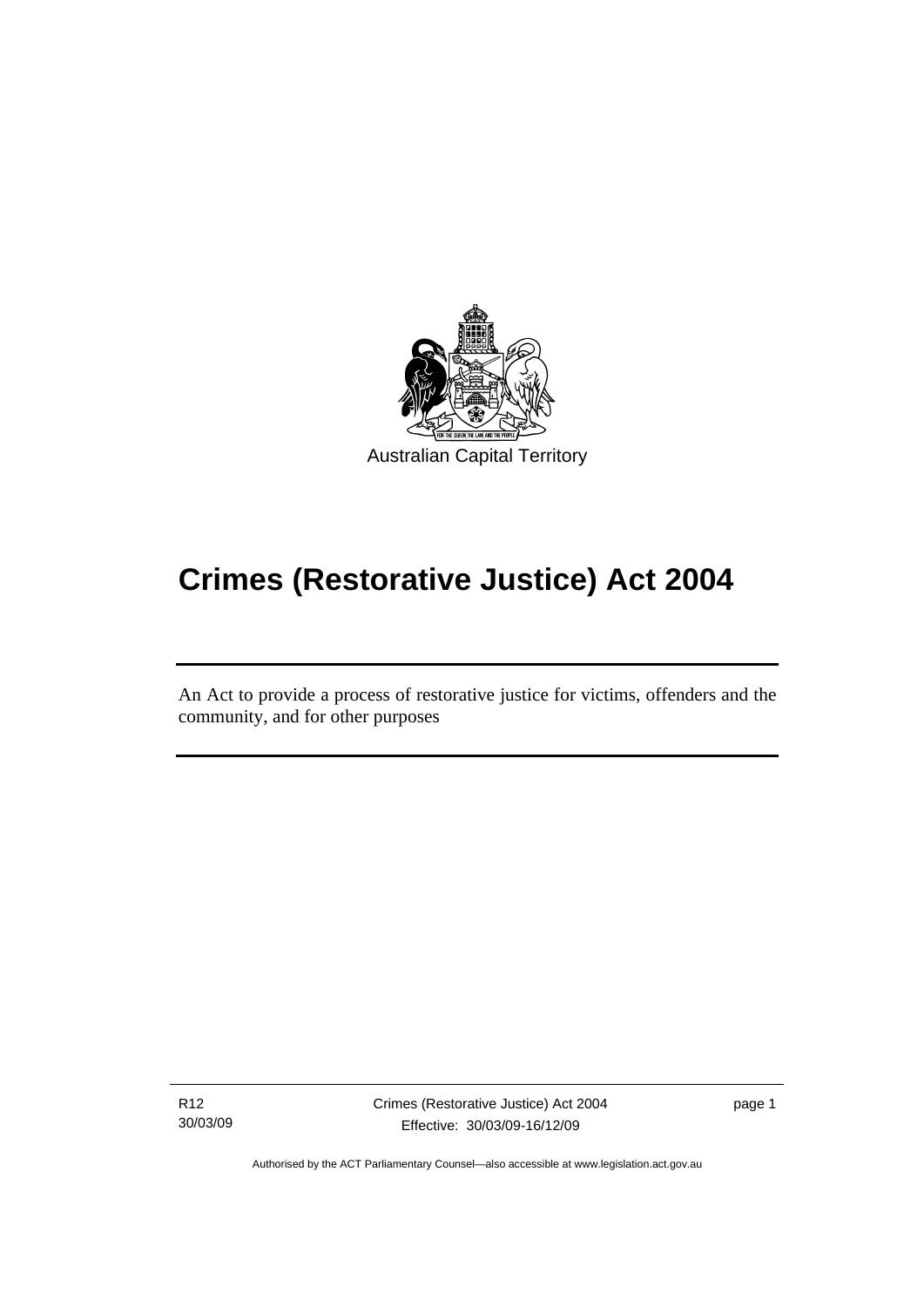Australian Capital Territory

# Crimes (Restorative Justice) Act 2004

An Act to provide a process of restorative justice for victims, offenders and the community, and for other purposes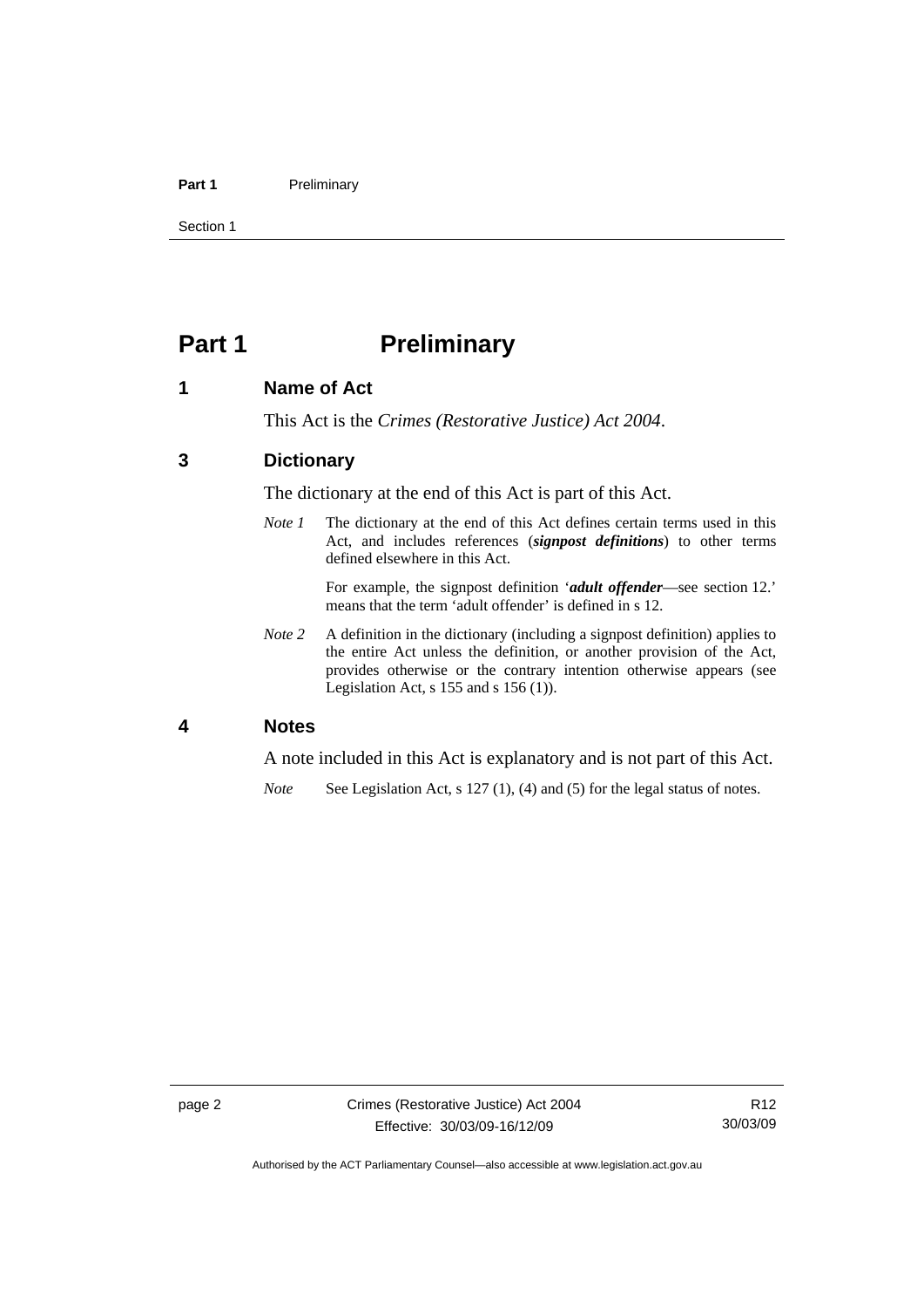# Part 1 Preliminary

## 1 Name of Act

This Act is the *Crimes (Restorative Justice) Act 2004*.

## 3 Dictionary

The dictionary at the end of this Act is part of this Act.

*Note 1* The dictionary at the end of this Act defines certain terms used in this Act, and includes references (***signpost definitions***) to other terms defined elsewhere in this Act.

For example, the signpost definition '***adult offender***—see section 12.' means that the term 'adult offender' is defined in s 12.

*Note 2* A definition in the dictionary (including a signpost definition) applies to the entire Act unless the definition, or another provision of the Act, provides otherwise or the contrary intention otherwise appears (see Legislation Act, s 155 and s 156 (1)).

## 4 Notes

A note included in this Act is explanatory and is not part of this Act.

*Note* See Legislation Act, s 127 (1), (4) and (5) for the legal status of notes.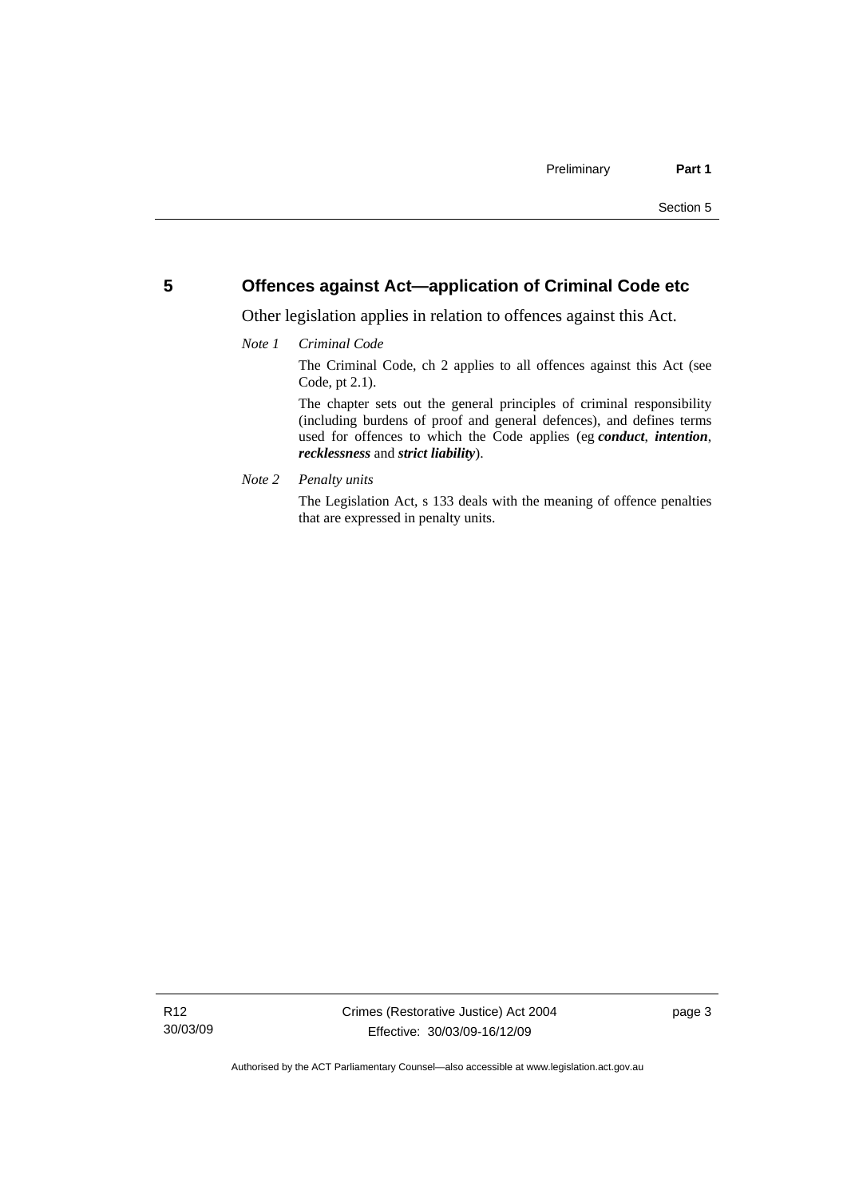## 5 Offences against Act—application of Criminal Code etc

Other legislation applies in relation to offences against this Act.

*Note 1* *Criminal Code*

The Criminal Code, ch 2 applies to all offences against this Act (see Code, pt 2.1).

The chapter sets out the general principles of criminal responsibility (including burdens of proof and general defences), and defines terms used for offences to which the Code applies (eg ***conduct***, ***intention***, ***recklessness*** and ***strict liability***).

*Note 2* *Penalty units*

The Legislation Act, s 133 deals with the meaning of offence penalties that are expressed in penalty units.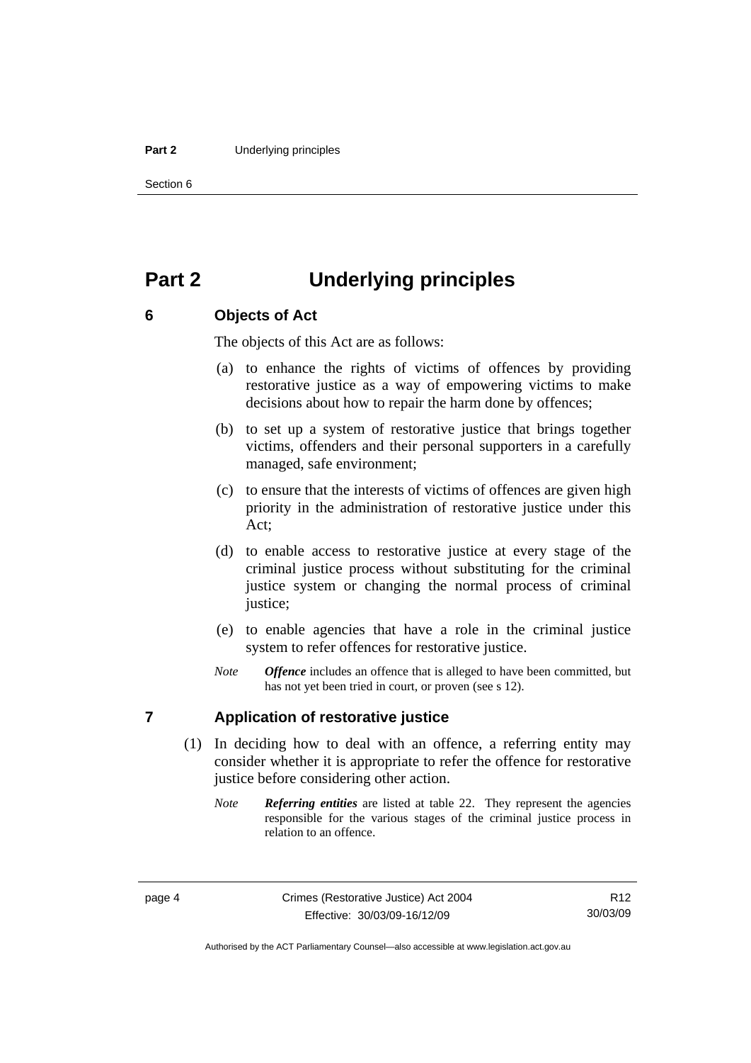# Part 2 Underlying principles

## 6 Objects of Act

The objects of this Act are as follows:

(a) to enhance the rights of victims of offences by providing restorative justice as a way of empowering victims to make decisions about how to repair the harm done by offences;

(b) to set up a system of restorative justice that brings together victims, offenders and their personal supporters in a carefully managed, safe environment;

(c) to ensure that the interests of victims of offences are given high priority in the administration of restorative justice under this Act;

(d) to enable access to restorative justice at every stage of the criminal justice process without substituting for the criminal justice system or changing the normal process of criminal justice;

(e) to enable agencies that have a role in the criminal justice system to refer offences for restorative justice.

*Note* ***Offence*** includes an offence that is alleged to have been committed, but has not yet been tried in court, or proven (see s 12).

## 7 Application of restorative justice

(1) In deciding how to deal with an offence, a referring entity may consider whether it is appropriate to refer the offence for restorative justice before considering other action.

*Note* ***Referring entities*** are listed at table 22. They represent the agencies responsible for the various stages of the criminal justice process in relation to an offence.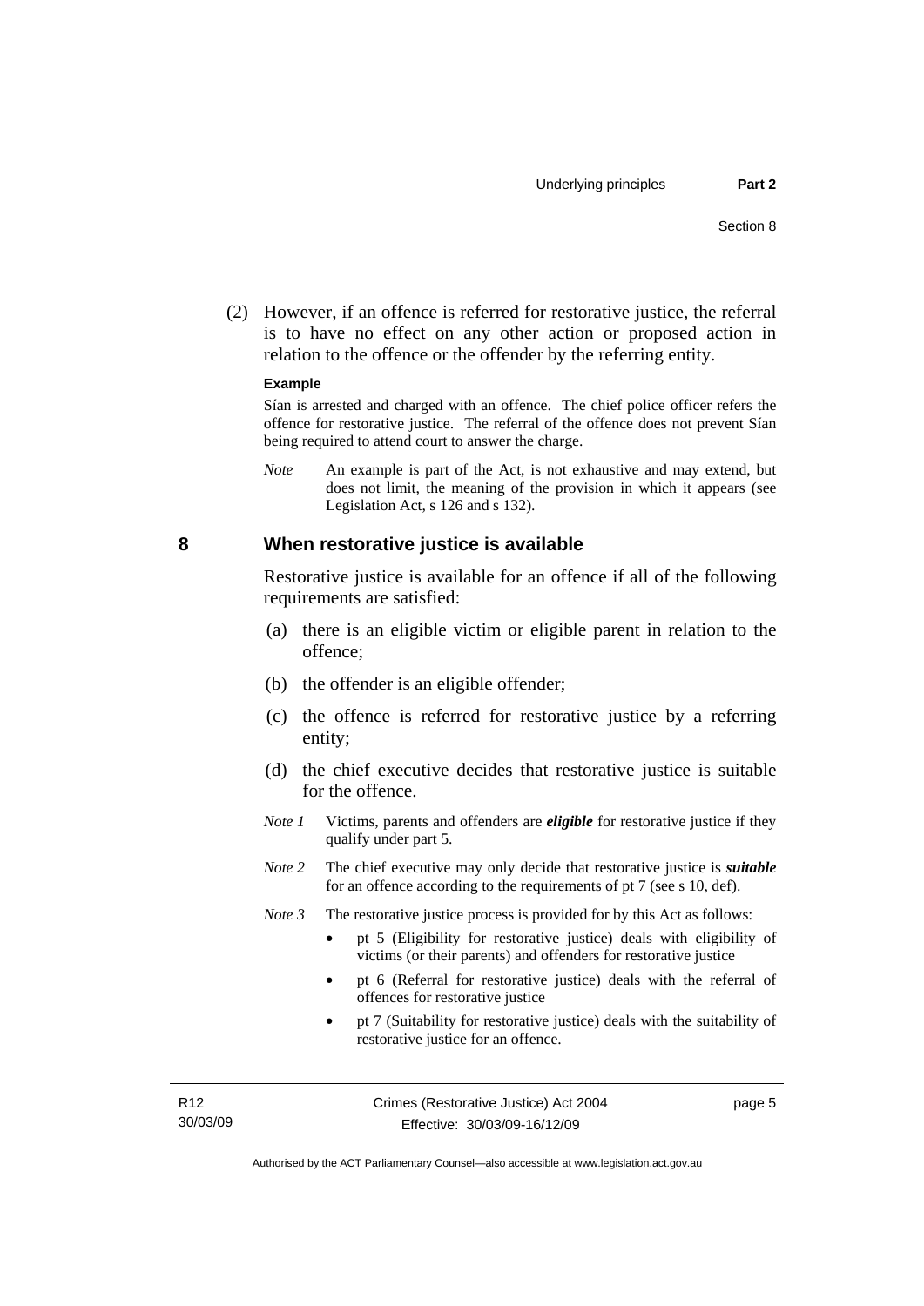(2) However, if an offence is referred for restorative justice, the referral is to have no effect on any other action or proposed action in relation to the offence or the offender by the referring entity.

**Example**

Sían is arrested and charged with an offence. The chief police officer refers the offence for restorative justice. The referral of the offence does not prevent Sían being required to attend court to answer the charge.

*Note* An example is part of the Act, is not exhaustive and may extend, but does not limit, the meaning of the provision in which it appears (see Legislation Act, s 126 and s 132).

## 8 When restorative justice is available

Restorative justice is available for an offence if all of the following requirements are satisfied:

(a) there is an eligible victim or eligible parent in relation to the offence;

(b) the offender is an eligible offender;

(c) the offence is referred for restorative justice by a referring entity;

(d) the chief executive decides that restorative justice is suitable for the offence.

*Note 1* Victims, parents and offenders are ***eligible*** for restorative justice if they qualify under part 5.

*Note 2* The chief executive may only decide that restorative justice is ***suitable*** for an offence according to the requirements of pt 7 (see s 10, def).

*Note 3* The restorative justice process is provided for by this Act as follows:

- pt 5 (Eligibility for restorative justice) deals with eligibility of victims (or their parents) and offenders for restorative justice
- pt 6 (Referral for restorative justice) deals with the referral of offences for restorative justice
- pt 7 (Suitability for restorative justice) deals with the suitability of restorative justice for an offence.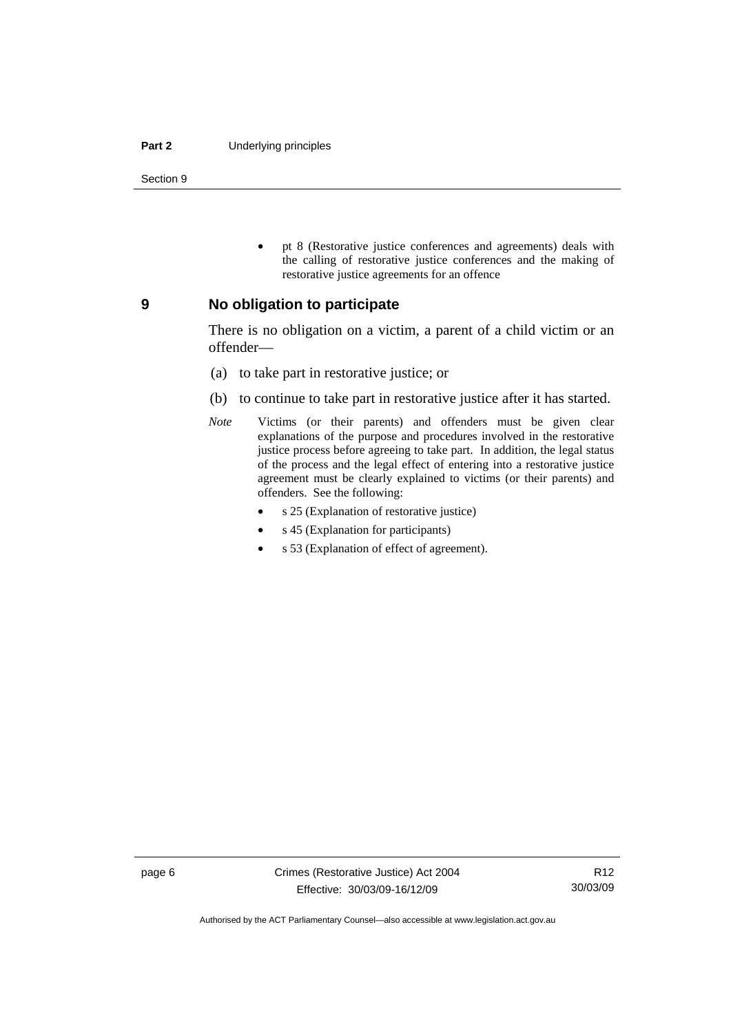- pt 8 (Restorative justice conferences and agreements) deals with the calling of restorative justice conferences and the making of restorative justice agreements for an offence

## 9 No obligation to participate

There is no obligation on a victim, a parent of a child victim or an offender—

(a) to take part in restorative justice; or

(b) to continue to take part in restorative justice after it has started.

*Note* Victims (or their parents) and offenders must be given clear explanations of the purpose and procedures involved in the restorative justice process before agreeing to take part. In addition, the legal status of the process and the legal effect of entering into a restorative justice agreement must be clearly explained to victims (or their parents) and offenders. See the following:

- s 25 (Explanation of restorative justice)
- s 45 (Explanation for participants)
- s 53 (Explanation of effect of agreement).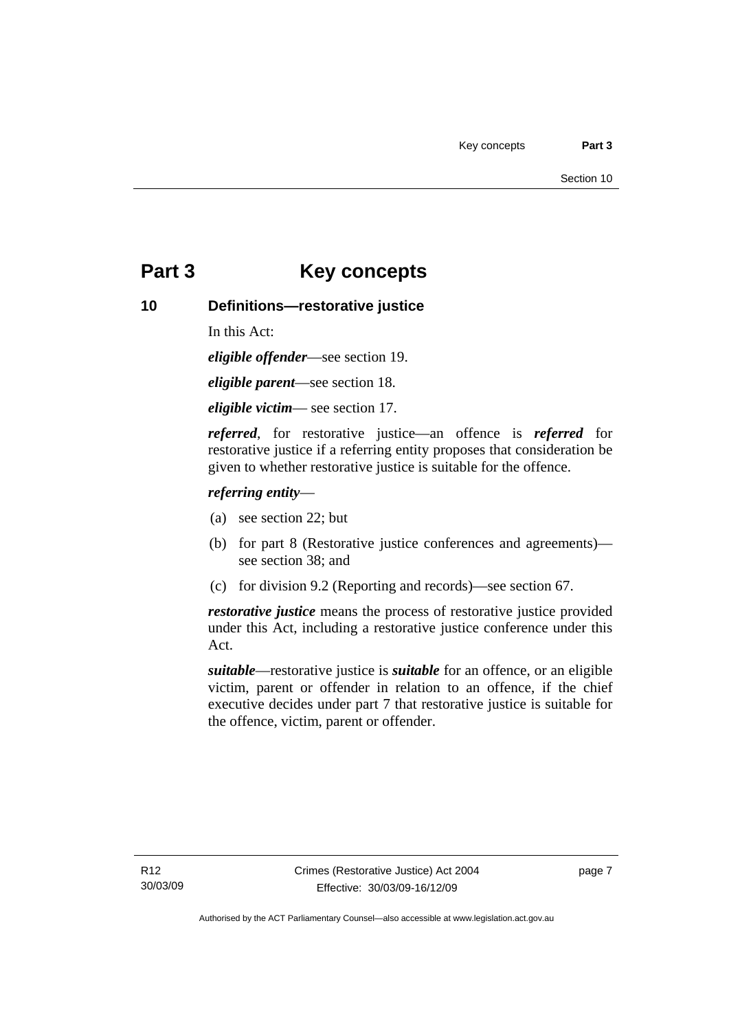# Part 3 Key concepts

## 10 Definitions—restorative justice

In this Act:

***eligible offender***—see section 19.

***eligible parent***—see section 18.

***eligible victim***— see section 17.

***referred***, for restorative justice—an offence is ***referred*** for restorative justice if a referring entity proposes that consideration be given to whether restorative justice is suitable for the offence.

***referring entity***—

(a) see section 22; but

(b) for part 8 (Restorative justice conferences and agreements)—see section 38; and

(c) for division 9.2 (Reporting and records)—see section 67.

***restorative justice*** means the process of restorative justice provided under this Act, including a restorative justice conference under this Act.

***suitable***—restorative justice is ***suitable*** for an offence, or an eligible victim, parent or offender in relation to an offence, if the chief executive decides under part 7 that restorative justice is suitable for the offence, victim, parent or offender.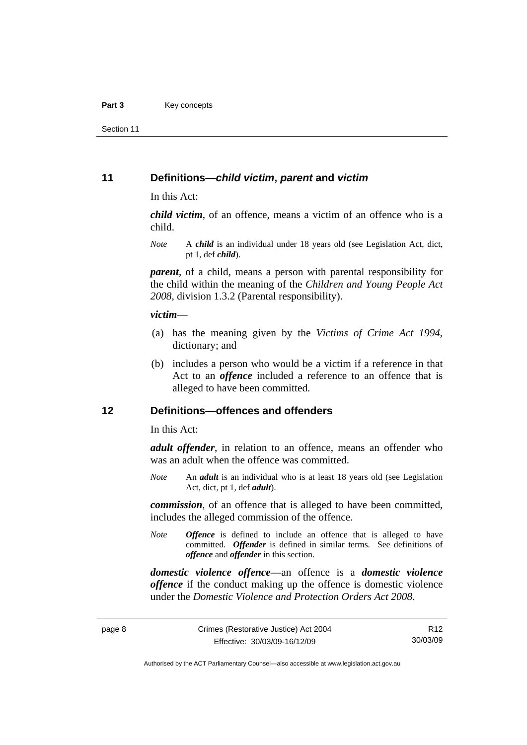## 11 Definitions—*child victim*, *parent* and *victim*

In this Act:

***child victim***, of an offence, means a victim of an offence who is a child.

*Note* A ***child*** is an individual under 18 years old (see Legislation Act, dict, pt 1, def ***child***).

***parent***, of a child, means a person with parental responsibility for the child within the meaning of the *Children and Young People Act 2008*, division 1.3.2 (Parental responsibility).

***victim***—

(a) has the meaning given by the *Victims of Crime Act 1994*, dictionary; and

(b) includes a person who would be a victim if a reference in that Act to an ***offence*** included a reference to an offence that is alleged to have been committed.

## 12 Definitions—offences and offenders

In this Act:

***adult offender***, in relation to an offence, means an offender who was an adult when the offence was committed.

*Note* An ***adult*** is an individual who is at least 18 years old (see Legislation Act, dict, pt 1, def ***adult***).

***commission***, of an offence that is alleged to have been committed, includes the alleged commission of the offence.

*Note* ***Offence*** is defined to include an offence that is alleged to have committed. ***Offender*** is defined in similar terms. See definitions of ***offence*** and ***offender*** in this section.

***domestic violence offence***—an offence is a ***domestic violence offence*** if the conduct making up the offence is domestic violence under the *Domestic Violence and Protection Orders Act 2008.*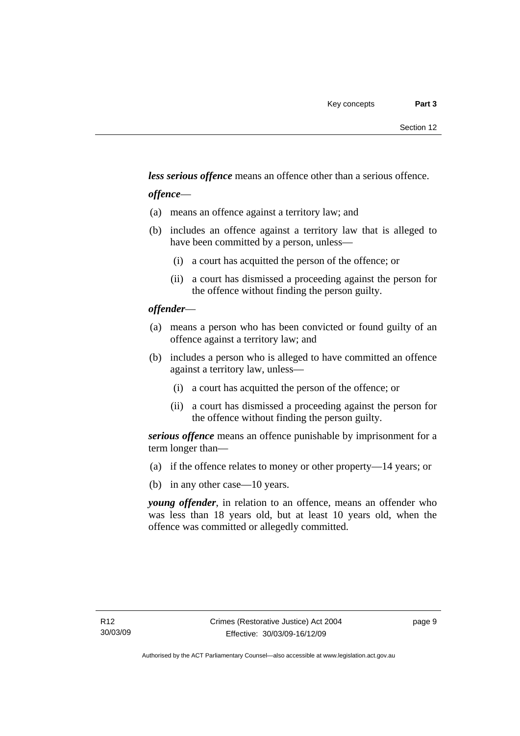***less serious offence*** means an offence other than a serious offence.

***offence***—

(a) means an offence against a territory law; and

(b) includes an offence against a territory law that is alleged to have been committed by a person, unless—

  (i) a court has acquitted the person of the offence; or

  (ii) a court has dismissed a proceeding against the person for the offence without finding the person guilty.

***offender***—

(a) means a person who has been convicted or found guilty of an offence against a territory law; and

(b) includes a person who is alleged to have committed an offence against a territory law, unless—

  (i) a court has acquitted the person of the offence; or

  (ii) a court has dismissed a proceeding against the person for the offence without finding the person guilty.

***serious offence*** means an offence punishable by imprisonment for a term longer than—

(a) if the offence relates to money or other property—14 years; or

(b) in any other case—10 years.

***young offender***, in relation to an offence, means an offender who was less than 18 years old, but at least 10 years old, when the offence was committed or allegedly committed.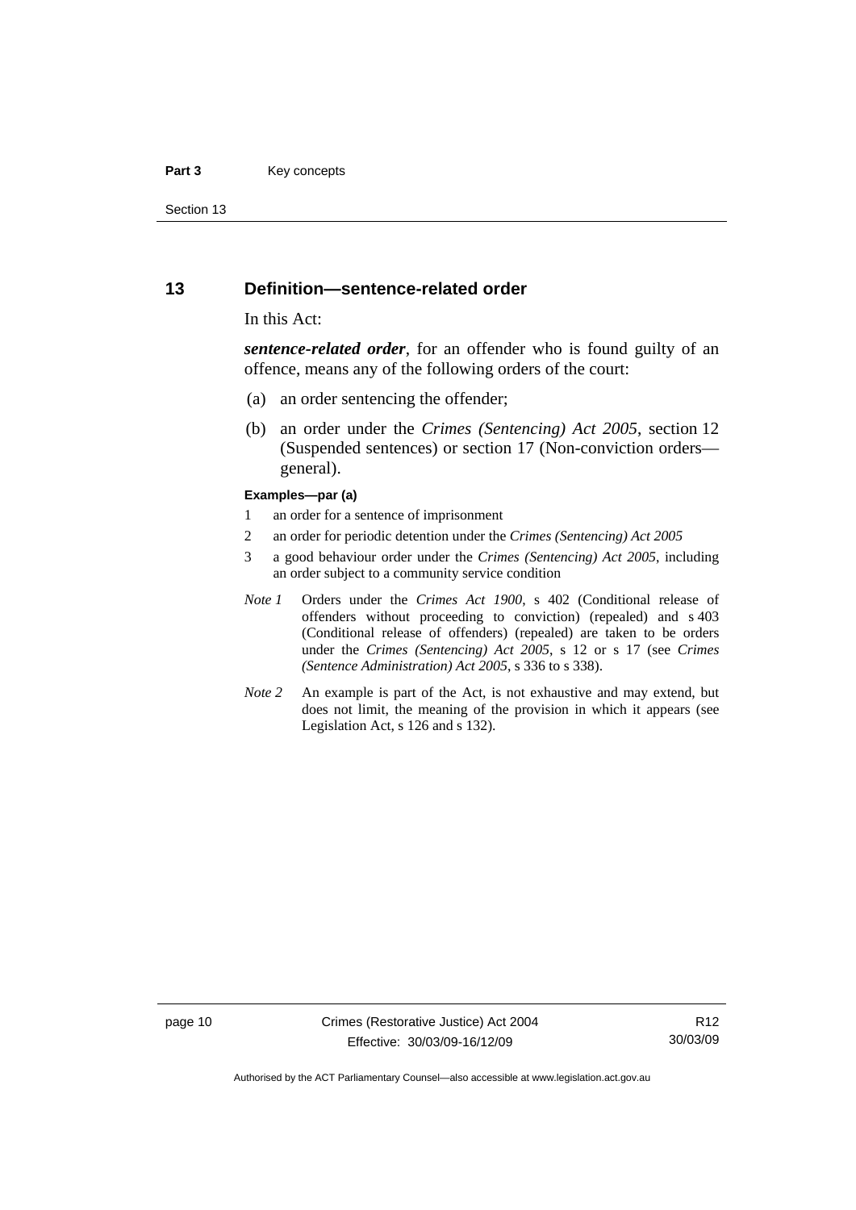## 13 Definition—sentence-related order

In this Act:

***sentence-related order***, for an offender who is found guilty of an offence, means any of the following orders of the court:

(a) an order sentencing the offender;

(b) an order under the *Crimes (Sentencing) Act 2005*, section 12 (Suspended sentences) or section 17 (Non-conviction orders—general).

**Examples—par (a)**

1 an order for a sentence of imprisonment

2 an order for periodic detention under the *Crimes (Sentencing) Act 2005*

3 a good behaviour order under the *Crimes (Sentencing) Act 2005*, including an order subject to a community service condition

*Note 1* Orders under the *Crimes Act 1900*, s 402 (Conditional release of offenders without proceeding to conviction) (repealed) and s 403 (Conditional release of offenders) (repealed) are taken to be orders under the *Crimes (Sentencing) Act 2005*, s 12 or s 17 (see *Crimes (Sentence Administration) Act 2005*, s 336 to s 338).

*Note 2* An example is part of the Act, is not exhaustive and may extend, but does not limit, the meaning of the provision in which it appears (see Legislation Act, s 126 and s 132).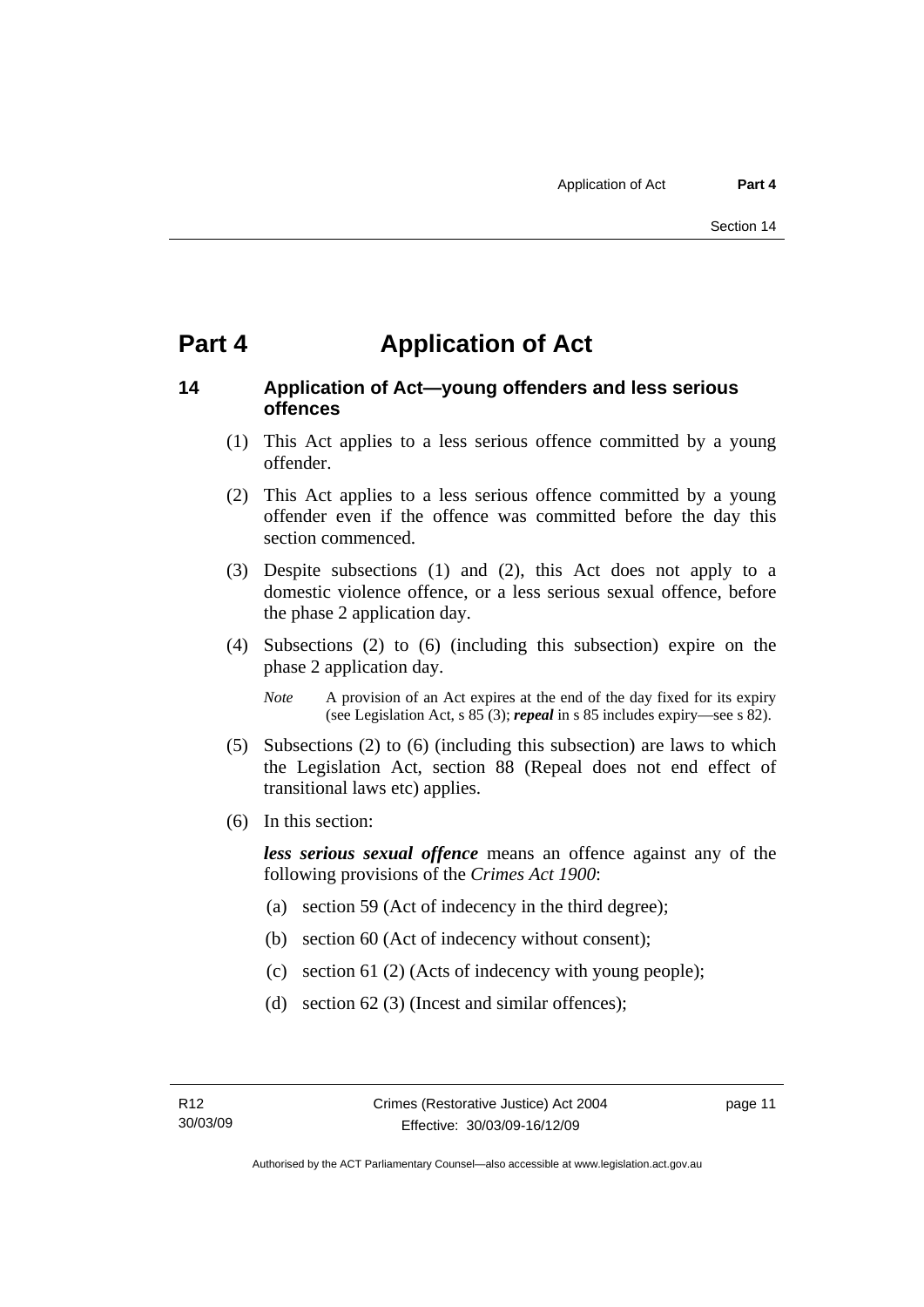# Part 4 Application of Act

## 14 Application of Act—young offenders and less serious offences

(1) This Act applies to a less serious offence committed by a young offender.

(2) This Act applies to a less serious offence committed by a young offender even if the offence was committed before the day this section commenced.

(3) Despite subsections (1) and (2), this Act does not apply to a domestic violence offence, or a less serious sexual offence, before the phase 2 application day.

(4) Subsections (2) to (6) (including this subsection) expire on the phase 2 application day.

*Note* A provision of an Act expires at the end of the day fixed for its expiry (see Legislation Act, s 85 (3); ***repeal*** in s 85 includes expiry—see s 82).

(5) Subsections (2) to (6) (including this subsection) are laws to which the Legislation Act, section 88 (Repeal does not end effect of transitional laws etc) applies.

(6) In this section:

***less serious sexual offence*** means an offence against any of the following provisions of the *Crimes Act 1900*:

(a) section 59 (Act of indecency in the third degree);

(b) section 60 (Act of indecency without consent);

(c) section 61 (2) (Acts of indecency with young people);

(d) section 62 (3) (Incest and similar offences);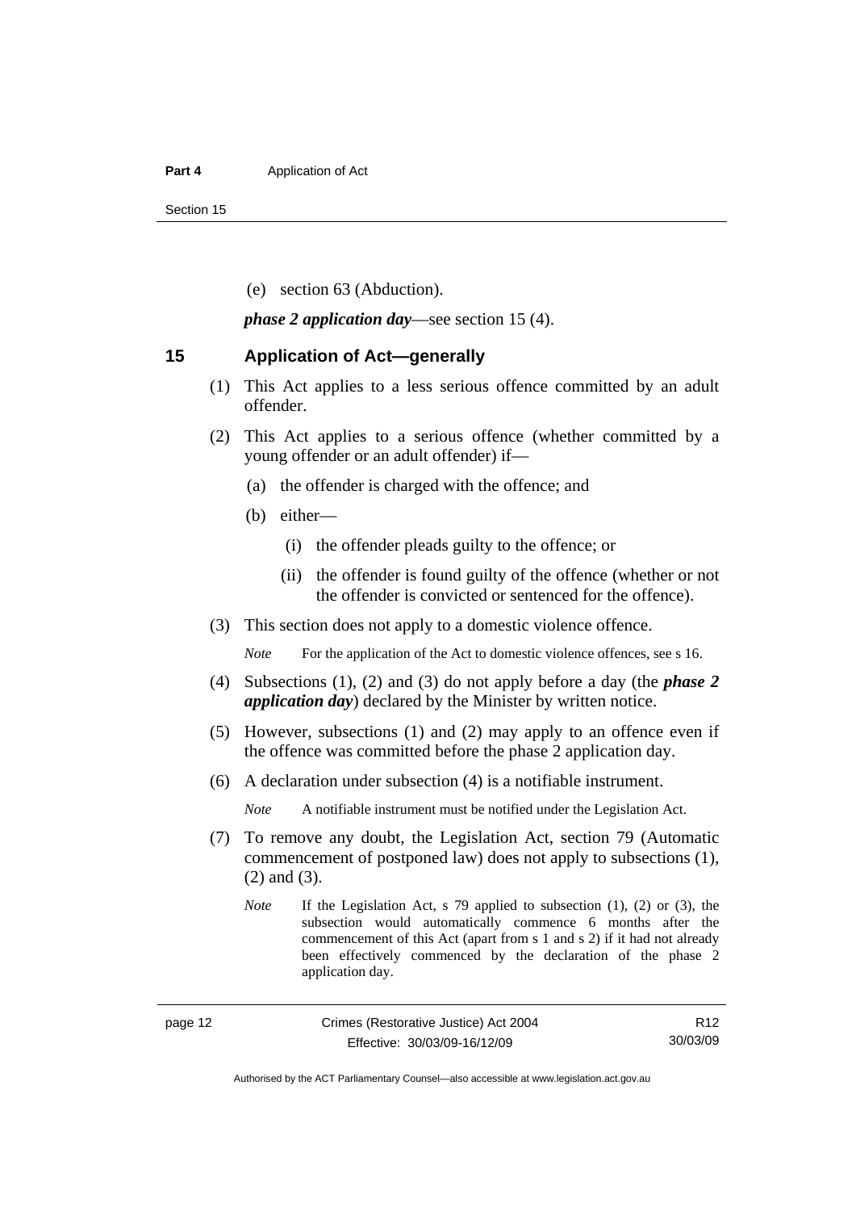(e) section 63 (Abduction).

***phase 2 application day***—see section 15 (4).

## 15 Application of Act—generally

(1) This Act applies to a less serious offence committed by an adult offender.

(2) This Act applies to a serious offence (whether committed by a young offender or an adult offender) if—

(a) the offender is charged with the offence; and

(b) either—

(i) the offender pleads guilty to the offence; or

(ii) the offender is found guilty of the offence (whether or not the offender is convicted or sentenced for the offence).

(3) This section does not apply to a domestic violence offence.

*Note* For the application of the Act to domestic violence offences, see s 16.

(4) Subsections (1), (2) and (3) do not apply before a day (the ***phase 2 application day***) declared by the Minister by written notice.

(5) However, subsections (1) and (2) may apply to an offence even if the offence was committed before the phase 2 application day.

(6) A declaration under subsection (4) is a notifiable instrument.

*Note* A notifiable instrument must be notified under the Legislation Act.

(7) To remove any doubt, the Legislation Act, section 79 (Automatic commencement of postponed law) does not apply to subsections (1), (2) and (3).

*Note* If the Legislation Act, s 79 applied to subsection (1), (2) or (3), the subsection would automatically commence 6 months after the commencement of this Act (apart from s 1 and s 2) if it had not already been effectively commenced by the declaration of the phase 2 application day.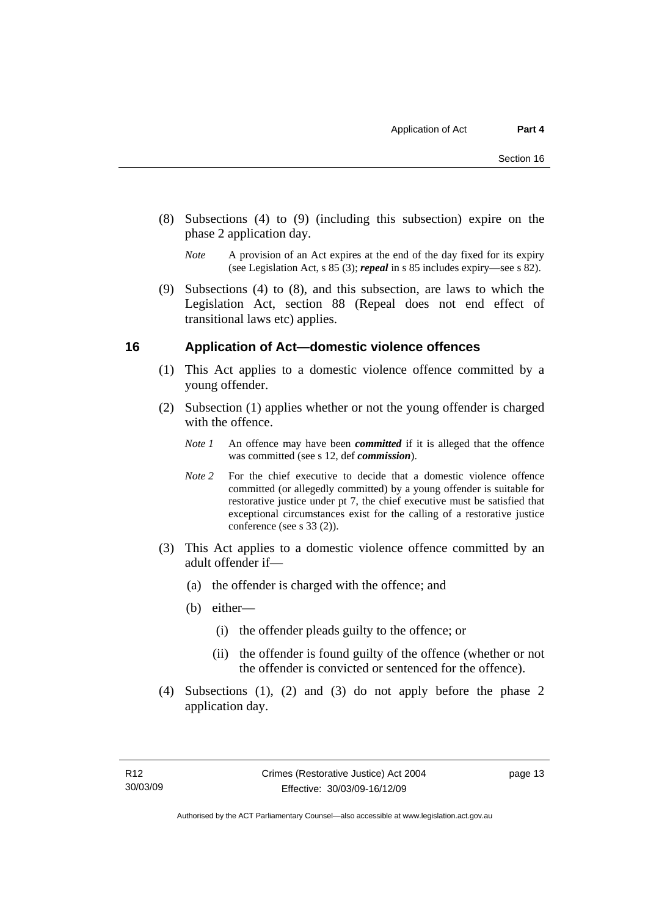(8) Subsections (4) to (9) (including this subsection) expire on the phase 2 application day.

*Note* A provision of an Act expires at the end of the day fixed for its expiry (see Legislation Act, s 85 (3); ***repeal*** in s 85 includes expiry—see s 82).

(9) Subsections (4) to (8), and this subsection, are laws to which the Legislation Act, section 88 (Repeal does not end effect of transitional laws etc) applies.

## 16 Application of Act—domestic violence offences

(1) This Act applies to a domestic violence offence committed by a young offender.

(2) Subsection (1) applies whether or not the young offender is charged with the offence.

*Note 1* An offence may have been ***committed*** if it is alleged that the offence was committed (see s 12, def ***commission***).

*Note 2* For the chief executive to decide that a domestic violence offence committed (or allegedly committed) by a young offender is suitable for restorative justice under pt 7, the chief executive must be satisfied that exceptional circumstances exist for the calling of a restorative justice conference (see s 33 (2)).

(3) This Act applies to a domestic violence offence committed by an adult offender if—

(a) the offender is charged with the offence; and

(b) either—

(i) the offender pleads guilty to the offence; or

(ii) the offender is found guilty of the offence (whether or not the offender is convicted or sentenced for the offence).

(4) Subsections (1), (2) and (3) do not apply before the phase 2 application day.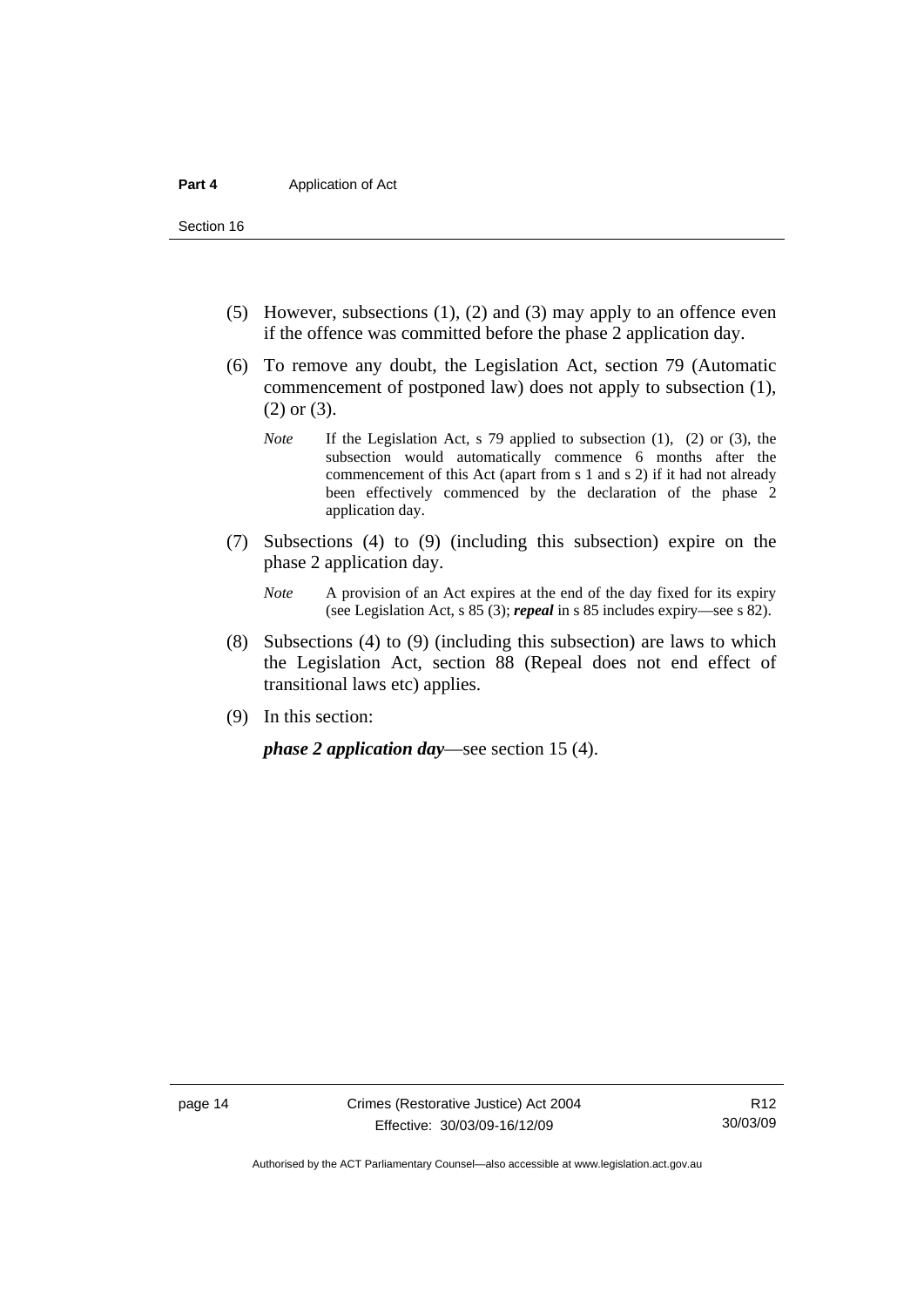(5) However, subsections (1), (2) and (3) may apply to an offence even if the offence was committed before the phase 2 application day.

(6) To remove any doubt, the Legislation Act, section 79 (Automatic commencement of postponed law) does not apply to subsection (1), (2) or (3).

*Note* If the Legislation Act, s 79 applied to subsection (1), (2) or (3), the subsection would automatically commence 6 months after the commencement of this Act (apart from s 1 and s 2) if it had not already been effectively commenced by the declaration of the phase 2 application day.

(7) Subsections (4) to (9) (including this subsection) expire on the phase 2 application day.

*Note* A provision of an Act expires at the end of the day fixed for its expiry (see Legislation Act, s 85 (3); ***repeal*** in s 85 includes expiry—see s 82).

(8) Subsections (4) to (9) (including this subsection) are laws to which the Legislation Act, section 88 (Repeal does not end effect of transitional laws etc) applies.

(9) In this section:

***phase 2 application day***—see section 15 (4).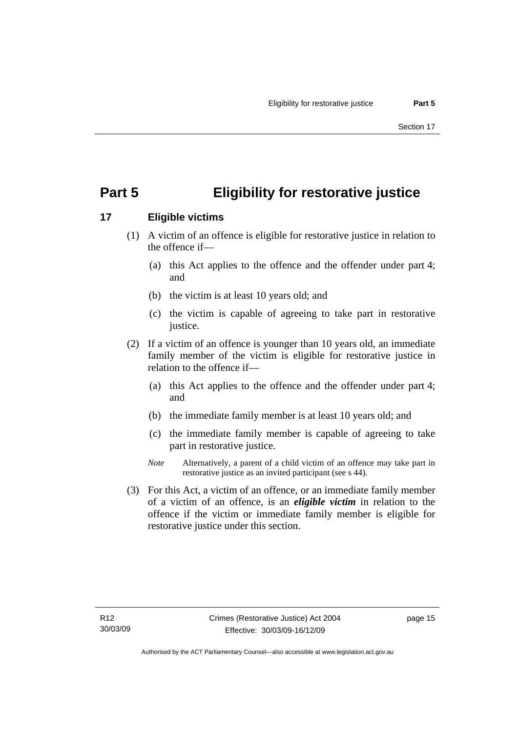# Part 5 Eligibility for restorative justice

## 17 Eligible victims

(1) A victim of an offence is eligible for restorative justice in relation to the offence if—

(a) this Act applies to the offence and the offender under part 4; and

(b) the victim is at least 10 years old; and

(c) the victim is capable of agreeing to take part in restorative justice.

(2) If a victim of an offence is younger than 10 years old, an immediate family member of the victim is eligible for restorative justice in relation to the offence if—

(a) this Act applies to the offence and the offender under part 4; and

(b) the immediate family member is at least 10 years old; and

(c) the immediate family member is capable of agreeing to take part in restorative justice.

*Note* Alternatively, a parent of a child victim of an offence may take part in restorative justice as an invited participant (see s 44).

(3) For this Act, a victim of an offence, or an immediate family member of a victim of an offence, is an ***eligible victim*** in relation to the offence if the victim or immediate family member is eligible for restorative justice under this section.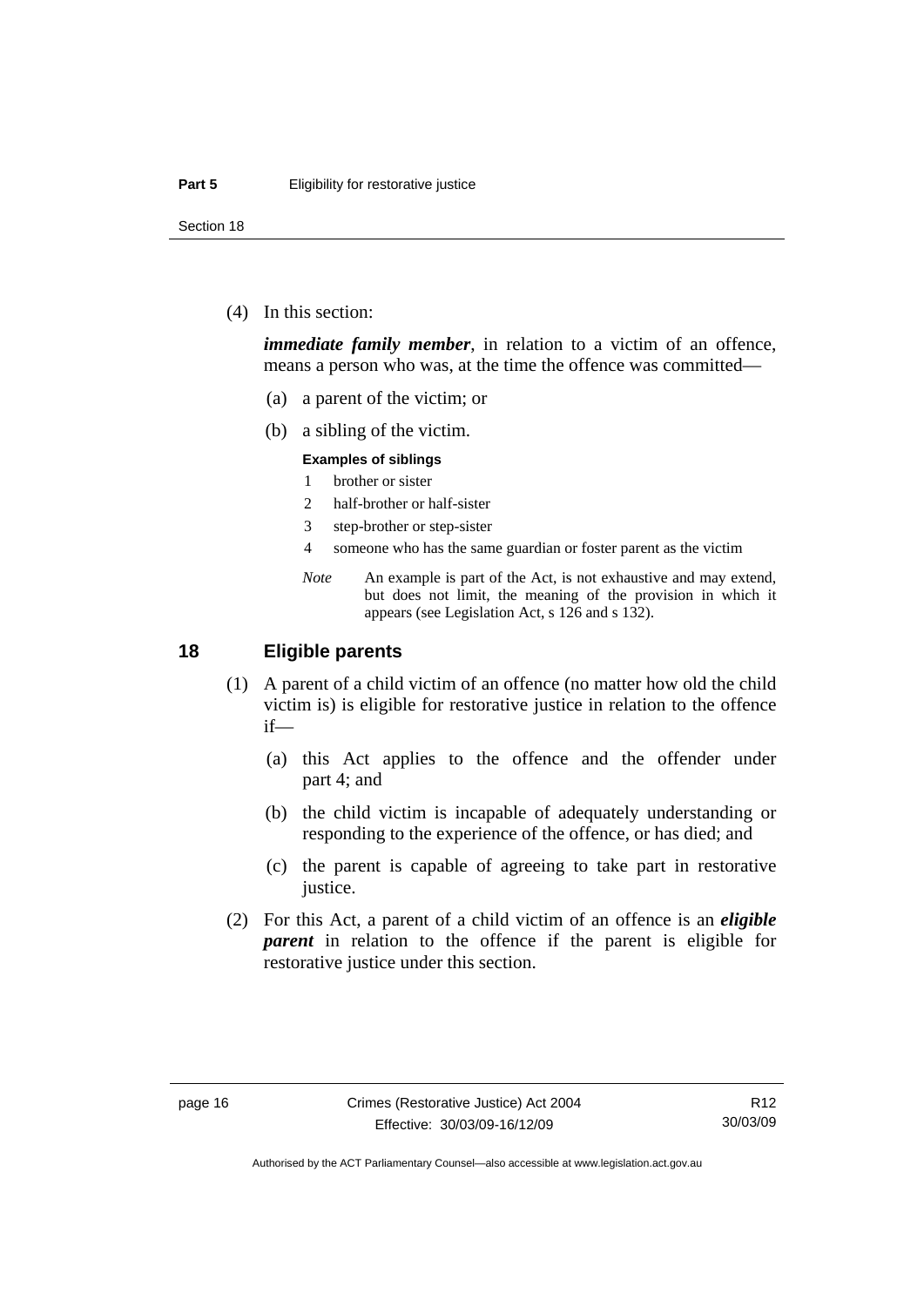(4) In this section:

***immediate family member***, in relation to a victim of an offence, means a person who was, at the time the offence was committed—

(a) a parent of the victim; or

(b) a sibling of the victim.

**Examples of siblings**

1 brother or sister
2 half-brother or half-sister
3 step-brother or step-sister
4 someone who has the same guardian or foster parent as the victim

*Note* An example is part of the Act, is not exhaustive and may extend, but does not limit, the meaning of the provision in which it appears (see Legislation Act, s 126 and s 132).

## 18 Eligible parents

(1) A parent of a child victim of an offence (no matter how old the child victim is) is eligible for restorative justice in relation to the offence if—

(a) this Act applies to the offence and the offender under part 4; and

(b) the child victim is incapable of adequately understanding or responding to the experience of the offence, or has died; and

(c) the parent is capable of agreeing to take part in restorative justice.

(2) For this Act, a parent of a child victim of an offence is an ***eligible parent*** in relation to the offence if the parent is eligible for restorative justice under this section.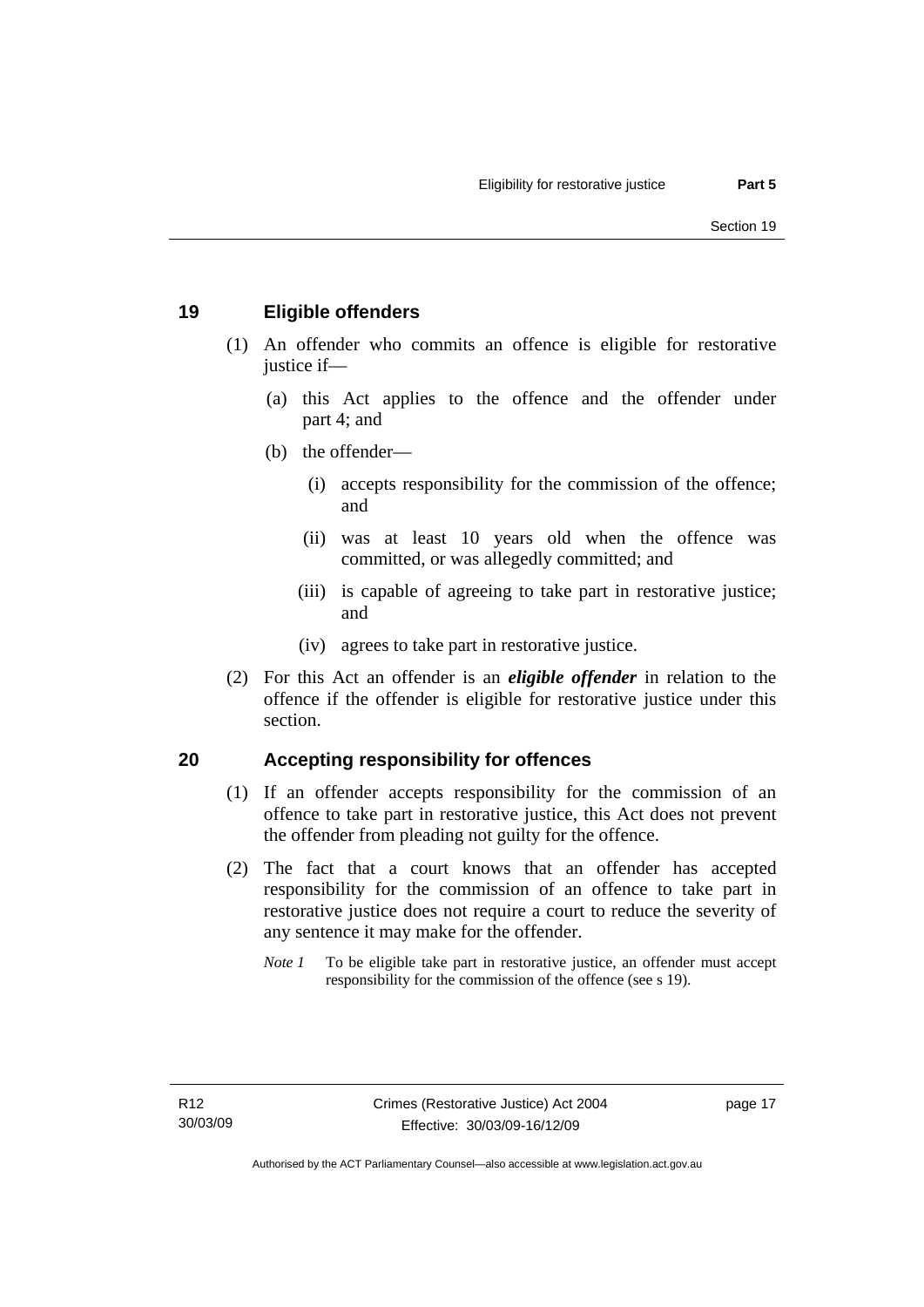## 19 Eligible offenders

(1) An offender who commits an offence is eligible for restorative justice if—

(a) this Act applies to the offence and the offender under part 4; and

(b) the offender—

(i) accepts responsibility for the commission of the offence; and

(ii) was at least 10 years old when the offence was committed, or was allegedly committed; and

(iii) is capable of agreeing to take part in restorative justice; and

(iv) agrees to take part in restorative justice.

(2) For this Act an offender is an ***eligible offender*** in relation to the offence if the offender is eligible for restorative justice under this section.

## 20 Accepting responsibility for offences

(1) If an offender accepts responsibility for the commission of an offence to take part in restorative justice, this Act does not prevent the offender from pleading not guilty for the offence.

(2) The fact that a court knows that an offender has accepted responsibility for the commission of an offence to take part in restorative justice does not require a court to reduce the severity of any sentence it may make for the offender.

*Note 1* To be eligible take part in restorative justice, an offender must accept responsibility for the commission of the offence (see s 19).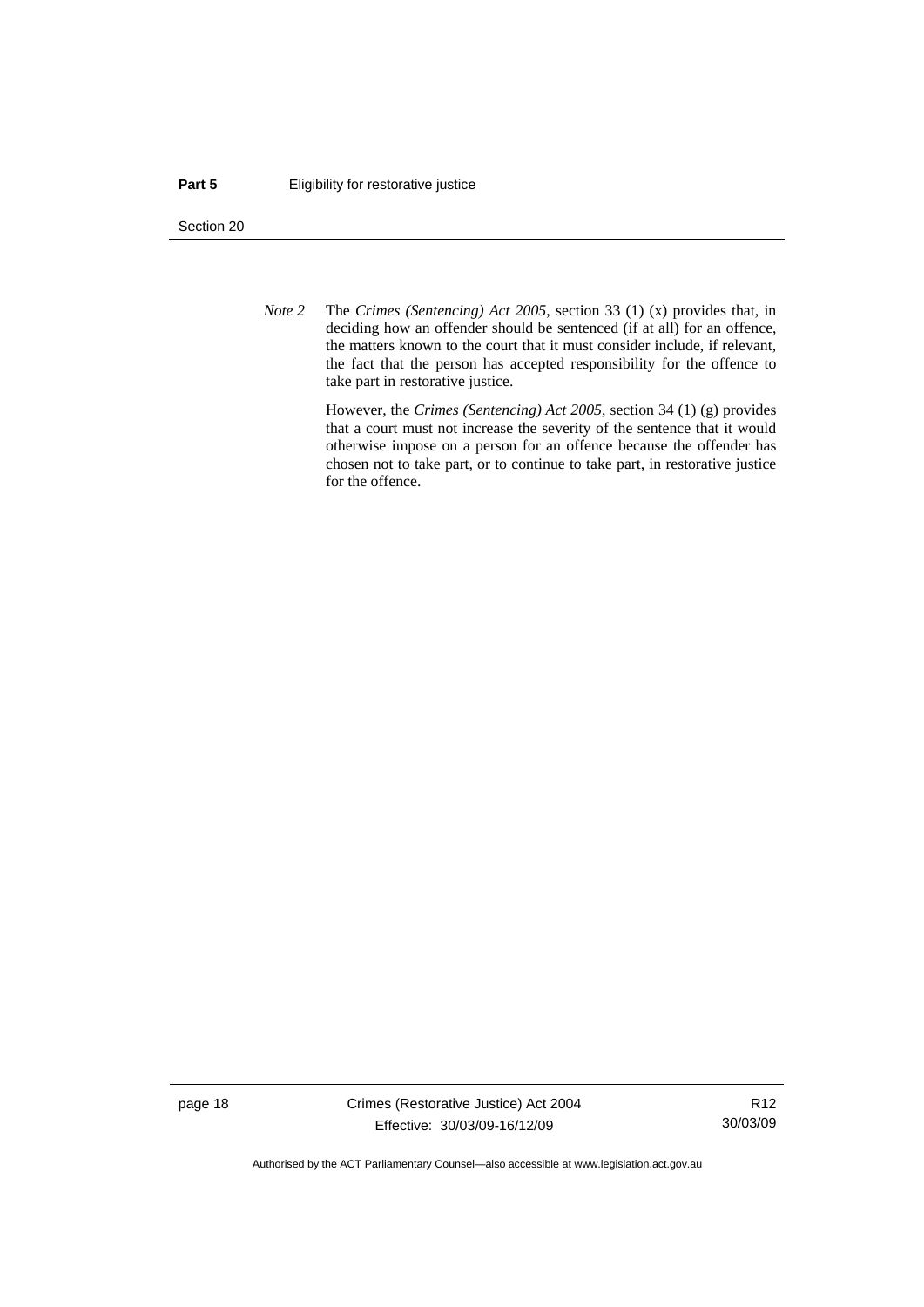*Note 2* The *Crimes (Sentencing) Act 2005*, section 33 (1) (x) provides that, in deciding how an offender should be sentenced (if at all) for an offence, the matters known to the court that it must consider include, if relevant, the fact that the person has accepted responsibility for the offence to take part in restorative justice.

However, the *Crimes (Sentencing) Act 2005*, section 34 (1) (g) provides that a court must not increase the severity of the sentence that it would otherwise impose on a person for an offence because the offender has chosen not to take part, or to continue to take part, in restorative justice for the offence.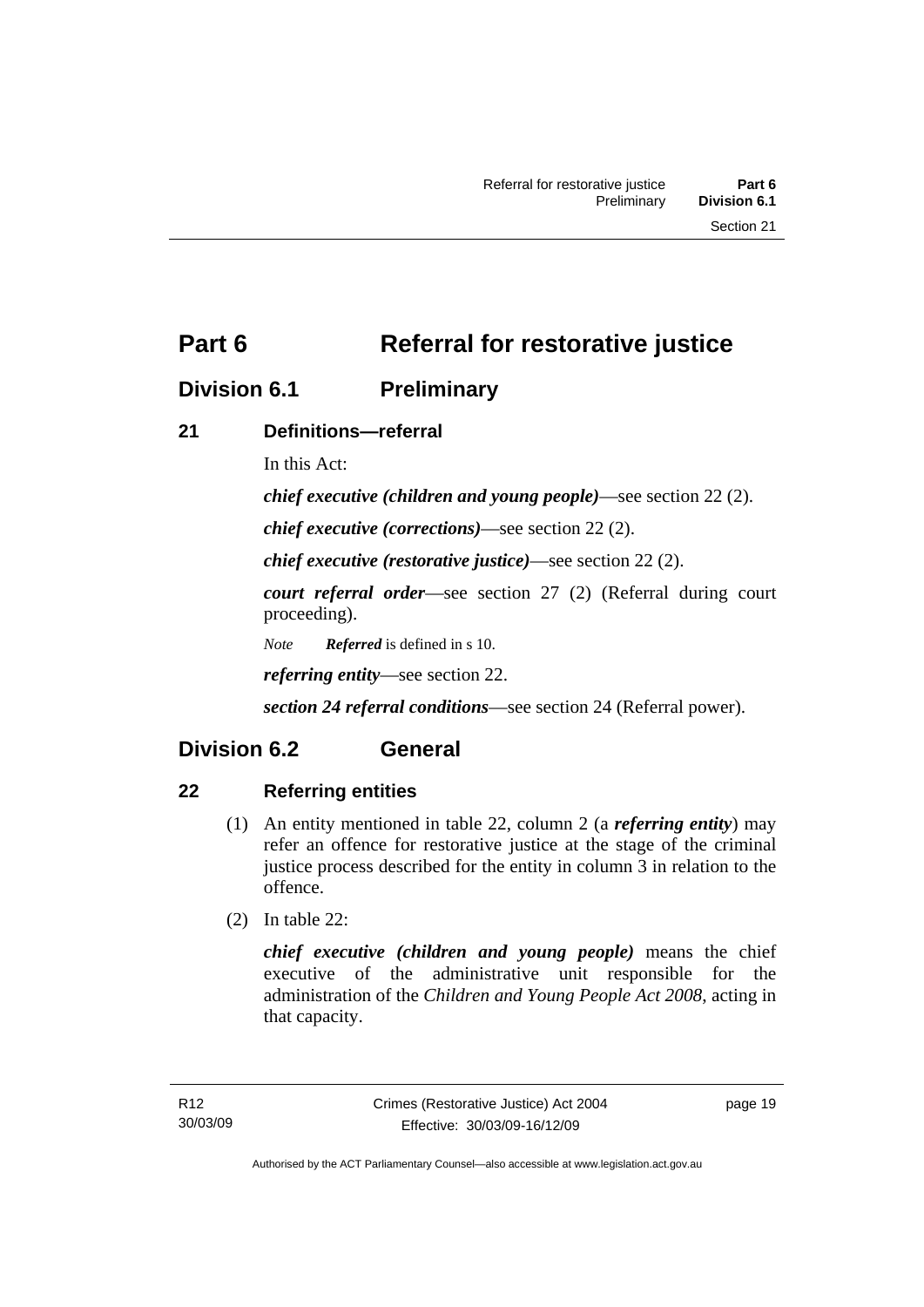# Part 6 Referral for restorative justice

## Division 6.1 Preliminary

### 21 Definitions—referral

In this Act:

***chief executive (children and young people)***—see section 22 (2).

***chief executive (corrections)***—see section 22 (2).

***chief executive (restorative justice)***—see section 22 (2).

***court referral order***—see section 27 (2) (Referral during court proceeding).

*Note* ***Referred*** is defined in s 10.

***referring entity***—see section 22.

***section 24 referral conditions***—see section 24 (Referral power).

## Division 6.2 General

### 22 Referring entities

(1) An entity mentioned in table 22, column 2 (a ***referring entity***) may refer an offence for restorative justice at the stage of the criminal justice process described for the entity in column 3 in relation to the offence.

(2) In table 22:

***chief executive (children and young people)*** means the chief executive of the administrative unit responsible for the administration of the *Children and Young People Act 2008*, acting in that capacity.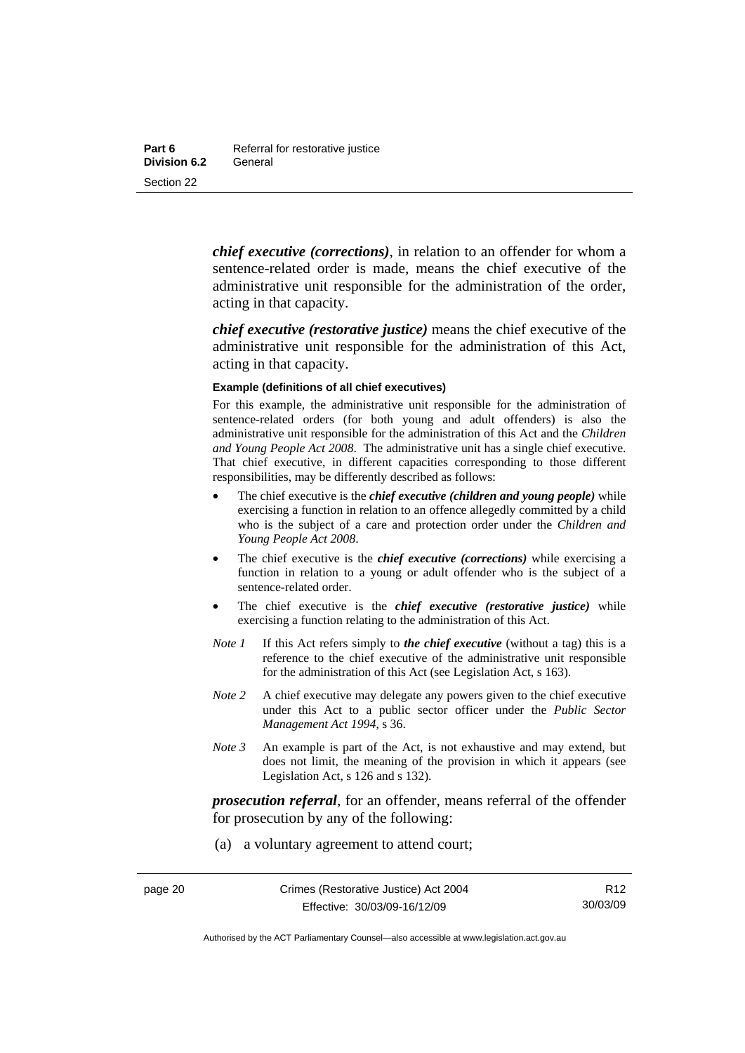***chief executive (corrections)***, in relation to an offender for whom a sentence-related order is made, means the chief executive of the administrative unit responsible for the administration of the order, acting in that capacity.

***chief executive (restorative justice)*** means the chief executive of the administrative unit responsible for the administration of this Act, acting in that capacity.

**Example (definitions of all chief executives)**

For this example, the administrative unit responsible for the administration of sentence-related orders (for both young and adult offenders) is also the administrative unit responsible for the administration of this Act and the *Children and Young People Act 2008*. The administrative unit has a single chief executive. That chief executive, in different capacities corresponding to those different responsibilities, may be differently described as follows:

- The chief executive is the ***chief executive (children and young people)*** while exercising a function in relation to an offence allegedly committed by a child who is the subject of a care and protection order under the *Children and Young People Act 2008*.
- The chief executive is the ***chief executive (corrections)*** while exercising a function in relation to a young or adult offender who is the subject of a sentence-related order.
- The chief executive is the ***chief executive (restorative justice)*** while exercising a function relating to the administration of this Act.

*Note 1* If this Act refers simply to ***the chief executive*** (without a tag) this is a reference to the chief executive of the administrative unit responsible for the administration of this Act (see Legislation Act, s 163).

*Note 2* A chief executive may delegate any powers given to the chief executive under this Act to a public sector officer under the *Public Sector Management Act 1994*, s 36.

*Note 3* An example is part of the Act, is not exhaustive and may extend, but does not limit, the meaning of the provision in which it appears (see Legislation Act, s 126 and s 132).

***prosecution referral***, for an offender, means referral of the offender for prosecution by any of the following:

(a) a voluntary agreement to attend court;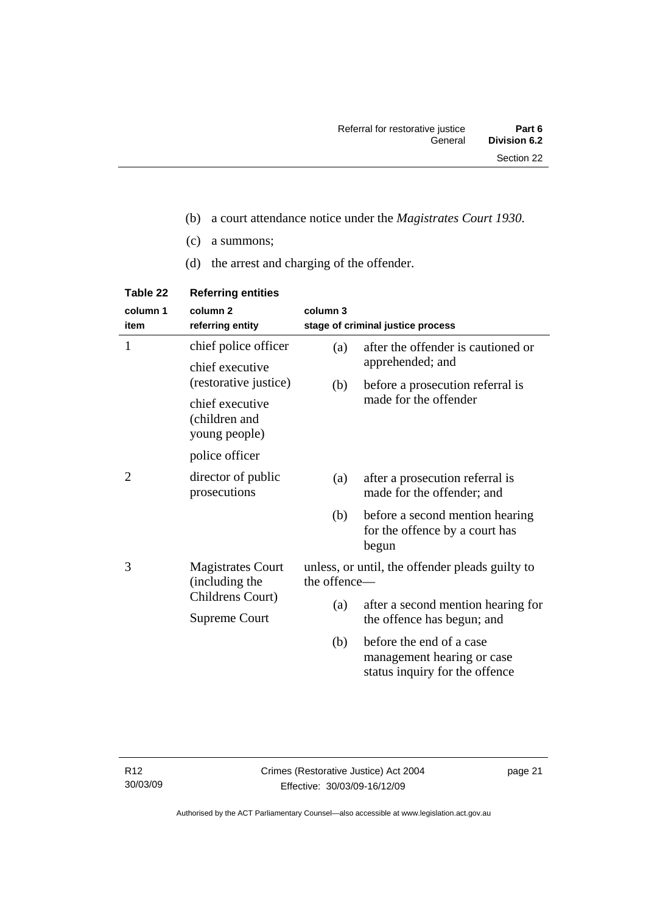(b) a court attendance notice under the *Magistrates Court 1930*.

(c) a summons;

(d) the arrest and charging of the offender.

**Table 22 Referring entities**

| column 1<br>item | column 2<br>referring entity | column 3<br>stage of criminal justice process |
|---|---|---|
| 1 | chief police officer<br>chief executive (restorative justice)<br>chief executive (children and young people)<br>police officer | (a) after the offender is cautioned or apprehended; and<br>(b) before a prosecution referral is made for the offender |
| 2 | director of public prosecutions | (a) after a prosecution referral is made for the offender; and<br>(b) before a second mention hearing for the offence by a court has begun |
| 3 | Magistrates Court (including the Childrens Court)<br>Supreme Court | unless, or until, the offender pleads guilty to the offence—<br>(a) after a second mention hearing for the offence has begun; and<br>(b) before the end of a case management hearing or case status inquiry for the offence |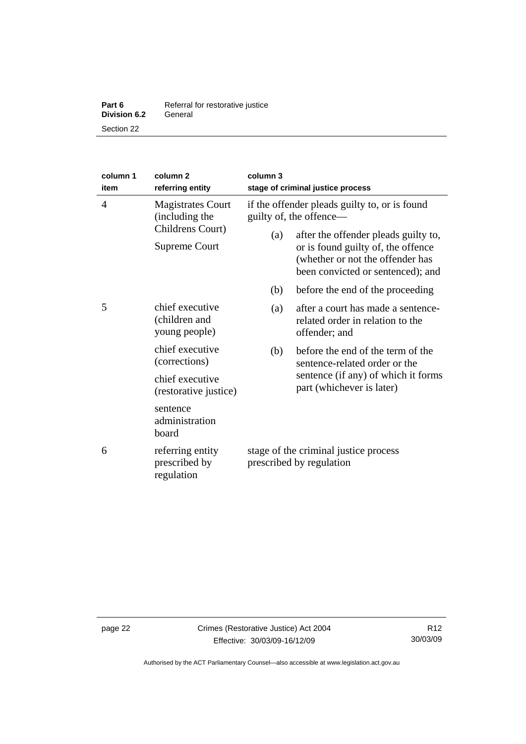| column 1 item | column 2 referring entity | column 3 stage of criminal justice process |
|---|---|---|
| 4 | Magistrates Court (including the Childrens Court)<br>Supreme Court | if the offender pleads guilty to, or is found guilty of, the offence—<br>(a) after the offender pleads guilty to, or is found guilty of, the offence (whether or not the offender has been convicted or sentenced); and<br>(b) before the end of the proceeding |
| 5 | chief executive (children and young people)<br>chief executive (corrections)<br>chief executive (restorative justice)<br>sentence administration board | (a) after a court has made a sentence-related order in relation to the offender; and<br>(b) before the end of the term of the sentence-related order or the sentence (if any) of which it forms part (whichever is later) |
| 6 | referring entity prescribed by regulation | stage of the criminal justice process prescribed by regulation |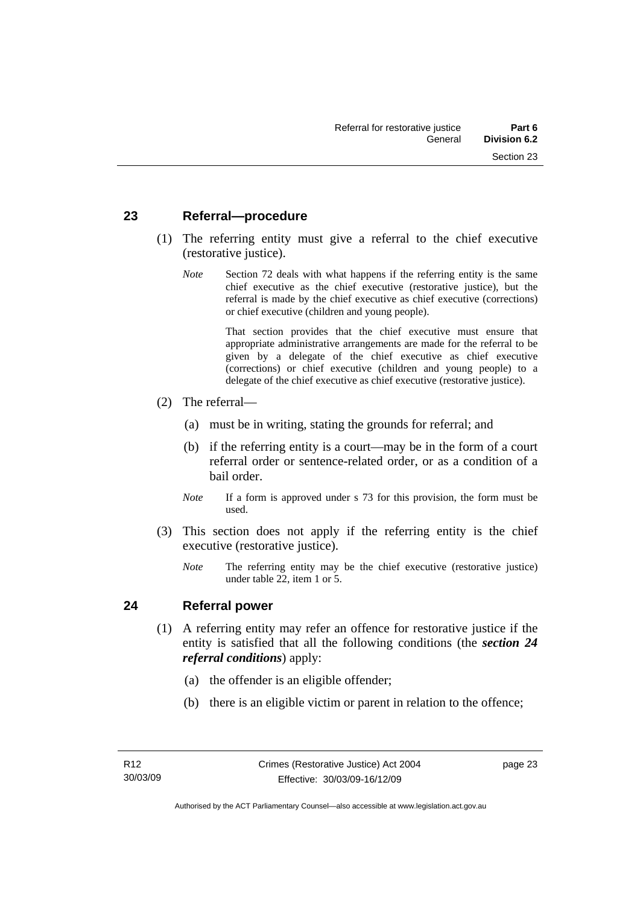## 23 Referral—procedure

(1) The referring entity must give a referral to the chief executive (restorative justice).

*Note* Section 72 deals with what happens if the referring entity is the same chief executive as the chief executive (restorative justice), but the referral is made by the chief executive as chief executive (corrections) or chief executive (children and young people).

That section provides that the chief executive must ensure that appropriate administrative arrangements are made for the referral to be given by a delegate of the chief executive as chief executive (corrections) or chief executive (children and young people) to a delegate of the chief executive as chief executive (restorative justice).

(2) The referral—

(a) must be in writing, stating the grounds for referral; and

(b) if the referring entity is a court—may be in the form of a court referral order or sentence-related order, or as a condition of a bail order.

*Note* If a form is approved under s 73 for this provision, the form must be used.

(3) This section does not apply if the referring entity is the chief executive (restorative justice).

*Note* The referring entity may be the chief executive (restorative justice) under table 22, item 1 or 5.

## 24 Referral power

(1) A referring entity may refer an offence for restorative justice if the entity is satisfied that all the following conditions (the ***section 24 referral conditions***) apply:

(a) the offender is an eligible offender;

(b) there is an eligible victim or parent in relation to the offence;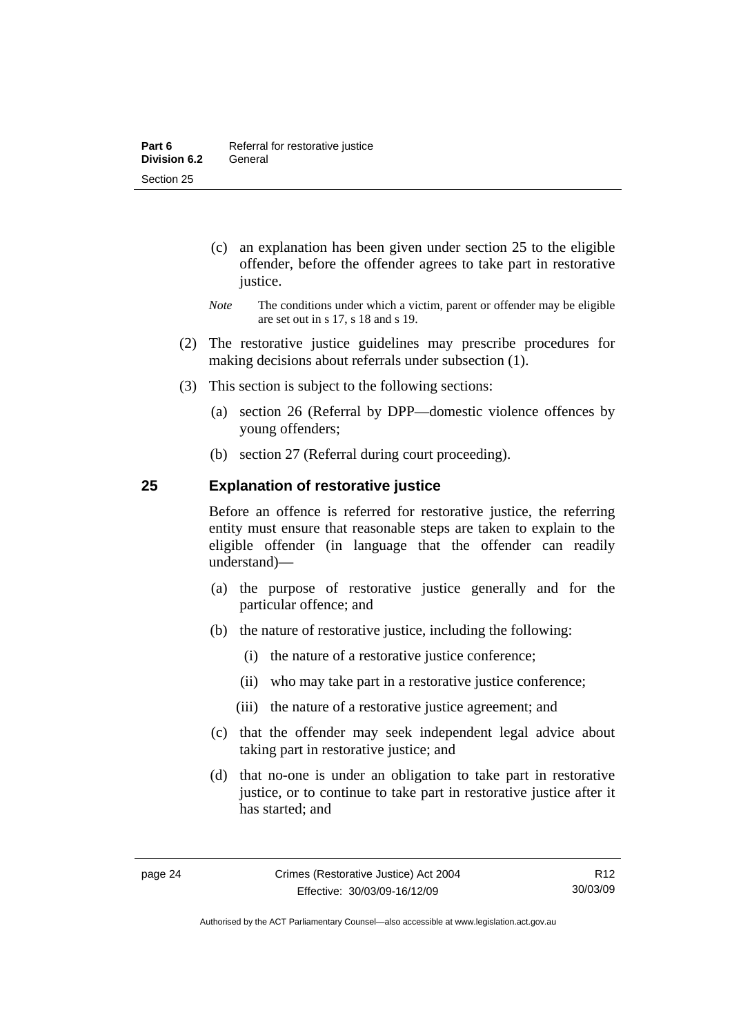(c) an explanation has been given under section 25 to the eligible offender, before the offender agrees to take part in restorative justice.

*Note* The conditions under which a victim, parent or offender may be eligible are set out in s 17, s 18 and s 19.

(2) The restorative justice guidelines may prescribe procedures for making decisions about referrals under subsection (1).

(3) This section is subject to the following sections:

(a) section 26 (Referral by DPP—domestic violence offences by young offenders;

(b) section 27 (Referral during court proceeding).

## 25 Explanation of restorative justice

Before an offence is referred for restorative justice, the referring entity must ensure that reasonable steps are taken to explain to the eligible offender (in language that the offender can readily understand)—

(a) the purpose of restorative justice generally and for the particular offence; and

(b) the nature of restorative justice, including the following:

(i) the nature of a restorative justice conference;

(ii) who may take part in a restorative justice conference;

(iii) the nature of a restorative justice agreement; and

(c) that the offender may seek independent legal advice about taking part in restorative justice; and

(d) that no-one is under an obligation to take part in restorative justice, or to continue to take part in restorative justice after it has started; and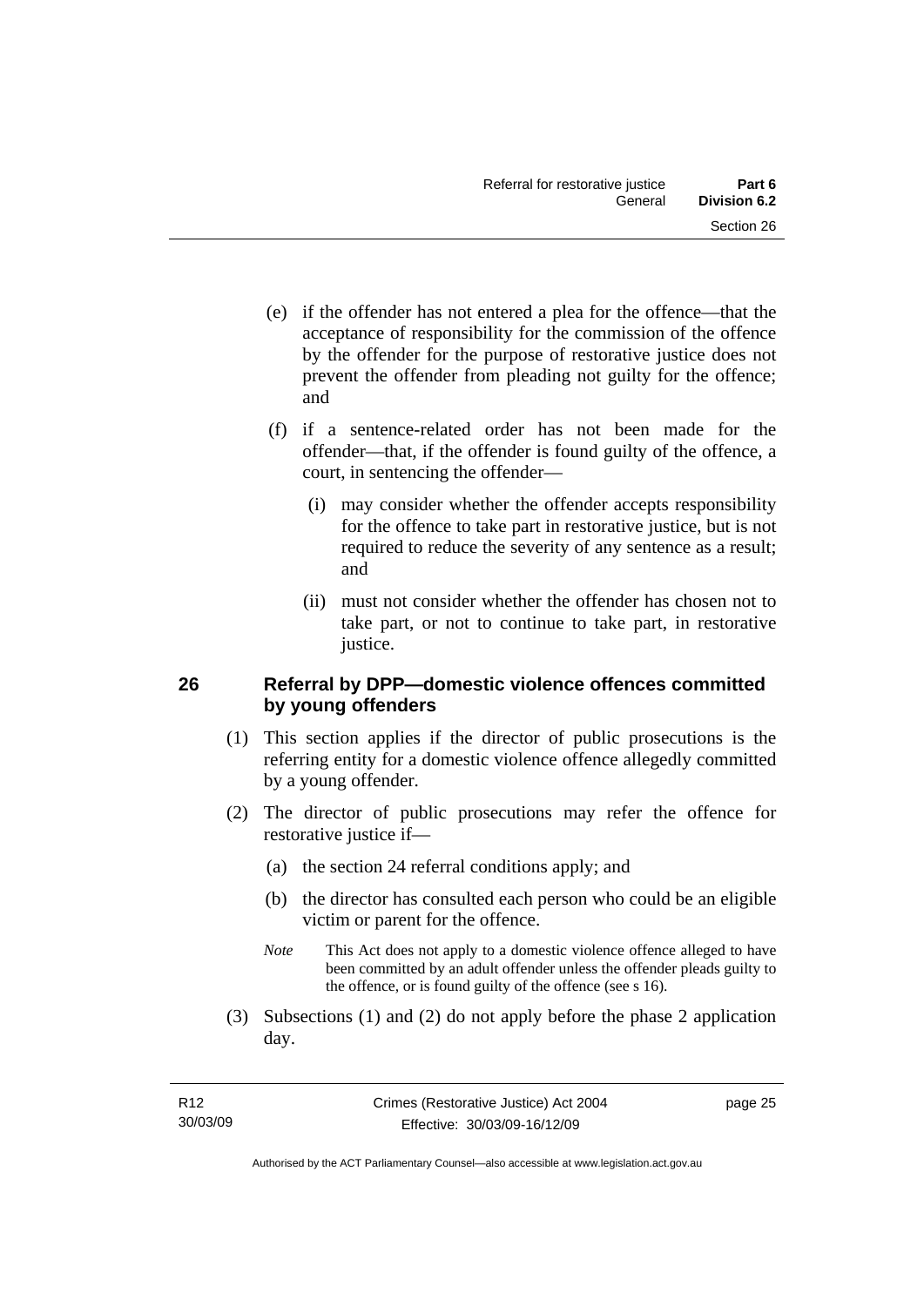(e) if the offender has not entered a plea for the offence—that the acceptance of responsibility for the commission of the offence by the offender for the purpose of restorative justice does not prevent the offender from pleading not guilty for the offence; and

(f) if a sentence-related order has not been made for the offender—that, if the offender is found guilty of the offence, a court, in sentencing the offender—

(i) may consider whether the offender accepts responsibility for the offence to take part in restorative justice, but is not required to reduce the severity of any sentence as a result; and

(ii) must not consider whether the offender has chosen not to take part, or not to continue to take part, in restorative justice.

## 26 Referral by DPP—domestic violence offences committed by young offenders

(1) This section applies if the director of public prosecutions is the referring entity for a domestic violence offence allegedly committed by a young offender.

(2) The director of public prosecutions may refer the offence for restorative justice if—

(a) the section 24 referral conditions apply; and

(b) the director has consulted each person who could be an eligible victim or parent for the offence.

*Note* This Act does not apply to a domestic violence offence alleged to have been committed by an adult offender unless the offender pleads guilty to the offence, or is found guilty of the offence (see s 16).

(3) Subsections (1) and (2) do not apply before the phase 2 application day.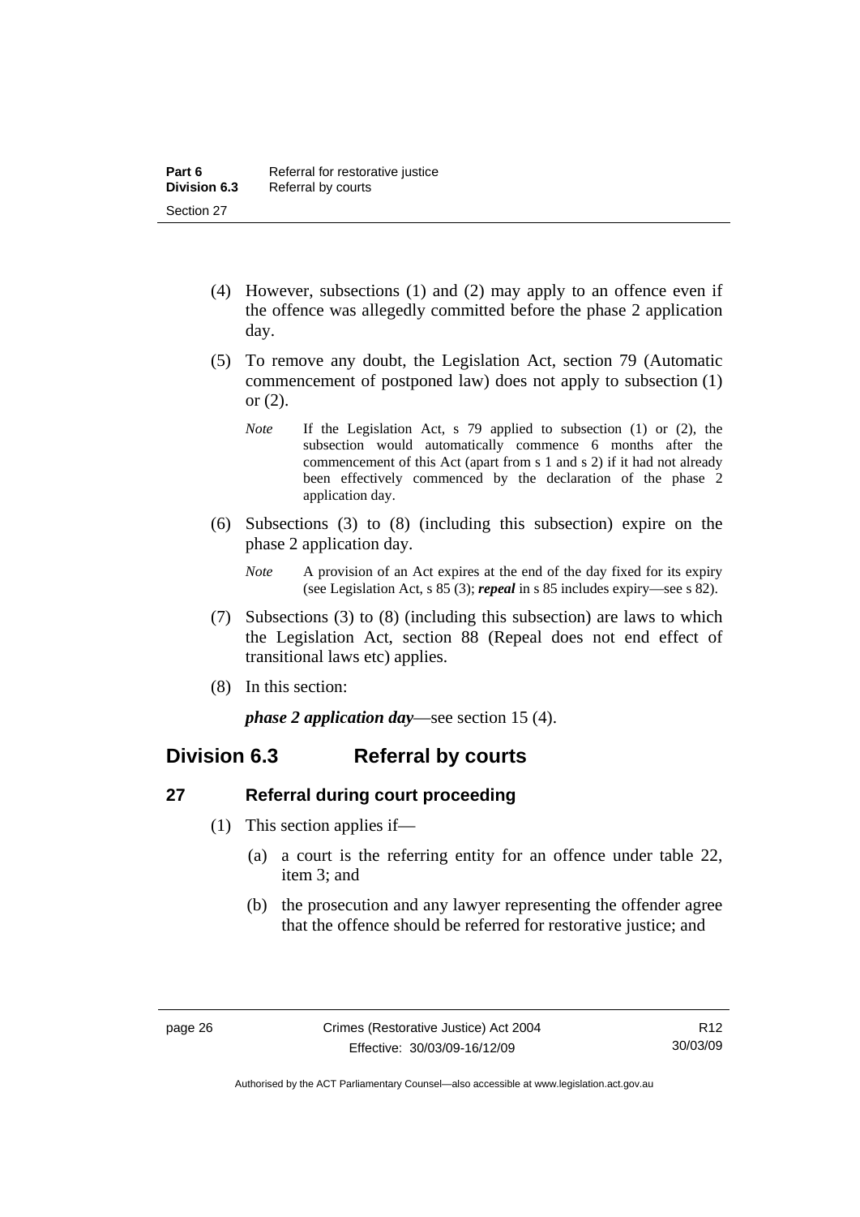(4) However, subsections (1) and (2) may apply to an offence even if the offence was allegedly committed before the phase 2 application day.

(5) To remove any doubt, the Legislation Act, section 79 (Automatic commencement of postponed law) does not apply to subsection (1) or (2).

*Note* If the Legislation Act, s 79 applied to subsection (1) or (2), the subsection would automatically commence 6 months after the commencement of this Act (apart from s 1 and s 2) if it had not already been effectively commenced by the declaration of the phase 2 application day.

(6) Subsections (3) to (8) (including this subsection) expire on the phase 2 application day.

*Note* A provision of an Act expires at the end of the day fixed for its expiry (see Legislation Act, s 85 (3); ***repeal*** in s 85 includes expiry—see s 82).

(7) Subsections (3) to (8) (including this subsection) are laws to which the Legislation Act, section 88 (Repeal does not end effect of transitional laws etc) applies.

(8) In this section:

***phase 2 application day***—see section 15 (4).

## Division 6.3 Referral by courts

### 27 Referral during court proceeding

(1) This section applies if—

(a) a court is the referring entity for an offence under table 22, item 3; and

(b) the prosecution and any lawyer representing the offender agree that the offence should be referred for restorative justice; and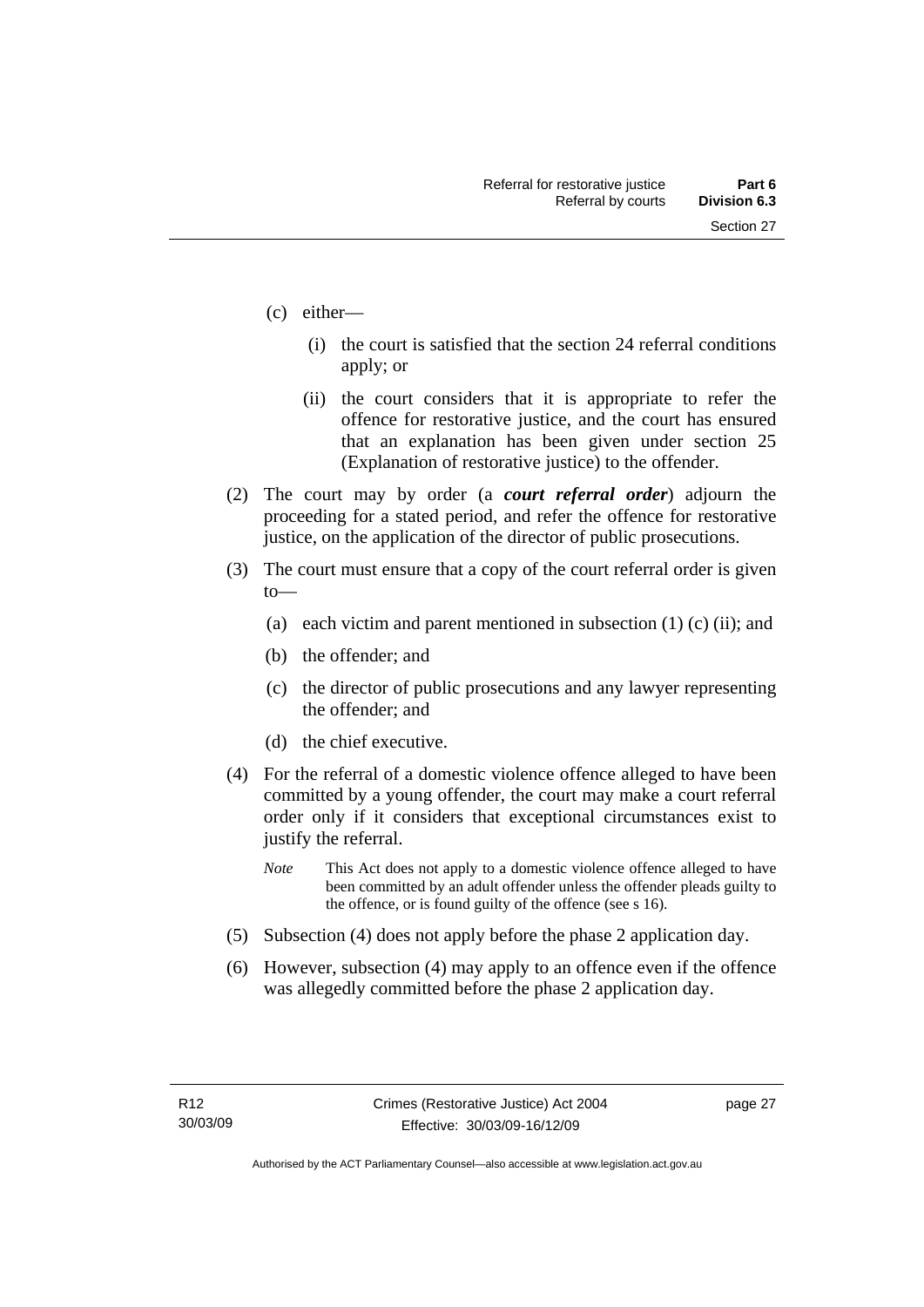(c) either—

(i) the court is satisfied that the section 24 referral conditions apply; or

(ii) the court considers that it is appropriate to refer the offence for restorative justice, and the court has ensured that an explanation has been given under section 25 (Explanation of restorative justice) to the offender.

(2) The court may by order (a ***court referral order***) adjourn the proceeding for a stated period, and refer the offence for restorative justice, on the application of the director of public prosecutions.

(3) The court must ensure that a copy of the court referral order is given to—

(a) each victim and parent mentioned in subsection (1) (c) (ii); and

(b) the offender; and

(c) the director of public prosecutions and any lawyer representing the offender; and

(d) the chief executive.

(4) For the referral of a domestic violence offence alleged to have been committed by a young offender, the court may make a court referral order only if it considers that exceptional circumstances exist to justify the referral.

*Note* This Act does not apply to a domestic violence offence alleged to have been committed by an adult offender unless the offender pleads guilty to the offence, or is found guilty of the offence (see s 16).

(5) Subsection (4) does not apply before the phase 2 application day.

(6) However, subsection (4) may apply to an offence even if the offence was allegedly committed before the phase 2 application day.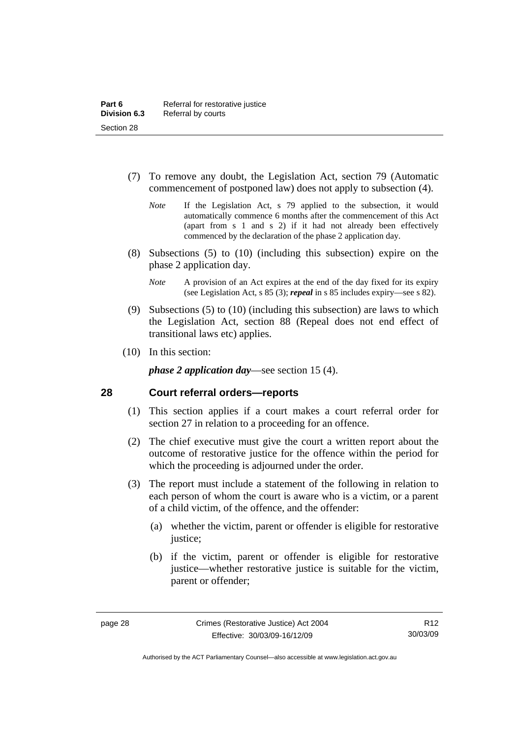(7) To remove any doubt, the Legislation Act, section 79 (Automatic commencement of postponed law) does not apply to subsection (4).

*Note* If the Legislation Act, s 79 applied to the subsection, it would automatically commence 6 months after the commencement of this Act (apart from s 1 and s 2) if it had not already been effectively commenced by the declaration of the phase 2 application day.

(8) Subsections (5) to (10) (including this subsection) expire on the phase 2 application day.

*Note* A provision of an Act expires at the end of the day fixed for its expiry (see Legislation Act, s 85 (3); ***repeal*** in s 85 includes expiry—see s 82).

(9) Subsections (5) to (10) (including this subsection) are laws to which the Legislation Act, section 88 (Repeal does not end effect of transitional laws etc) applies.

(10) In this section:

***phase 2 application day***—see section 15 (4).

## 28 Court referral orders—reports

(1) This section applies if a court makes a court referral order for section 27 in relation to a proceeding for an offence.

(2) The chief executive must give the court a written report about the outcome of restorative justice for the offence within the period for which the proceeding is adjourned under the order.

(3) The report must include a statement of the following in relation to each person of whom the court is aware who is a victim, or a parent of a child victim, of the offence, and the offender:

(a) whether the victim, parent or offender is eligible for restorative justice;

(b) if the victim, parent or offender is eligible for restorative justice—whether restorative justice is suitable for the victim, parent or offender;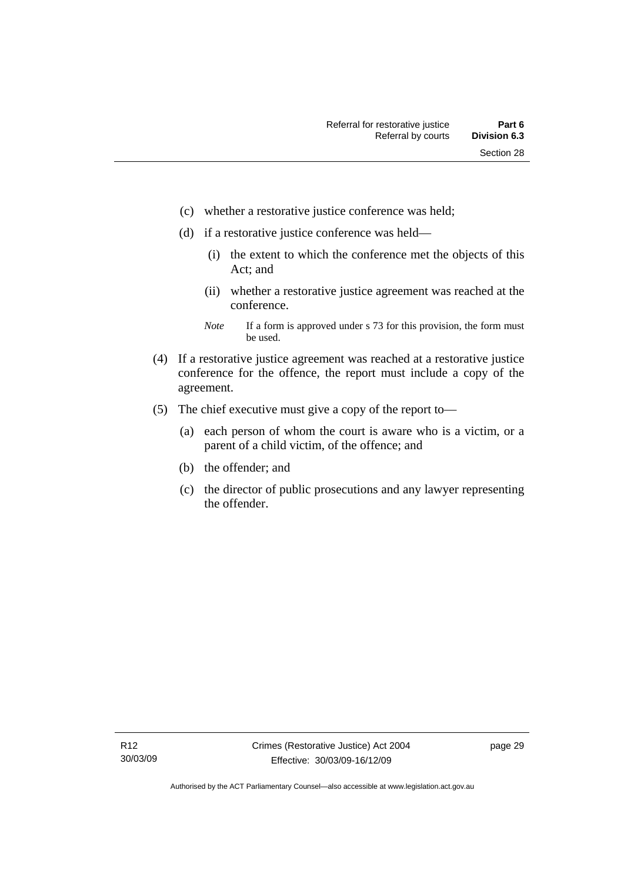(c) whether a restorative justice conference was held;

(d) if a restorative justice conference was held—

  (i) the extent to which the conference met the objects of this Act; and

  (ii) whether a restorative justice agreement was reached at the conference.

*Note* If a form is approved under s 73 for this provision, the form must be used.

(4) If a restorative justice agreement was reached at a restorative justice conference for the offence, the report must include a copy of the agreement.

(5) The chief executive must give a copy of the report to—

(a) each person of whom the court is aware who is a victim, or a parent of a child victim, of the offence; and

(b) the offender; and

(c) the director of public prosecutions and any lawyer representing the offender.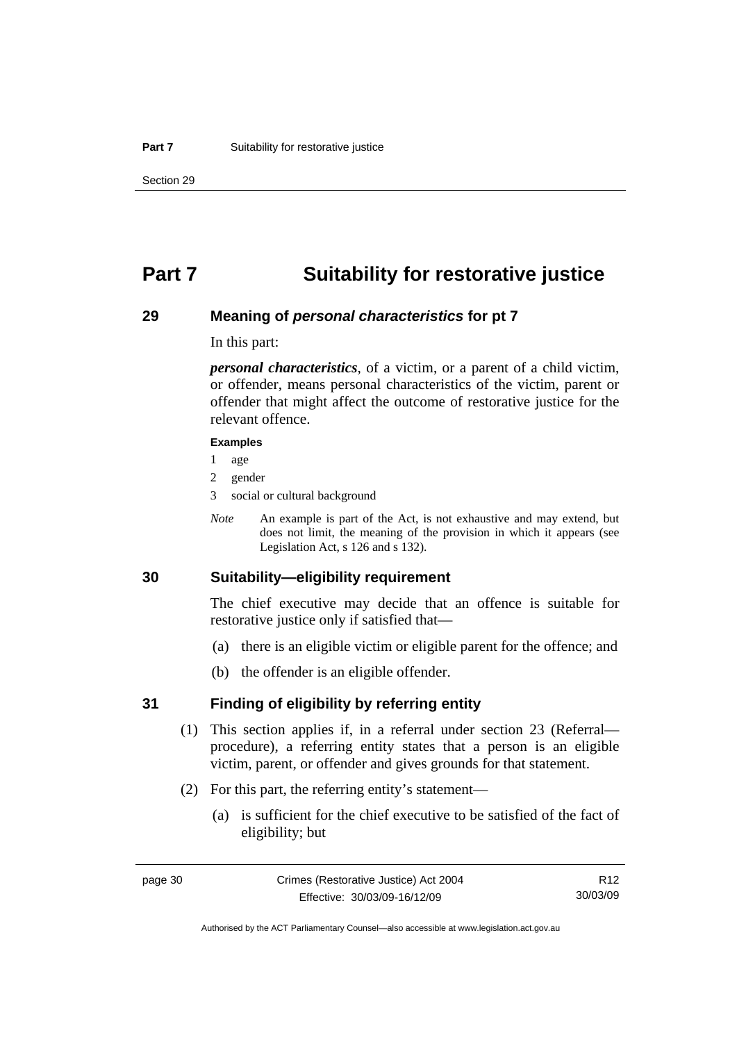# Part 7 Suitability for restorative justice

## 29 Meaning of *personal characteristics* for pt 7

In this part:

***personal characteristics***, of a victim, or a parent of a child victim, or offender, means personal characteristics of the victim, parent or offender that might affect the outcome of restorative justice for the relevant offence.

**Examples**

1 age

2 gender

3 social or cultural background

*Note* An example is part of the Act, is not exhaustive and may extend, but does not limit, the meaning of the provision in which it appears (see Legislation Act, s 126 and s 132).

## 30 Suitability—eligibility requirement

The chief executive may decide that an offence is suitable for restorative justice only if satisfied that—

(a) there is an eligible victim or eligible parent for the offence; and

(b) the offender is an eligible offender.

## 31 Finding of eligibility by referring entity

(1) This section applies if, in a referral under section 23 (Referral—procedure), a referring entity states that a person is an eligible victim, parent, or offender and gives grounds for that statement.

(2) For this part, the referring entity's statement—

(a) is sufficient for the chief executive to be satisfied of the fact of eligibility; but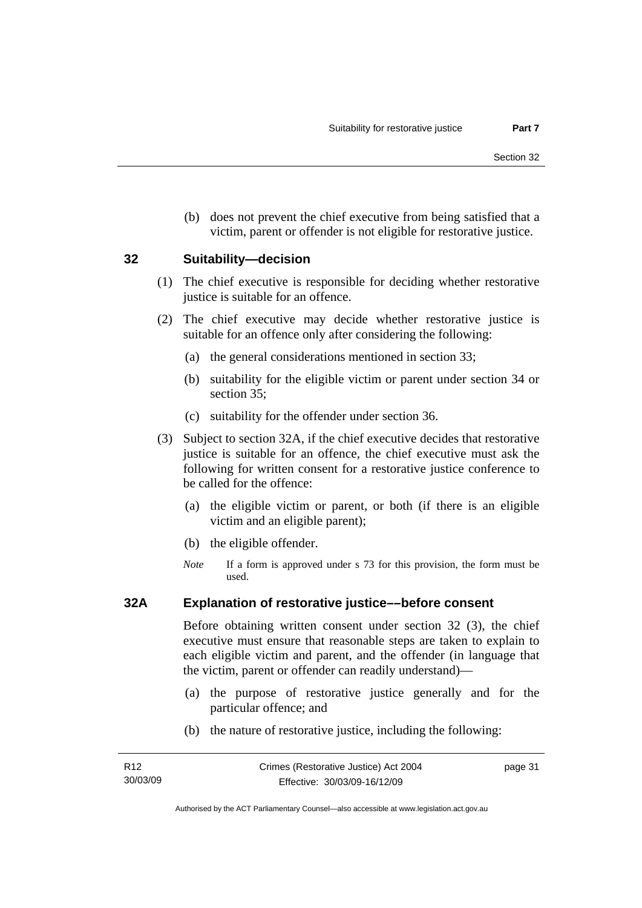(b) does not prevent the chief executive from being satisfied that a victim, parent or offender is not eligible for restorative justice.

## 32 Suitability—decision

(1) The chief executive is responsible for deciding whether restorative justice is suitable for an offence.

(2) The chief executive may decide whether restorative justice is suitable for an offence only after considering the following:

(a) the general considerations mentioned in section 33;

(b) suitability for the eligible victim or parent under section 34 or section 35;

(c) suitability for the offender under section 36.

(3) Subject to section 32A, if the chief executive decides that restorative justice is suitable for an offence, the chief executive must ask the following for written consent for a restorative justice conference to be called for the offence:

(a) the eligible victim or parent, or both (if there is an eligible victim and an eligible parent);

(b) the eligible offender.

*Note* If a form is approved under s 73 for this provision, the form must be used.

## 32A Explanation of restorative justice––before consent

Before obtaining written consent under section 32 (3), the chief executive must ensure that reasonable steps are taken to explain to each eligible victim and parent, and the offender (in language that the victim, parent or offender can readily understand)—

(a) the purpose of restorative justice generally and for the particular offence; and

(b) the nature of restorative justice, including the following: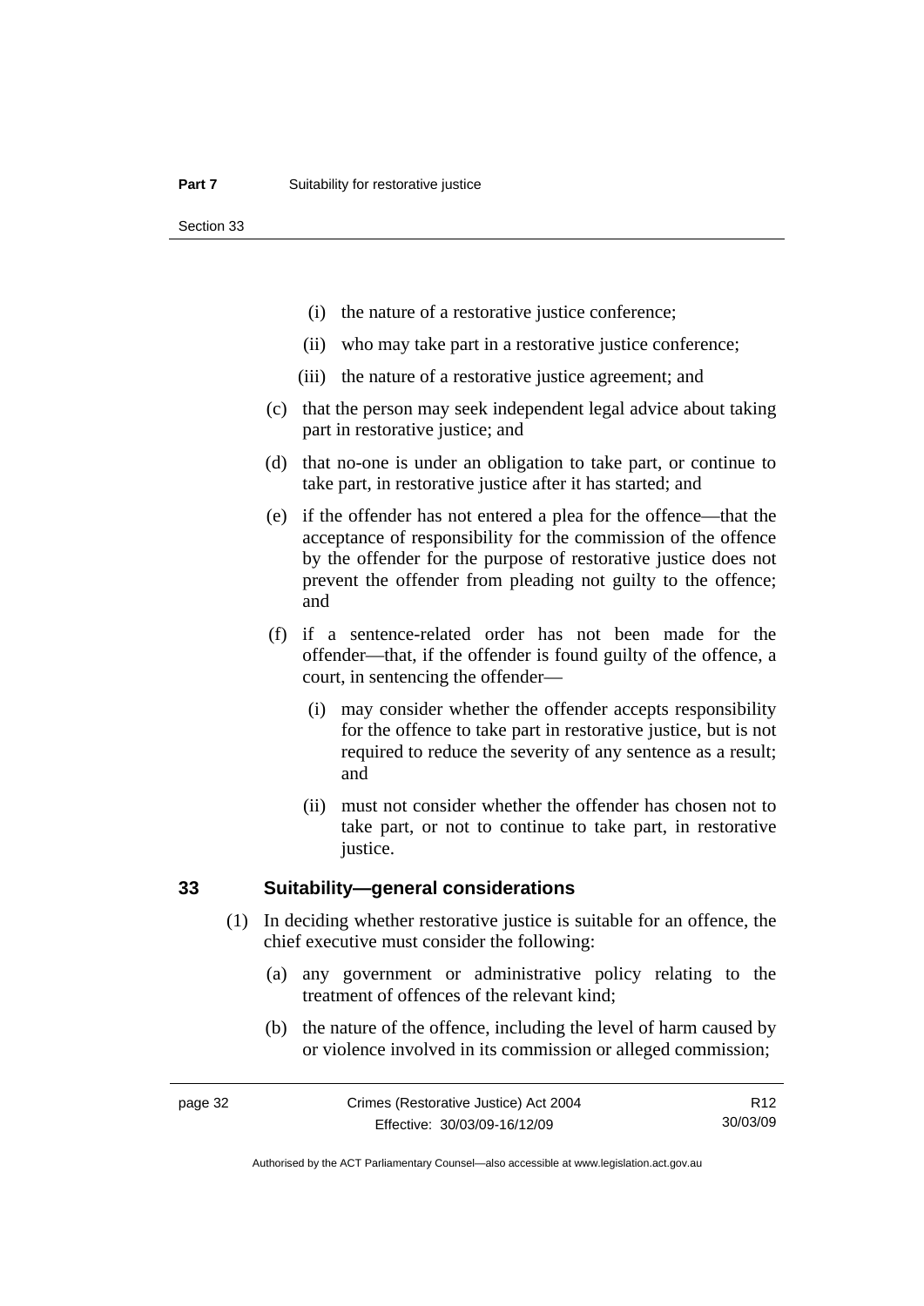(i) the nature of a restorative justice conference;

(ii) who may take part in a restorative justice conference;

(iii) the nature of a restorative justice agreement; and

(c) that the person may seek independent legal advice about taking part in restorative justice; and

(d) that no-one is under an obligation to take part, or continue to take part, in restorative justice after it has started; and

(e) if the offender has not entered a plea for the offence—that the acceptance of responsibility for the commission of the offence by the offender for the purpose of restorative justice does not prevent the offender from pleading not guilty to the offence; and

(f) if a sentence-related order has not been made for the offender—that, if the offender is found guilty of the offence, a court, in sentencing the offender—

(i) may consider whether the offender accepts responsibility for the offence to take part in restorative justice, but is not required to reduce the severity of any sentence as a result; and

(ii) must not consider whether the offender has chosen not to take part, or not to continue to take part, in restorative justice.

## 33 Suitability—general considerations

(1) In deciding whether restorative justice is suitable for an offence, the chief executive must consider the following:

(a) any government or administrative policy relating to the treatment of offences of the relevant kind;

(b) the nature of the offence, including the level of harm caused by or violence involved in its commission or alleged commission;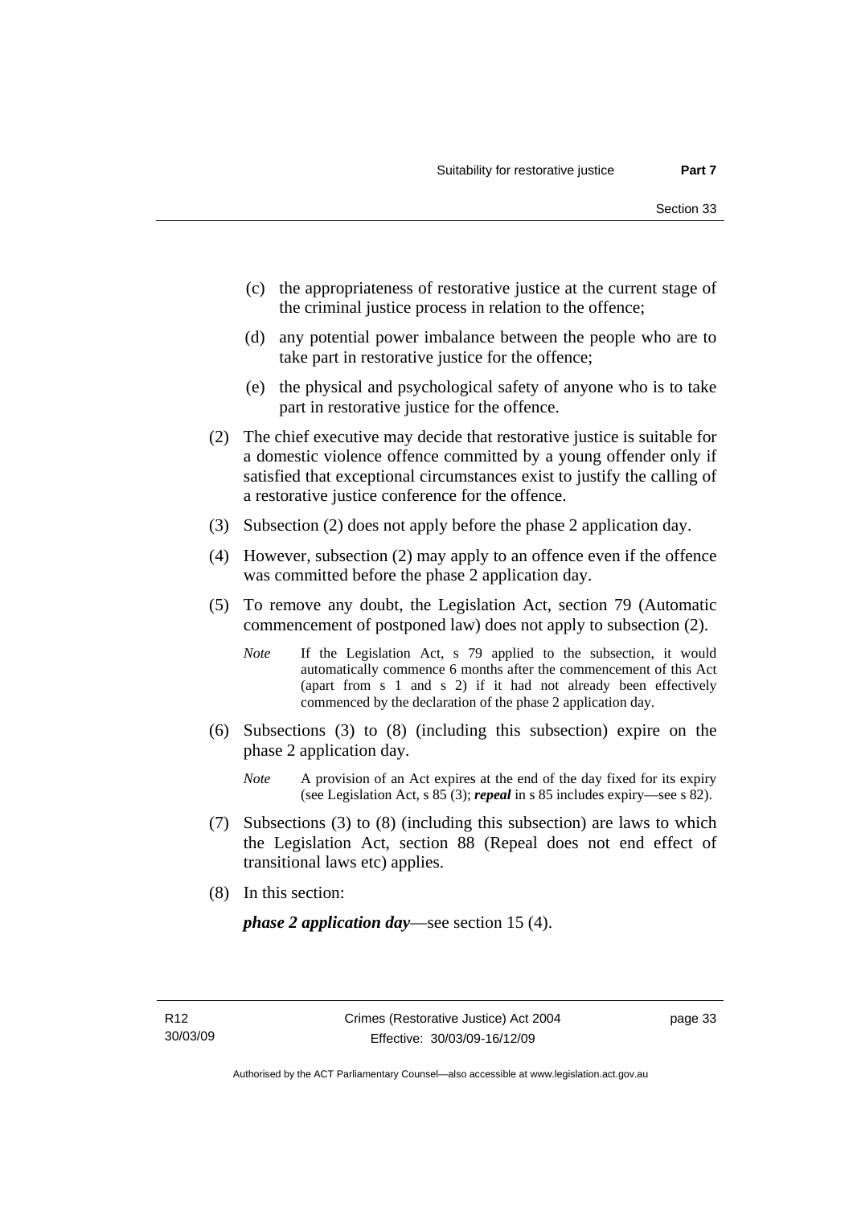(c) the appropriateness of restorative justice at the current stage of the criminal justice process in relation to the offence;

(d) any potential power imbalance between the people who are to take part in restorative justice for the offence;

(e) the physical and psychological safety of anyone who is to take part in restorative justice for the offence.

(2) The chief executive may decide that restorative justice is suitable for a domestic violence offence committed by a young offender only if satisfied that exceptional circumstances exist to justify the calling of a restorative justice conference for the offence.

(3) Subsection (2) does not apply before the phase 2 application day.

(4) However, subsection (2) may apply to an offence even if the offence was committed before the phase 2 application day.

(5) To remove any doubt, the Legislation Act, section 79 (Automatic commencement of postponed law) does not apply to subsection (2).

*Note* If the Legislation Act, s 79 applied to the subsection, it would automatically commence 6 months after the commencement of this Act (apart from s 1 and s 2) if it had not already been effectively commenced by the declaration of the phase 2 application day.

(6) Subsections (3) to (8) (including this subsection) expire on the phase 2 application day.

*Note* A provision of an Act expires at the end of the day fixed for its expiry (see Legislation Act, s 85 (3); ***repeal*** in s 85 includes expiry—see s 82).

(7) Subsections (3) to (8) (including this subsection) are laws to which the Legislation Act, section 88 (Repeal does not end effect of transitional laws etc) applies.

(8) In this section:

***phase 2 application day***—see section 15 (4).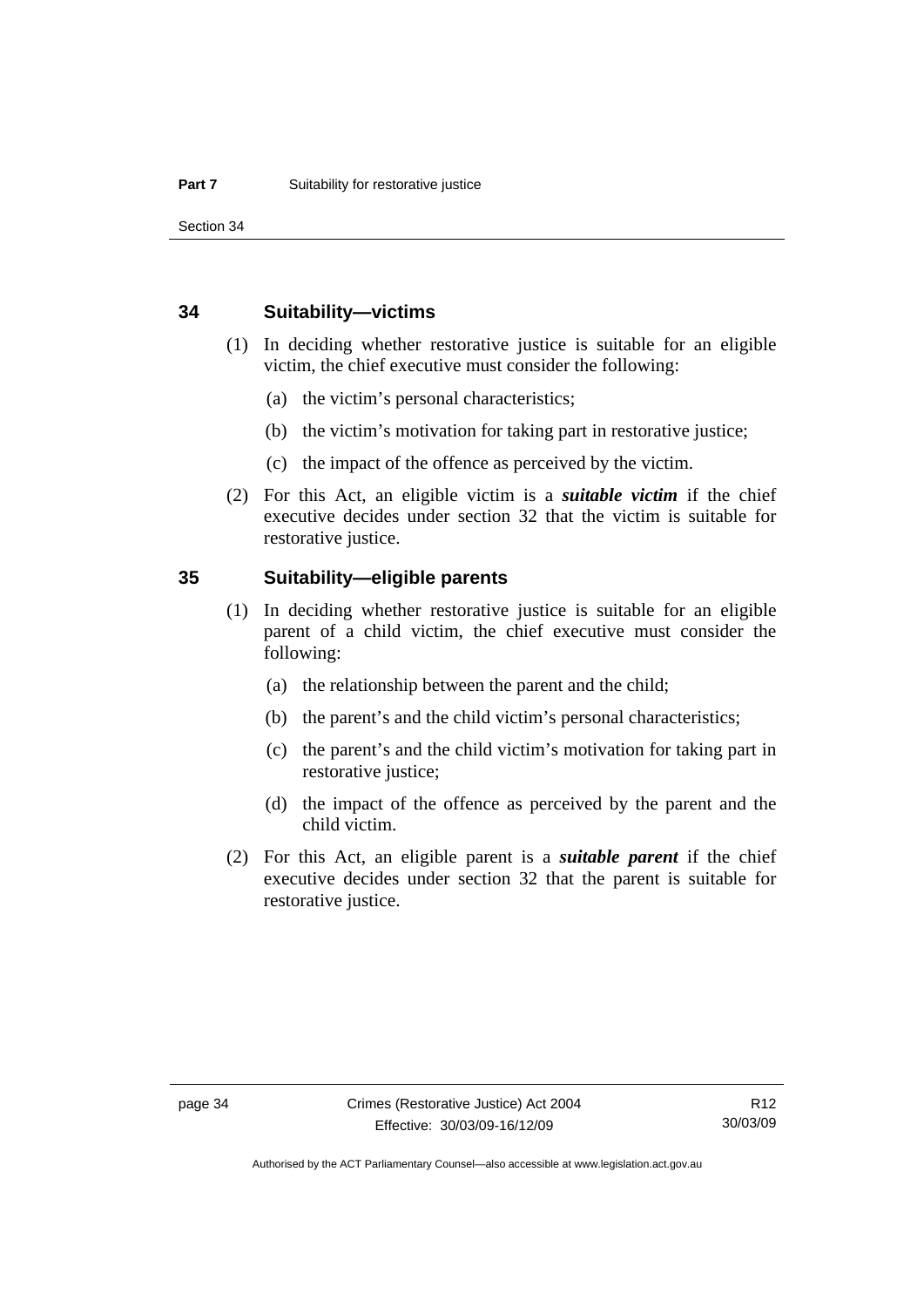## 34 Suitability—victims

(1) In deciding whether restorative justice is suitable for an eligible victim, the chief executive must consider the following:

(a) the victim's personal characteristics;

(b) the victim's motivation for taking part in restorative justice;

(c) the impact of the offence as perceived by the victim.

(2) For this Act, an eligible victim is a ***suitable victim*** if the chief executive decides under section 32 that the victim is suitable for restorative justice.

## 35 Suitability—eligible parents

(1) In deciding whether restorative justice is suitable for an eligible parent of a child victim, the chief executive must consider the following:

(a) the relationship between the parent and the child;

(b) the parent's and the child victim's personal characteristics;

(c) the parent's and the child victim's motivation for taking part in restorative justice;

(d) the impact of the offence as perceived by the parent and the child victim.

(2) For this Act, an eligible parent is a ***suitable parent*** if the chief executive decides under section 32 that the parent is suitable for restorative justice.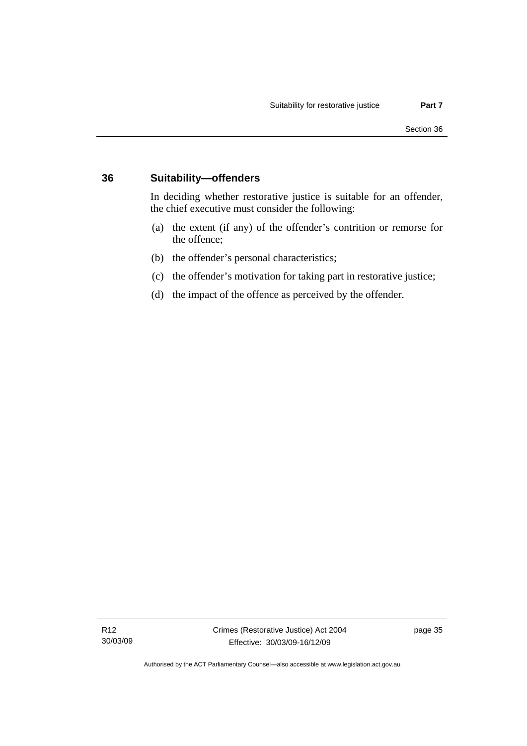## 36 Suitability—offenders

In deciding whether restorative justice is suitable for an offender, the chief executive must consider the following:

(a) the extent (if any) of the offender's contrition or remorse for the offence;

(b) the offender's personal characteristics;

(c) the offender's motivation for taking part in restorative justice;

(d) the impact of the offence as perceived by the offender.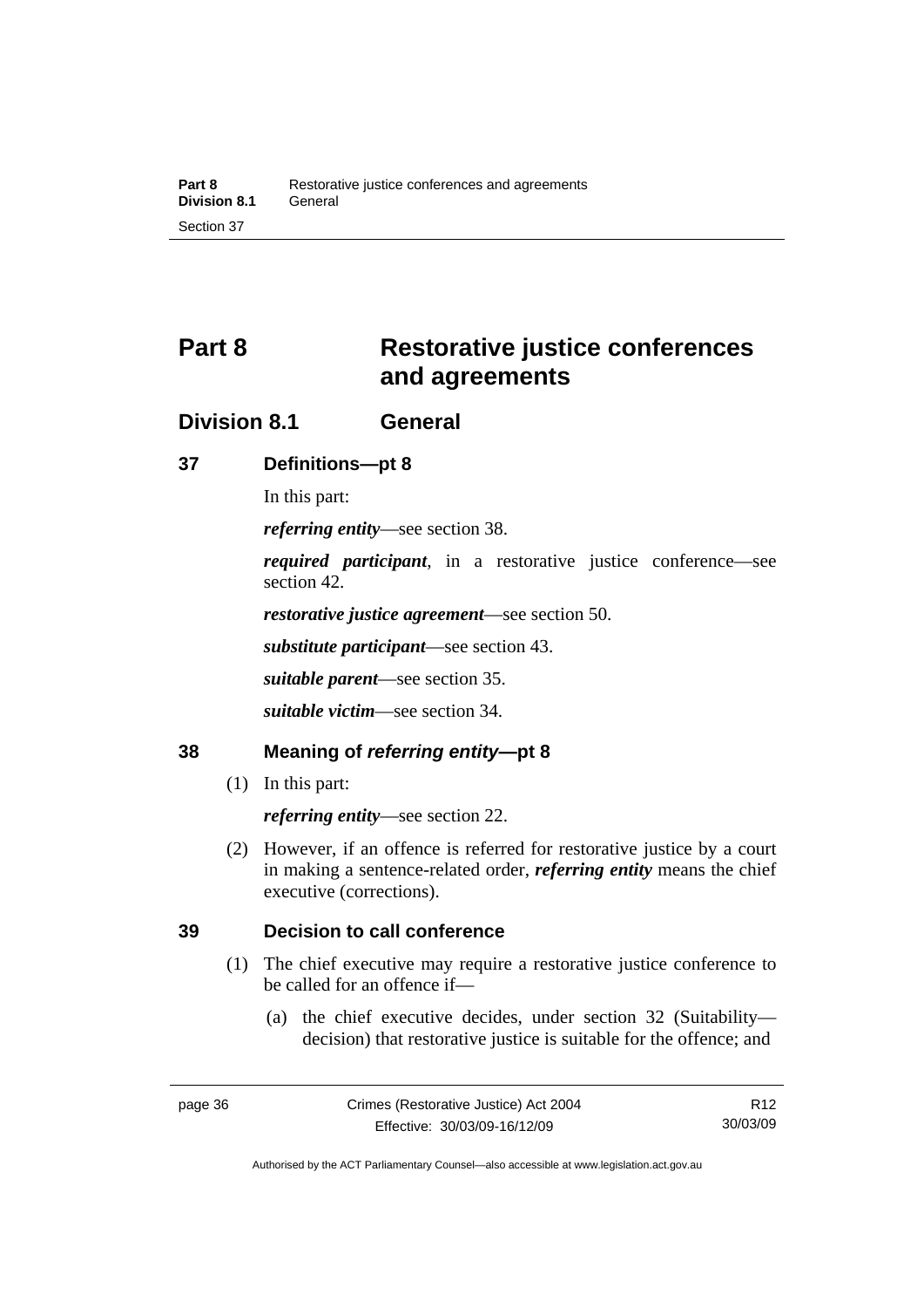# Part 8 Restorative justice conferences and agreements

## Division 8.1 General

### 37 Definitions—pt 8

In this part:

***referring entity***—see section 38.

***required participant***, in a restorative justice conference—see section 42.

***restorative justice agreement***—see section 50.

***substitute participant***—see section 43.

***suitable parent***—see section 35.

***suitable victim***—see section 34.

### 38 Meaning of *referring entity*—pt 8

(1) In this part:

***referring entity***—see section 22.

(2) However, if an offence is referred for restorative justice by a court in making a sentence-related order, ***referring entity*** means the chief executive (corrections).

### 39 Decision to call conference

(1) The chief executive may require a restorative justice conference to be called for an offence if—

(a) the chief executive decides, under section 32 (Suitability—decision) that restorative justice is suitable for the offence; and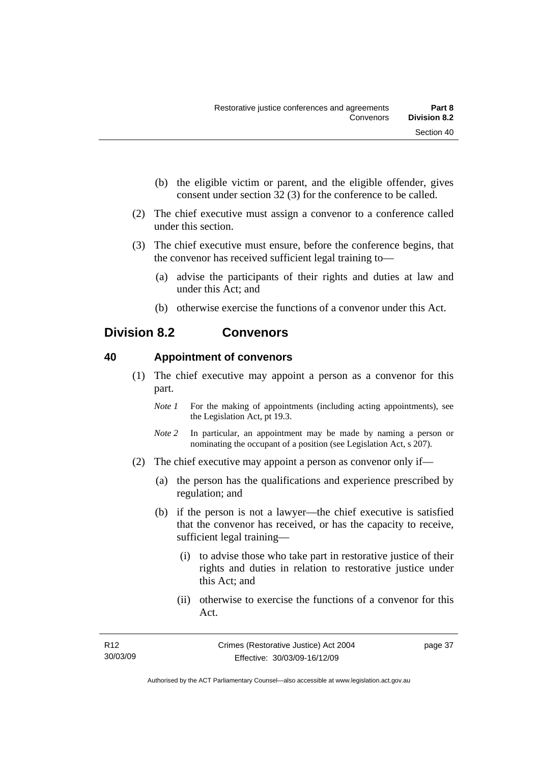(b) the eligible victim or parent, and the eligible offender, gives consent under section 32 (3) for the conference to be called.

(2) The chief executive must assign a convenor to a conference called under this section.

(3) The chief executive must ensure, before the conference begins, that the convenor has received sufficient legal training to—

(a) advise the participants of their rights and duties at law and under this Act; and

(b) otherwise exercise the functions of a convenor under this Act.

## Division 8.2 Convenors

### 40 Appointment of convenors

(1) The chief executive may appoint a person as a convenor for this part.

*Note 1* For the making of appointments (including acting appointments), see the Legislation Act, pt 19.3.

*Note 2* In particular, an appointment may be made by naming a person or nominating the occupant of a position (see Legislation Act, s 207).

(2) The chief executive may appoint a person as convenor only if—

(a) the person has the qualifications and experience prescribed by regulation; and

(b) if the person is not a lawyer—the chief executive is satisfied that the convenor has received, or has the capacity to receive, sufficient legal training—

(i) to advise those who take part in restorative justice of their rights and duties in relation to restorative justice under this Act; and

(ii) otherwise to exercise the functions of a convenor for this Act.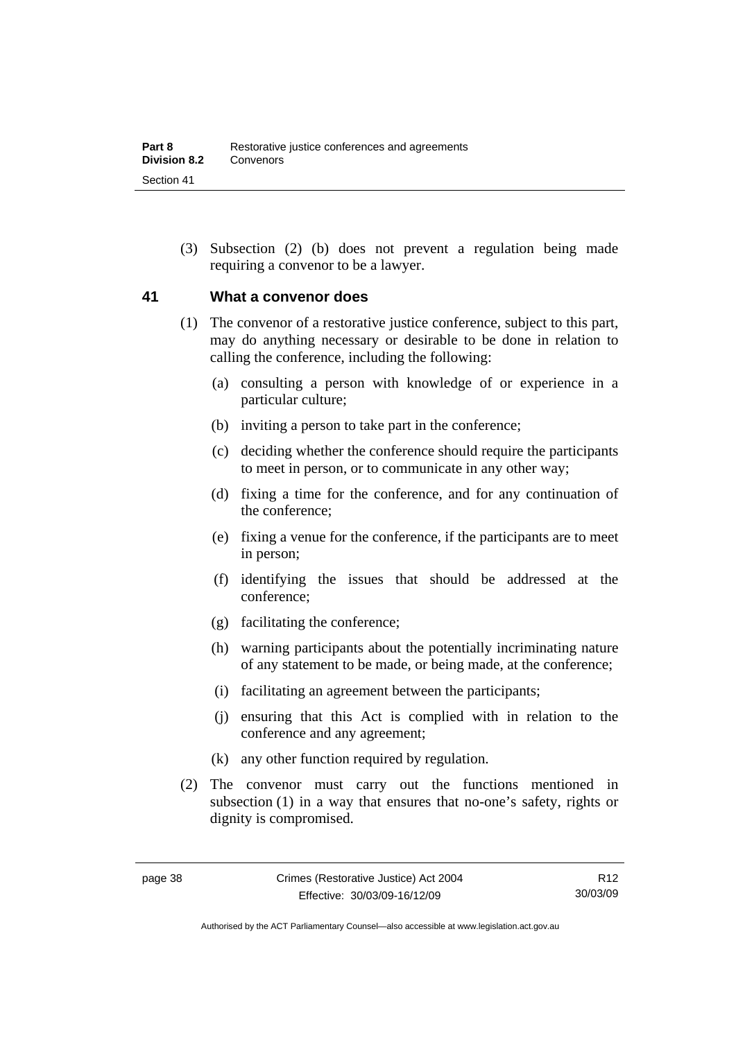(3) Subsection (2) (b) does not prevent a regulation being made requiring a convenor to be a lawyer.

## 41 What a convenor does

(1) The convenor of a restorative justice conference, subject to this part, may do anything necessary or desirable to be done in relation to calling the conference, including the following:

(a) consulting a person with knowledge of or experience in a particular culture;

(b) inviting a person to take part in the conference;

(c) deciding whether the conference should require the participants to meet in person, or to communicate in any other way;

(d) fixing a time for the conference, and for any continuation of the conference;

(e) fixing a venue for the conference, if the participants are to meet in person;

(f) identifying the issues that should be addressed at the conference;

(g) facilitating the conference;

(h) warning participants about the potentially incriminating nature of any statement to be made, or being made, at the conference;

(i) facilitating an agreement between the participants;

(j) ensuring that this Act is complied with in relation to the conference and any agreement;

(k) any other function required by regulation.

(2) The convenor must carry out the functions mentioned in subsection (1) in a way that ensures that no-one's safety, rights or dignity is compromised.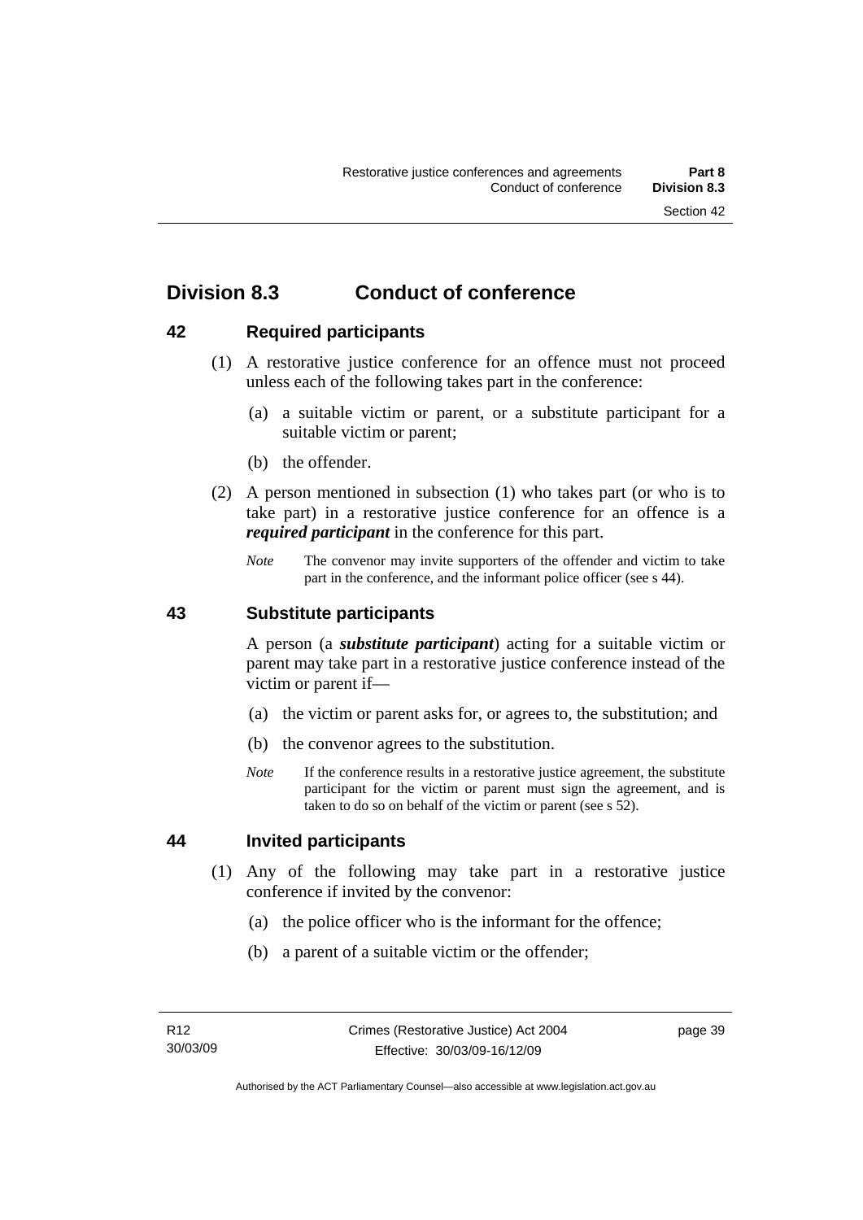## Division 8.3 Conduct of conference

### 42 Required participants

(1) A restorative justice conference for an offence must not proceed unless each of the following takes part in the conference:

(a) a suitable victim or parent, or a substitute participant for a suitable victim or parent;

(b) the offender.

(2) A person mentioned in subsection (1) who takes part (or who is to take part) in a restorative justice conference for an offence is a ***required participant*** in the conference for this part.

*Note* The convenor may invite supporters of the offender and victim to take part in the conference, and the informant police officer (see s 44).

### 43 Substitute participants

A person (a ***substitute participant***) acting for a suitable victim or parent may take part in a restorative justice conference instead of the victim or parent if—

(a) the victim or parent asks for, or agrees to, the substitution; and

(b) the convenor agrees to the substitution.

*Note* If the conference results in a restorative justice agreement, the substitute participant for the victim or parent must sign the agreement, and is taken to do so on behalf of the victim or parent (see s 52).

### 44 Invited participants

(1) Any of the following may take part in a restorative justice conference if invited by the convenor:

(a) the police officer who is the informant for the offence;

(b) a parent of a suitable victim or the offender;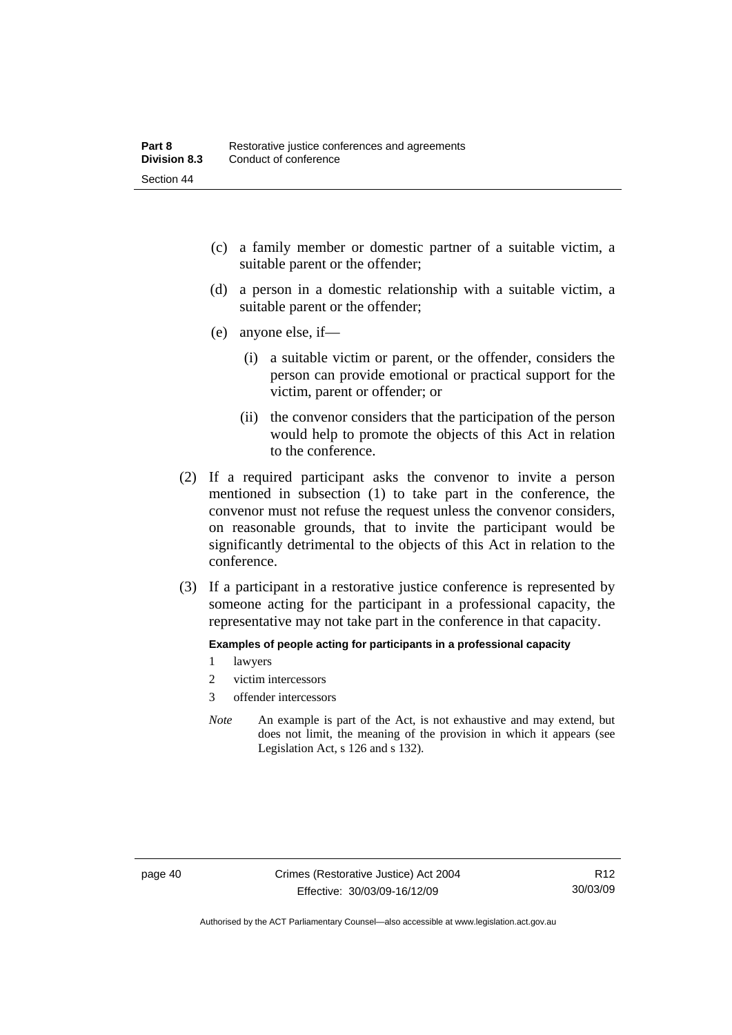(c) a family member or domestic partner of a suitable victim, a suitable parent or the offender;

(d) a person in a domestic relationship with a suitable victim, a suitable parent or the offender;

(e) anyone else, if—

   (i) a suitable victim or parent, or the offender, considers the person can provide emotional or practical support for the victim, parent or offender; or

   (ii) the convenor considers that the participation of the person would help to promote the objects of this Act in relation to the conference.

(2) If a required participant asks the convenor to invite a person mentioned in subsection (1) to take part in the conference, the convenor must not refuse the request unless the convenor considers, on reasonable grounds, that to invite the participant would be significantly detrimental to the objects of this Act in relation to the conference.

(3) If a participant in a restorative justice conference is represented by someone acting for the participant in a professional capacity, the representative may not take part in the conference in that capacity.

**Examples of people acting for participants in a professional capacity**

1 lawyers

2 victim intercessors

3 offender intercessors

*Note* An example is part of the Act, is not exhaustive and may extend, but does not limit, the meaning of the provision in which it appears (see Legislation Act, s 126 and s 132).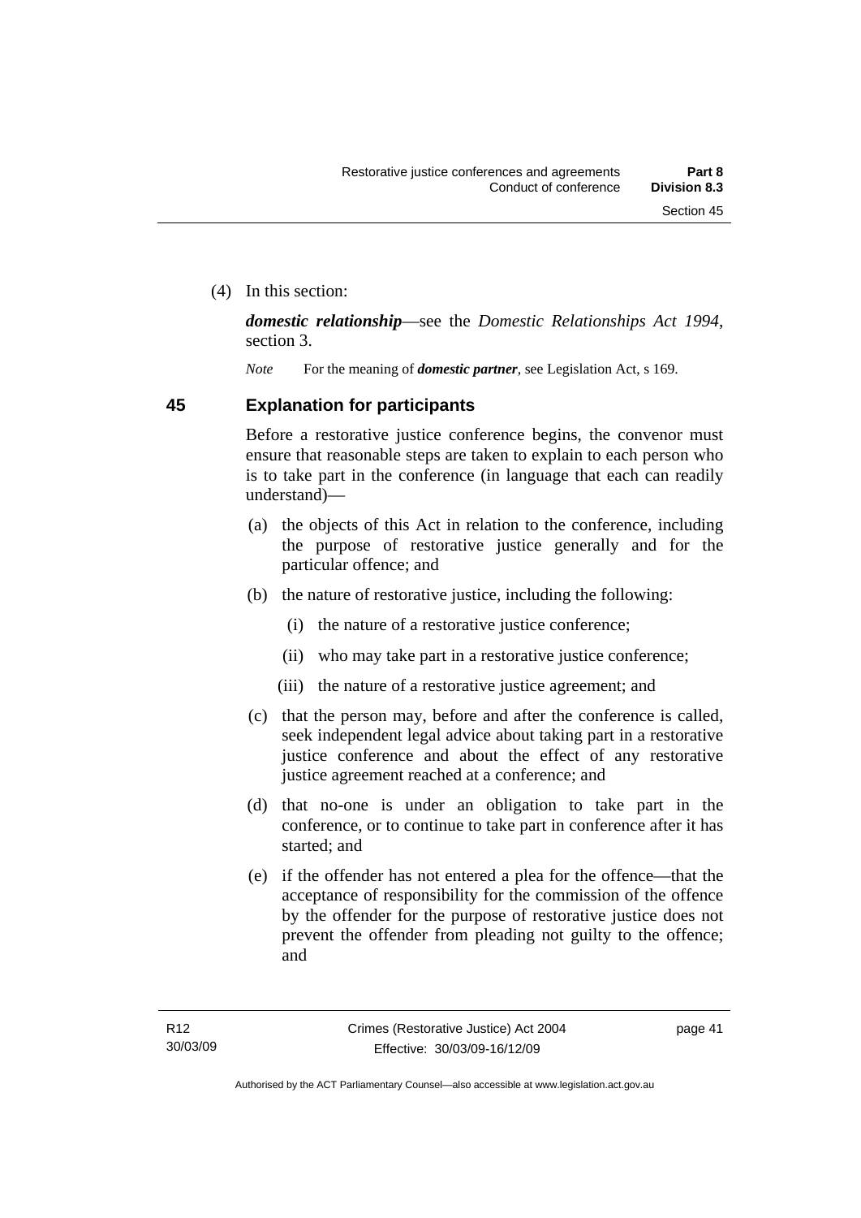(4) In this section:

***domestic relationship***—see the *Domestic Relationships Act 1994*, section 3.

*Note* For the meaning of ***domestic partner***, see Legislation Act, s 169.

## 45 Explanation for participants

Before a restorative justice conference begins, the convenor must ensure that reasonable steps are taken to explain to each person who is to take part in the conference (in language that each can readily understand)—

(a) the objects of this Act in relation to the conference, including the purpose of restorative justice generally and for the particular offence; and

(b) the nature of restorative justice, including the following:

(i) the nature of a restorative justice conference;

(ii) who may take part in a restorative justice conference;

(iii) the nature of a restorative justice agreement; and

(c) that the person may, before and after the conference is called, seek independent legal advice about taking part in a restorative justice conference and about the effect of any restorative justice agreement reached at a conference; and

(d) that no-one is under an obligation to take part in the conference, or to continue to take part in conference after it has started; and

(e) if the offender has not entered a plea for the offence—that the acceptance of responsibility for the commission of the offence by the offender for the purpose of restorative justice does not prevent the offender from pleading not guilty to the offence; and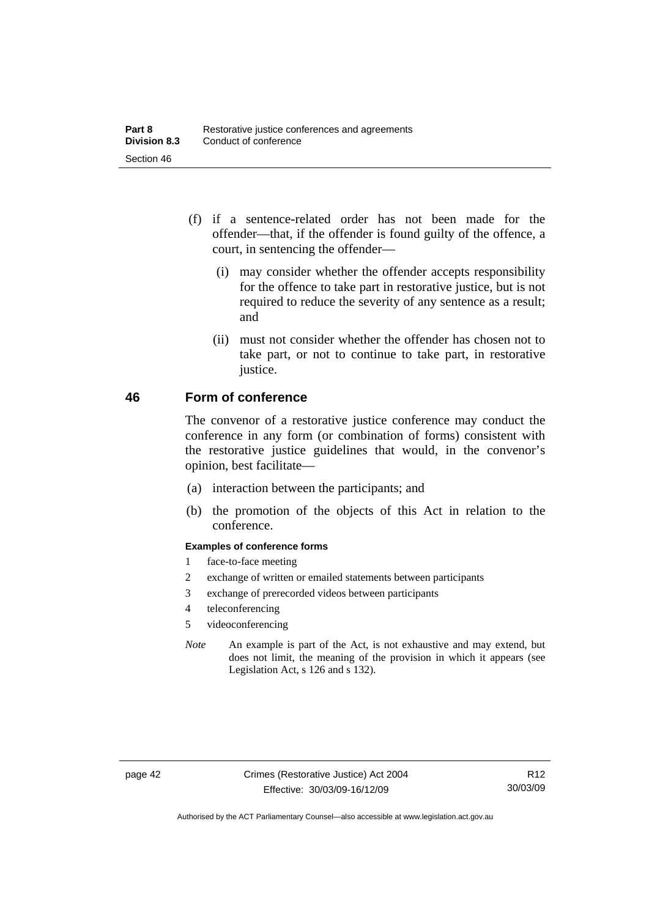(f) if a sentence-related order has not been made for the offender—that, if the offender is found guilty of the offence, a court, in sentencing the offender—

(i) may consider whether the offender accepts responsibility for the offence to take part in restorative justice, but is not required to reduce the severity of any sentence as a result; and

(ii) must not consider whether the offender has chosen not to take part, or not to continue to take part, in restorative justice.

## 46 Form of conference

The convenor of a restorative justice conference may conduct the conference in any form (or combination of forms) consistent with the restorative justice guidelines that would, in the convenor's opinion, best facilitate—

(a) interaction between the participants; and

(b) the promotion of the objects of this Act in relation to the conference.

**Examples of conference forms**

1 face-to-face meeting

2 exchange of written or emailed statements between participants

3 exchange of prerecorded videos between participants

4 teleconferencing

5 videoconferencing

*Note* An example is part of the Act, is not exhaustive and may extend, but does not limit, the meaning of the provision in which it appears (see Legislation Act, s 126 and s 132).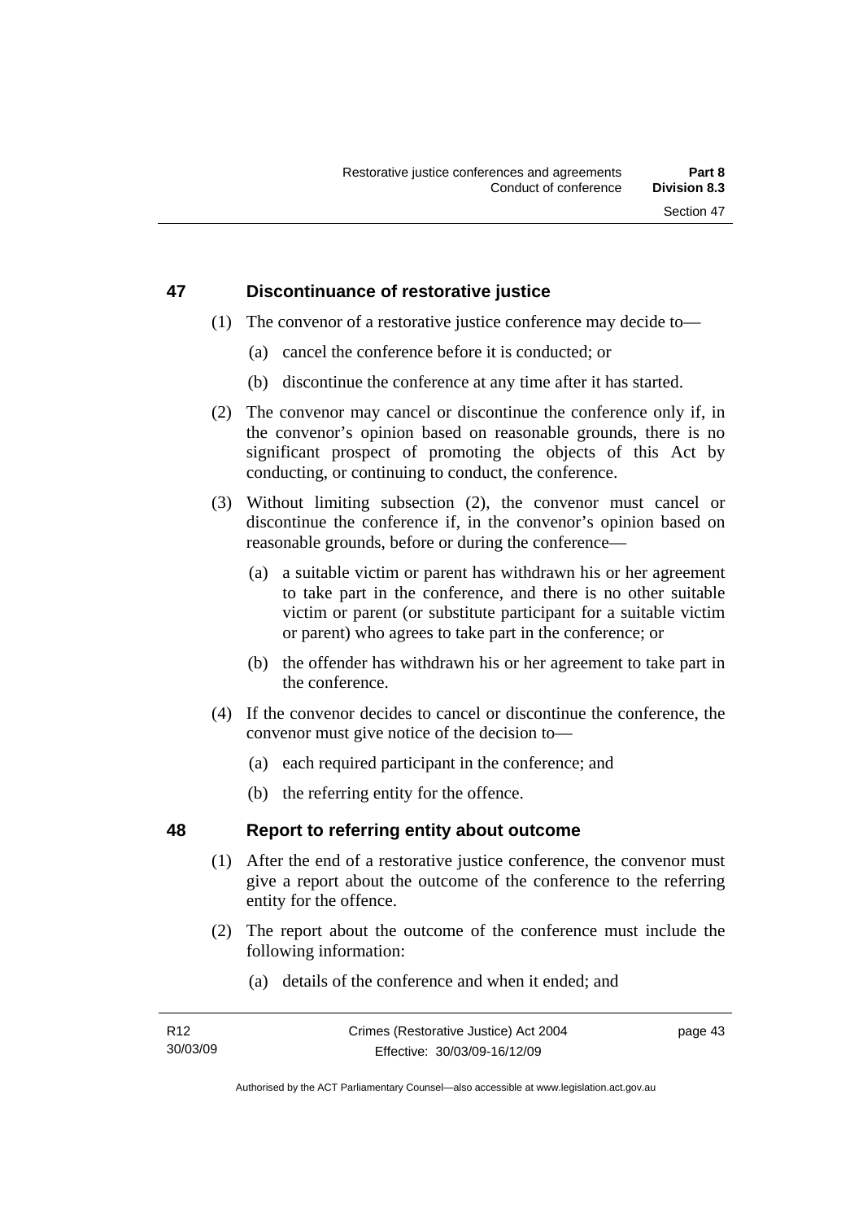## 47 Discontinuance of restorative justice

(1) The convenor of a restorative justice conference may decide to—

(a) cancel the conference before it is conducted; or

(b) discontinue the conference at any time after it has started.

(2) The convenor may cancel or discontinue the conference only if, in the convenor's opinion based on reasonable grounds, there is no significant prospect of promoting the objects of this Act by conducting, or continuing to conduct, the conference.

(3) Without limiting subsection (2), the convenor must cancel or discontinue the conference if, in the convenor's opinion based on reasonable grounds, before or during the conference—

(a) a suitable victim or parent has withdrawn his or her agreement to take part in the conference, and there is no other suitable victim or parent (or substitute participant for a suitable victim or parent) who agrees to take part in the conference; or

(b) the offender has withdrawn his or her agreement to take part in the conference.

(4) If the convenor decides to cancel or discontinue the conference, the convenor must give notice of the decision to—

(a) each required participant in the conference; and

(b) the referring entity for the offence.

## 48 Report to referring entity about outcome

(1) After the end of a restorative justice conference, the convenor must give a report about the outcome of the conference to the referring entity for the offence.

(2) The report about the outcome of the conference must include the following information:

(a) details of the conference and when it ended; and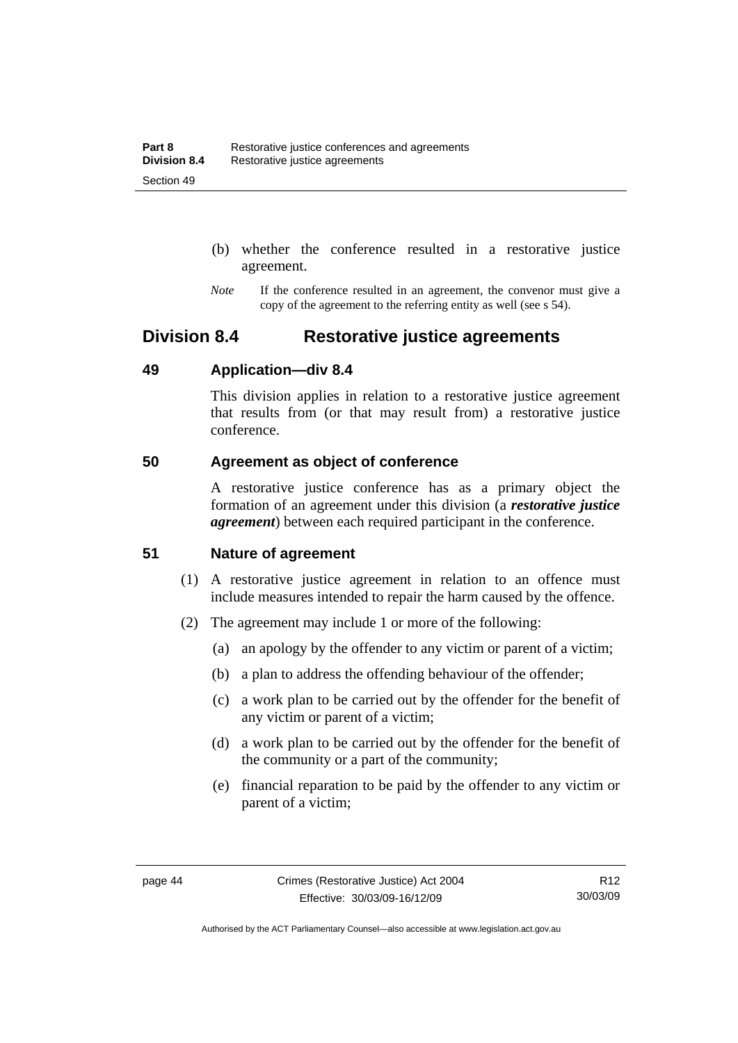(b) whether the conference resulted in a restorative justice agreement.

*Note* If the conference resulted in an agreement, the convenor must give a copy of the agreement to the referring entity as well (see s 54).

## Division 8.4 Restorative justice agreements

### 49 Application—div 8.4

This division applies in relation to a restorative justice agreement that results from (or that may result from) a restorative justice conference.

### 50 Agreement as object of conference

A restorative justice conference has as a primary object the formation of an agreement under this division (a ***restorative justice agreement***) between each required participant in the conference.

### 51 Nature of agreement

(1) A restorative justice agreement in relation to an offence must include measures intended to repair the harm caused by the offence.

(2) The agreement may include 1 or more of the following:

(a) an apology by the offender to any victim or parent of a victim;

(b) a plan to address the offending behaviour of the offender;

(c) a work plan to be carried out by the offender for the benefit of any victim or parent of a victim;

(d) a work plan to be carried out by the offender for the benefit of the community or a part of the community;

(e) financial reparation to be paid by the offender to any victim or parent of a victim;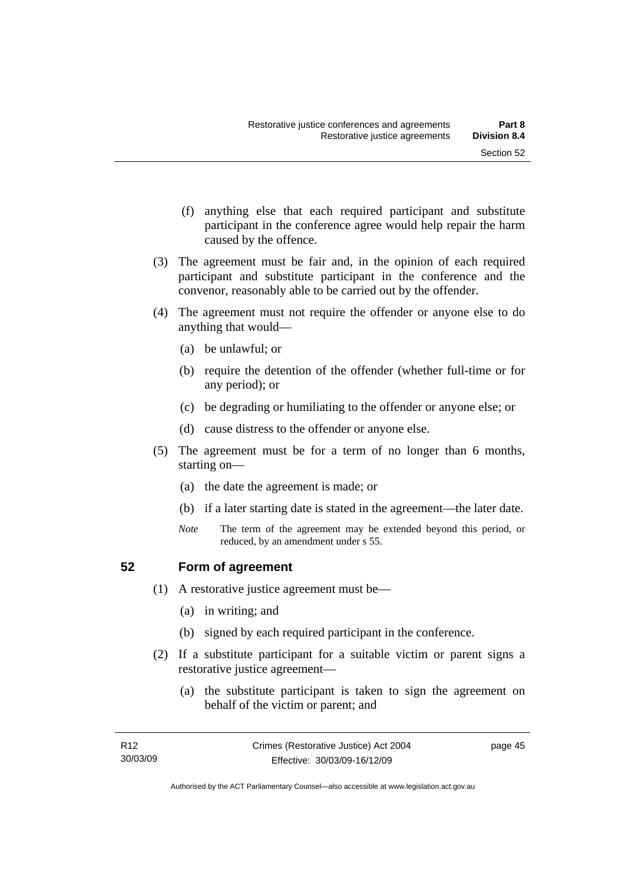(f) anything else that each required participant and substitute participant in the conference agree would help repair the harm caused by the offence.

(3) The agreement must be fair and, in the opinion of each required participant and substitute participant in the conference and the convenor, reasonably able to be carried out by the offender.

(4) The agreement must not require the offender or anyone else to do anything that would—

(a) be unlawful; or

(b) require the detention of the offender (whether full-time or for any period); or

(c) be degrading or humiliating to the offender or anyone else; or

(d) cause distress to the offender or anyone else.

(5) The agreement must be for a term of no longer than 6 months, starting on—

(a) the date the agreement is made; or

(b) if a later starting date is stated in the agreement—the later date.

*Note* The term of the agreement may be extended beyond this period, or reduced, by an amendment under s 55.

## 52 Form of agreement

(1) A restorative justice agreement must be—

(a) in writing; and

(b) signed by each required participant in the conference.

(2) If a substitute participant for a suitable victim or parent signs a restorative justice agreement—

(a) the substitute participant is taken to sign the agreement on behalf of the victim or parent; and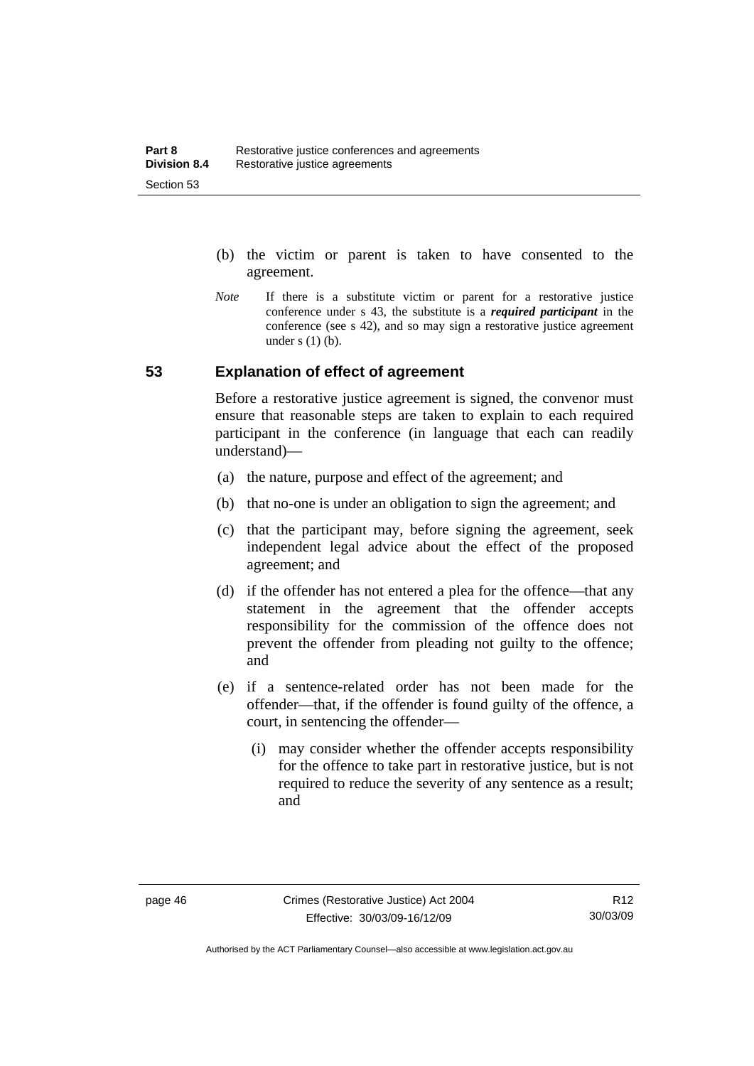(b) the victim or parent is taken to have consented to the agreement.

*Note* If there is a substitute victim or parent for a restorative justice conference under s 43, the substitute is a ***required participant*** in the conference (see s 42), and so may sign a restorative justice agreement under s (1) (b).

## 53 Explanation of effect of agreement

Before a restorative justice agreement is signed, the convenor must ensure that reasonable steps are taken to explain to each required participant in the conference (in language that each can readily understand)—

(a) the nature, purpose and effect of the agreement; and

(b) that no-one is under an obligation to sign the agreement; and

(c) that the participant may, before signing the agreement, seek independent legal advice about the effect of the proposed agreement; and

(d) if the offender has not entered a plea for the offence—that any statement in the agreement that the offender accepts responsibility for the commission of the offence does not prevent the offender from pleading not guilty to the offence; and

(e) if a sentence-related order has not been made for the offender—that, if the offender is found guilty of the offence, a court, in sentencing the offender—

(i) may consider whether the offender accepts responsibility for the offence to take part in restorative justice, but is not required to reduce the severity of any sentence as a result; and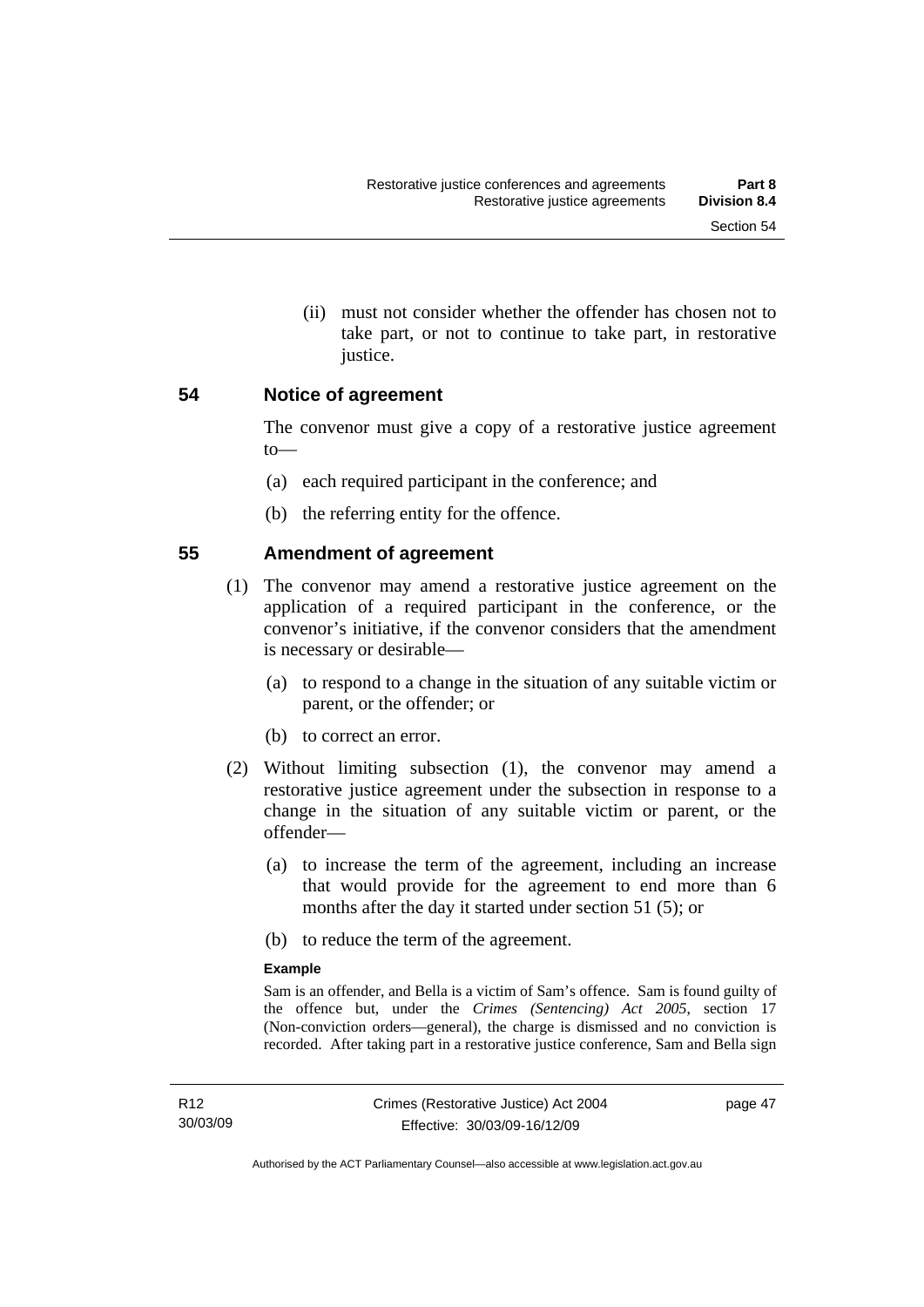(ii) must not consider whether the offender has chosen not to take part, or not to continue to take part, in restorative justice.

## 54 Notice of agreement

The convenor must give a copy of a restorative justice agreement to—

(a) each required participant in the conference; and

(b) the referring entity for the offence.

## 55 Amendment of agreement

(1) The convenor may amend a restorative justice agreement on the application of a required participant in the conference, or the convenor's initiative, if the convenor considers that the amendment is necessary or desirable—

(a) to respond to a change in the situation of any suitable victim or parent, or the offender; or

(b) to correct an error.

(2) Without limiting subsection (1), the convenor may amend a restorative justice agreement under the subsection in response to a change in the situation of any suitable victim or parent, or the offender—

(a) to increase the term of the agreement, including an increase that would provide for the agreement to end more than 6 months after the day it started under section 51 (5); or

(b) to reduce the term of the agreement.

**Example**

Sam is an offender, and Bella is a victim of Sam's offence. Sam is found guilty of the offence but, under the *Crimes (Sentencing) Act 2005*, section 17 (Non-conviction orders—general), the charge is dismissed and no conviction is recorded. After taking part in a restorative justice conference, Sam and Bella sign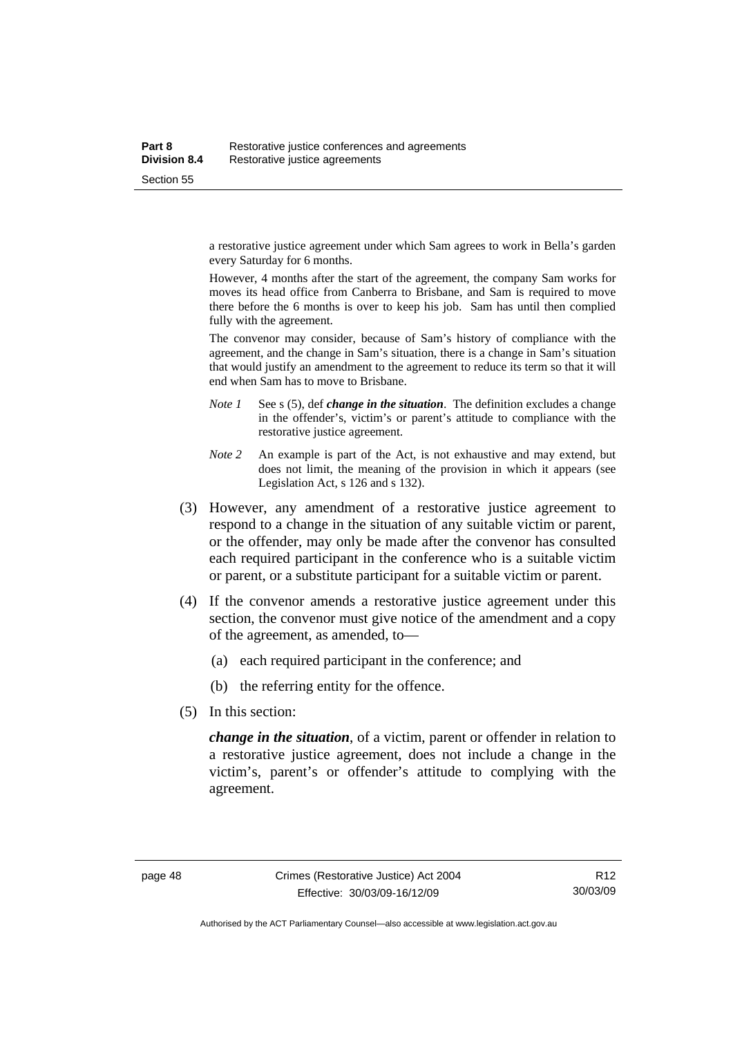a restorative justice agreement under which Sam agrees to work in Bella's garden every Saturday for 6 months.

However, 4 months after the start of the agreement, the company Sam works for moves its head office from Canberra to Brisbane, and Sam is required to move there before the 6 months is over to keep his job. Sam has until then complied fully with the agreement.

The convenor may consider, because of Sam's history of compliance with the agreement, and the change in Sam's situation, there is a change in Sam's situation that would justify an amendment to the agreement to reduce its term so that it will end when Sam has to move to Brisbane.

*Note 1* See s (5), def ***change in the situation***. The definition excludes a change in the offender's, victim's or parent's attitude to compliance with the restorative justice agreement.

*Note 2* An example is part of the Act, is not exhaustive and may extend, but does not limit, the meaning of the provision in which it appears (see Legislation Act, s 126 and s 132).

(3) However, any amendment of a restorative justice agreement to respond to a change in the situation of any suitable victim or parent, or the offender, may only be made after the convenor has consulted each required participant in the conference who is a suitable victim or parent, or a substitute participant for a suitable victim or parent.

(4) If the convenor amends a restorative justice agreement under this section, the convenor must give notice of the amendment and a copy of the agreement, as amended, to—

(a) each required participant in the conference; and

(b) the referring entity for the offence.

(5) In this section:

***change in the situation***, of a victim, parent or offender in relation to a restorative justice agreement, does not include a change in the victim's, parent's or offender's attitude to complying with the agreement.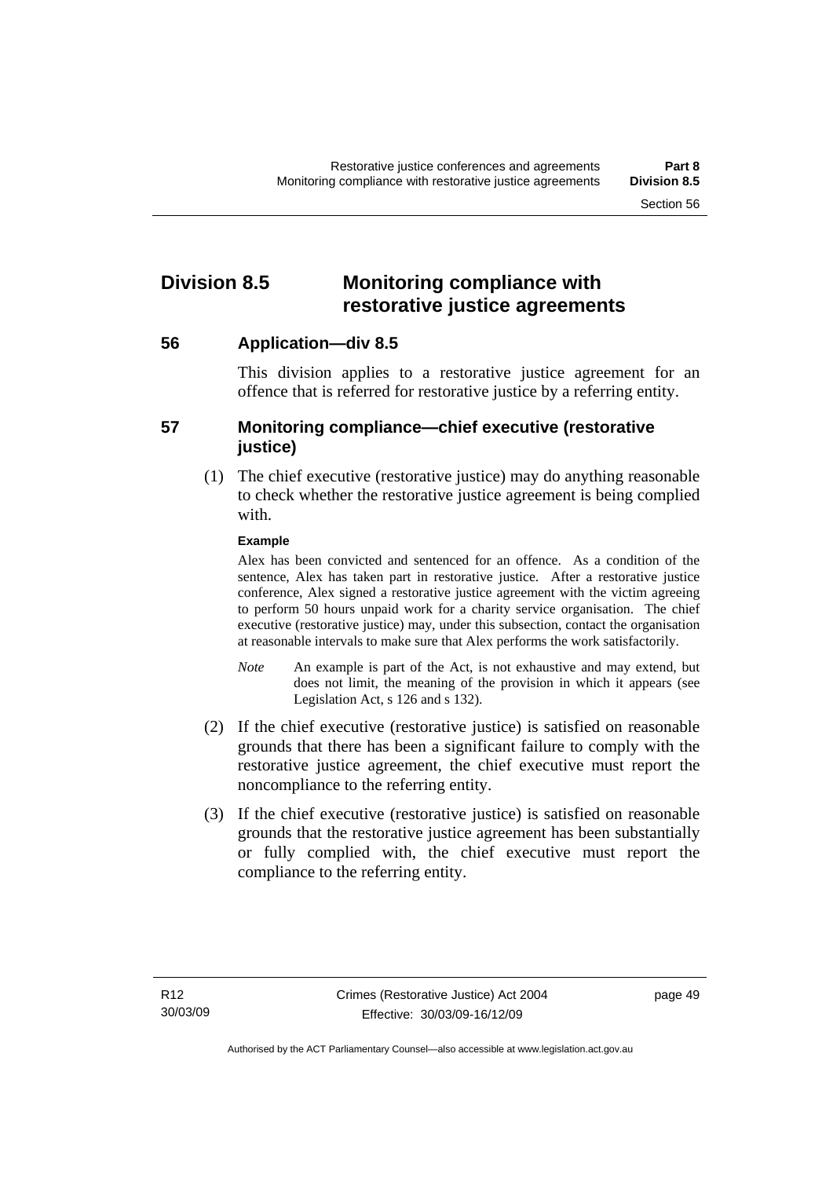## Division 8.5 Monitoring compliance with restorative justice agreements

### 56 Application—div 8.5

This division applies to a restorative justice agreement for an offence that is referred for restorative justice by a referring entity.

### 57 Monitoring compliance—chief executive (restorative justice)

(1) The chief executive (restorative justice) may do anything reasonable to check whether the restorative justice agreement is being complied with.

**Example**

Alex has been convicted and sentenced for an offence. As a condition of the sentence, Alex has taken part in restorative justice. After a restorative justice conference, Alex signed a restorative justice agreement with the victim agreeing to perform 50 hours unpaid work for a charity service organisation. The chief executive (restorative justice) may, under this subsection, contact the organisation at reasonable intervals to make sure that Alex performs the work satisfactorily.

*Note* An example is part of the Act, is not exhaustive and may extend, but does not limit, the meaning of the provision in which it appears (see Legislation Act, s 126 and s 132).

(2) If the chief executive (restorative justice) is satisfied on reasonable grounds that there has been a significant failure to comply with the restorative justice agreement, the chief executive must report the noncompliance to the referring entity.

(3) If the chief executive (restorative justice) is satisfied on reasonable grounds that the restorative justice agreement has been substantially or fully complied with, the chief executive must report the compliance to the referring entity.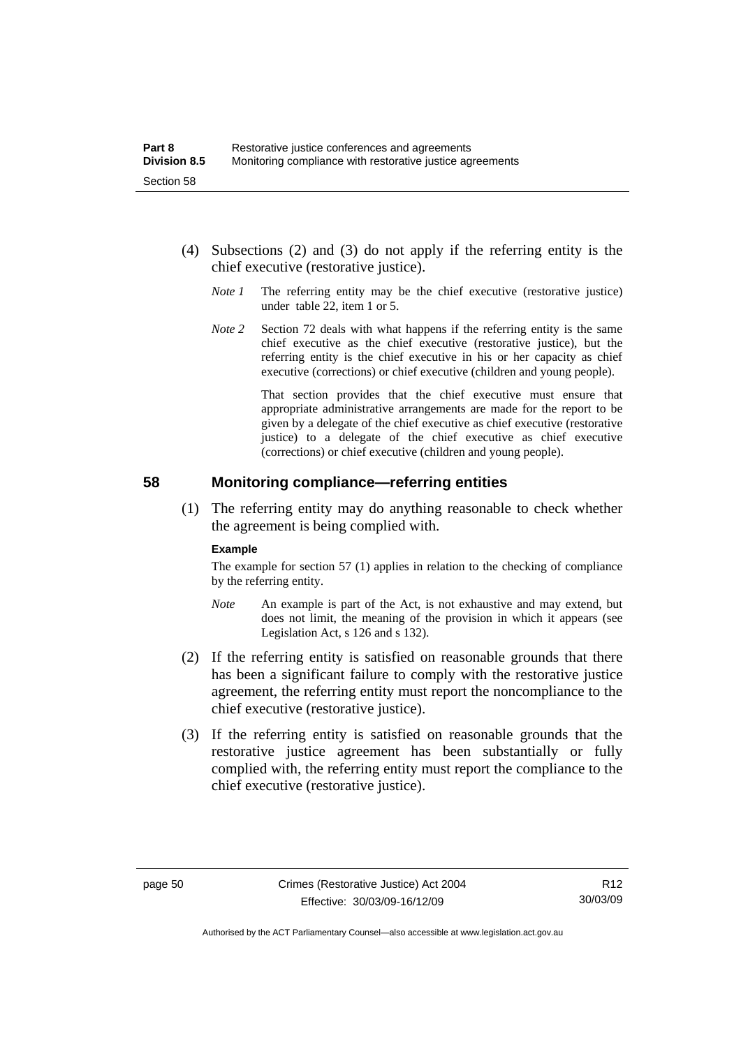(4) Subsections (2) and (3) do not apply if the referring entity is the chief executive (restorative justice).

*Note 1* The referring entity may be the chief executive (restorative justice) under table 22, item 1 or 5.

*Note 2* Section 72 deals with what happens if the referring entity is the same chief executive as the chief executive (restorative justice), but the referring entity is the chief executive in his or her capacity as chief executive (corrections) or chief executive (children and young people).

That section provides that the chief executive must ensure that appropriate administrative arrangements are made for the report to be given by a delegate of the chief executive as chief executive (restorative justice) to a delegate of the chief executive as chief executive (corrections) or chief executive (children and young people).

## 58 Monitoring compliance—referring entities

(1) The referring entity may do anything reasonable to check whether the agreement is being complied with.

**Example**

The example for section 57 (1) applies in relation to the checking of compliance by the referring entity.

*Note* An example is part of the Act, is not exhaustive and may extend, but does not limit, the meaning of the provision in which it appears (see Legislation Act, s 126 and s 132).

(2) If the referring entity is satisfied on reasonable grounds that there has been a significant failure to comply with the restorative justice agreement, the referring entity must report the noncompliance to the chief executive (restorative justice).

(3) If the referring entity is satisfied on reasonable grounds that the restorative justice agreement has been substantially or fully complied with, the referring entity must report the compliance to the chief executive (restorative justice).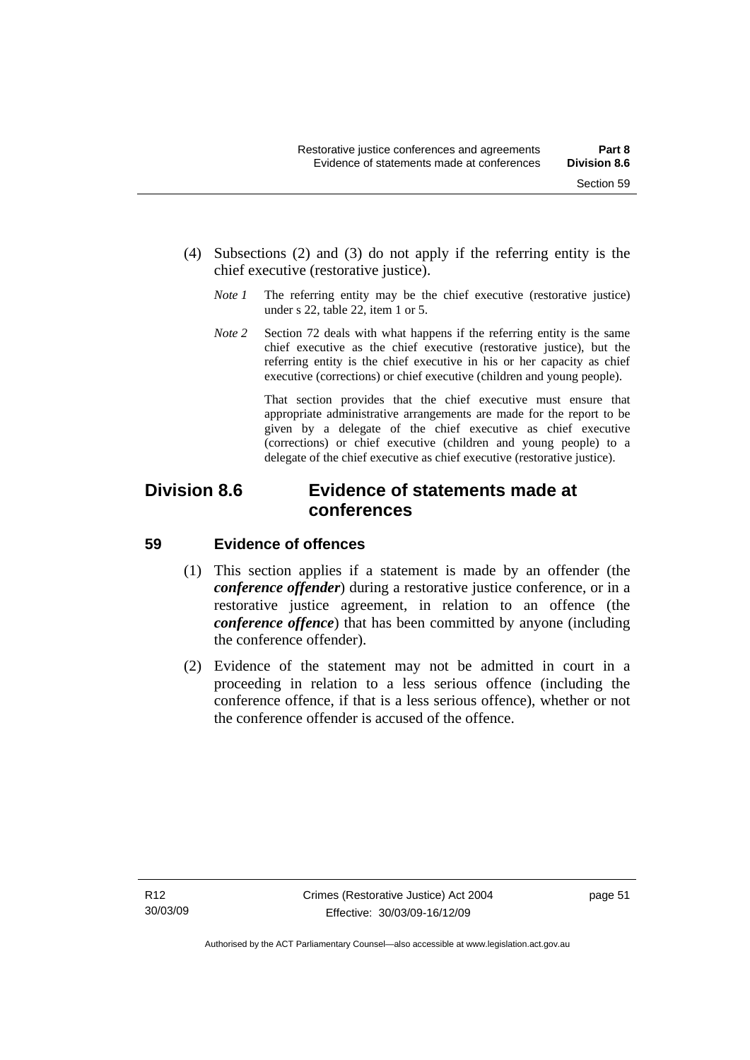(4) Subsections (2) and (3) do not apply if the referring entity is the chief executive (restorative justice).

*Note 1* The referring entity may be the chief executive (restorative justice) under s 22, table 22, item 1 or 5.

*Note 2* Section 72 deals with what happens if the referring entity is the same chief executive as the chief executive (restorative justice), but the referring entity is the chief executive in his or her capacity as chief executive (corrections) or chief executive (children and young people).

That section provides that the chief executive must ensure that appropriate administrative arrangements are made for the report to be given by a delegate of the chief executive as chief executive (corrections) or chief executive (children and young people) to a delegate of the chief executive as chief executive (restorative justice).

## Division 8.6 Evidence of statements made at conferences

### 59 Evidence of offences

(1) This section applies if a statement is made by an offender (the ***conference offender***) during a restorative justice conference, or in a restorative justice agreement, in relation to an offence (the ***conference offence***) that has been committed by anyone (including the conference offender).

(2) Evidence of the statement may not be admitted in court in a proceeding in relation to a less serious offence (including the conference offence, if that is a less serious offence), whether or not the conference offender is accused of the offence.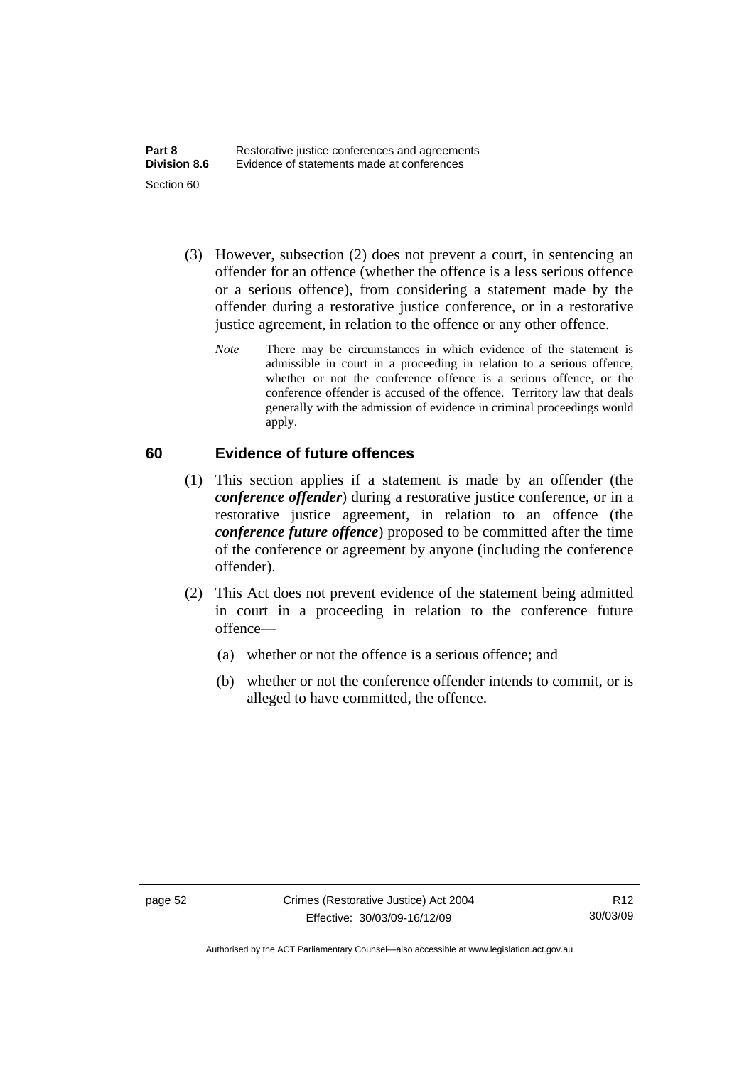(3) However, subsection (2) does not prevent a court, in sentencing an offender for an offence (whether the offence is a less serious offence or a serious offence), from considering a statement made by the offender during a restorative justice conference, or in a restorative justice agreement, in relation to the offence or any other offence.

*Note* There may be circumstances in which evidence of the statement is admissible in court in a proceeding in relation to a serious offence, whether or not the conference offence is a serious offence, or the conference offender is accused of the offence. Territory law that deals generally with the admission of evidence in criminal proceedings would apply.

## 60 Evidence of future offences

(1) This section applies if a statement is made by an offender (the ***conference offender***) during a restorative justice conference, or in a restorative justice agreement, in relation to an offence (the ***conference future offence***) proposed to be committed after the time of the conference or agreement by anyone (including the conference offender).

(2) This Act does not prevent evidence of the statement being admitted in court in a proceeding in relation to the conference future offence—

(a) whether or not the offence is a serious offence; and

(b) whether or not the conference offender intends to commit, or is alleged to have committed, the offence.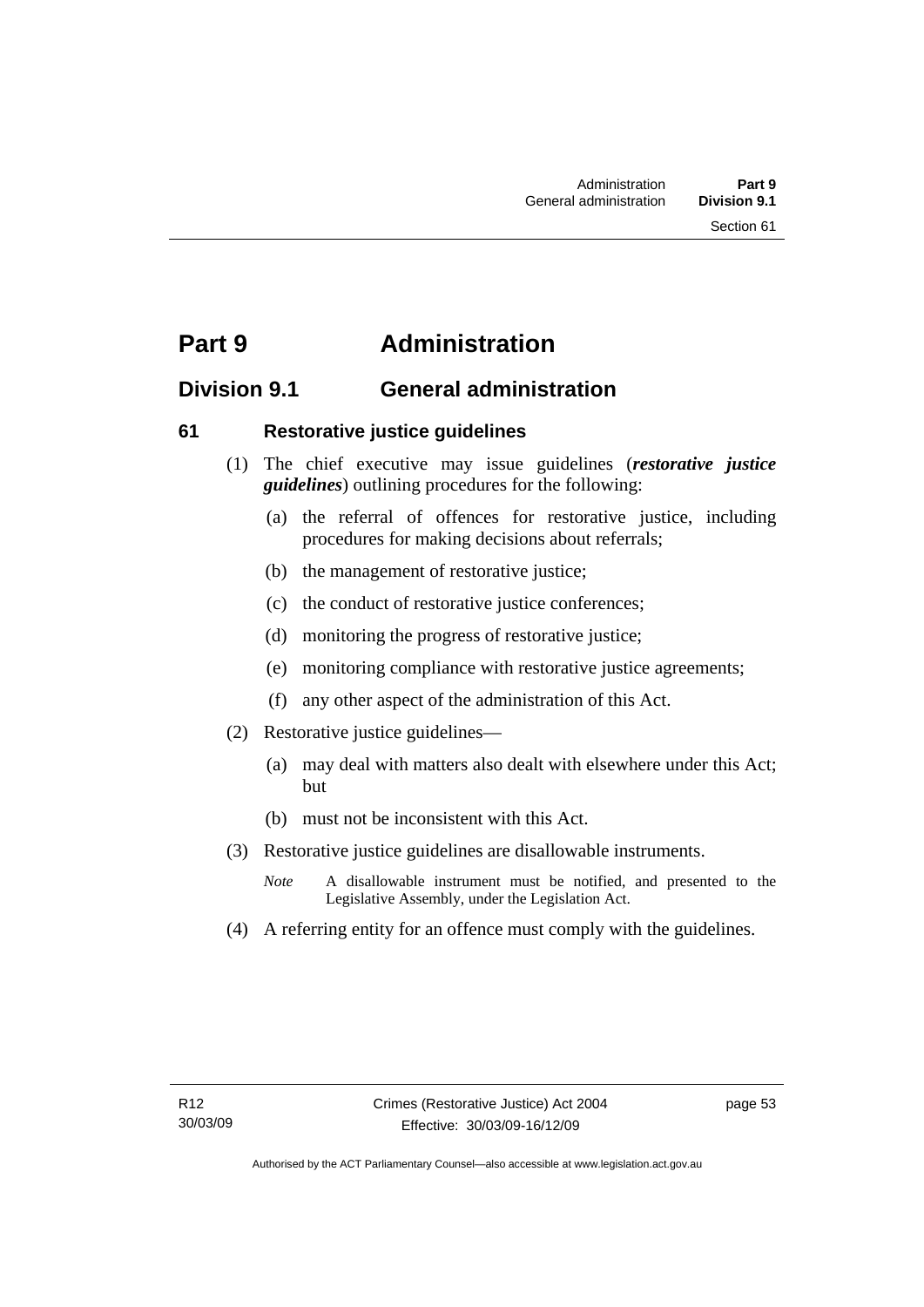# Part 9 Administration

## Division 9.1 General administration

### 61 Restorative justice guidelines

(1) The chief executive may issue guidelines (***restorative justice guidelines***) outlining procedures for the following:

(a) the referral of offences for restorative justice, including procedures for making decisions about referrals;

(b) the management of restorative justice;

(c) the conduct of restorative justice conferences;

(d) monitoring the progress of restorative justice;

(e) monitoring compliance with restorative justice agreements;

(f) any other aspect of the administration of this Act.

(2) Restorative justice guidelines—

(a) may deal with matters also dealt with elsewhere under this Act; but

(b) must not be inconsistent with this Act.

(3) Restorative justice guidelines are disallowable instruments.

*Note* A disallowable instrument must be notified, and presented to the Legislative Assembly, under the Legislation Act.

(4) A referring entity for an offence must comply with the guidelines.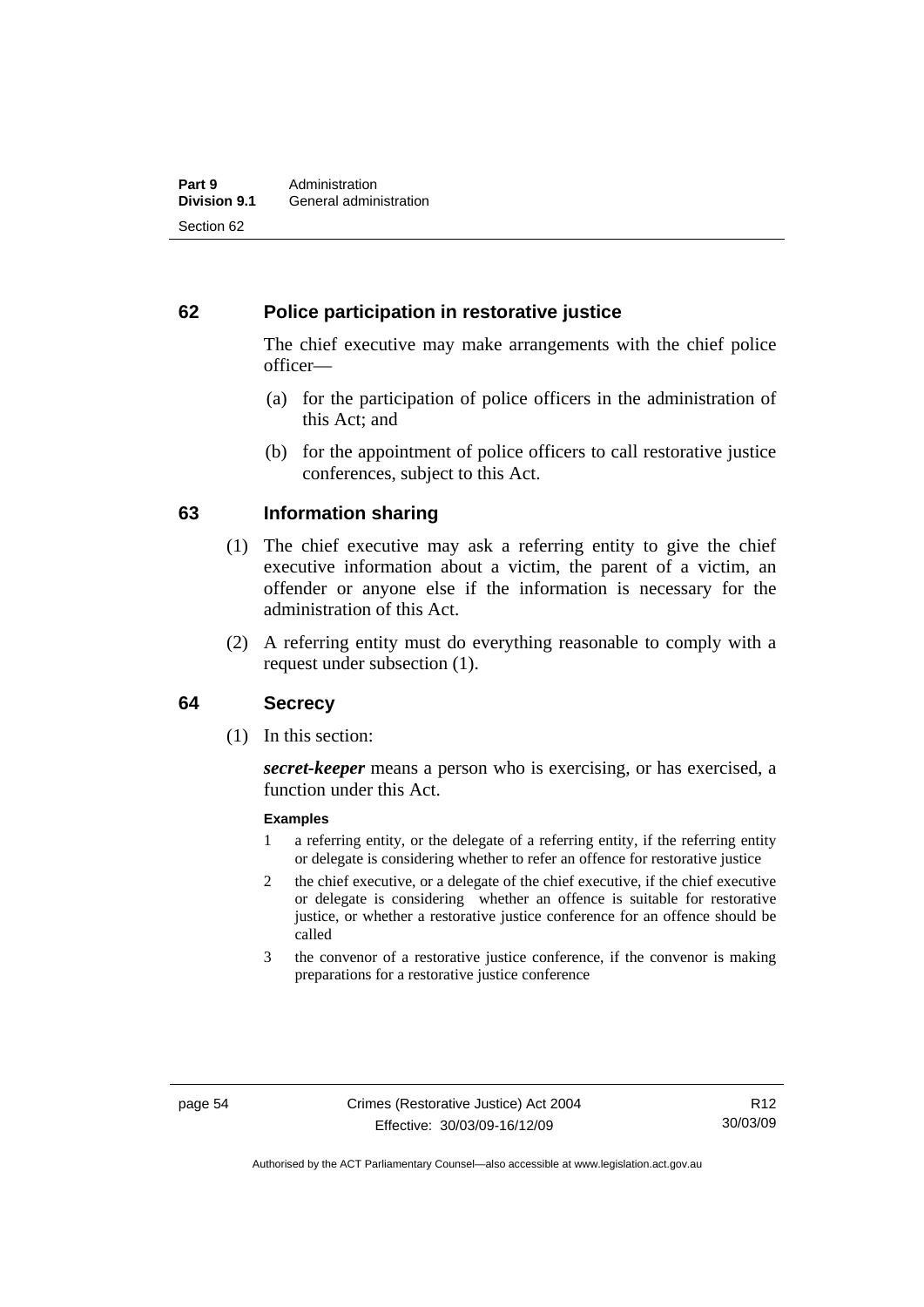## 62 Police participation in restorative justice

The chief executive may make arrangements with the chief police officer—

(a) for the participation of police officers in the administration of this Act; and

(b) for the appointment of police officers to call restorative justice conferences, subject to this Act.

## 63 Information sharing

(1) The chief executive may ask a referring entity to give the chief executive information about a victim, the parent of a victim, an offender or anyone else if the information is necessary for the administration of this Act.

(2) A referring entity must do everything reasonable to comply with a request under subsection (1).

## 64 Secrecy

(1) In this section:

***secret-keeper*** means a person who is exercising, or has exercised, a function under this Act.

**Examples**

1 a referring entity, or the delegate of a referring entity, if the referring entity or delegate is considering whether to refer an offence for restorative justice

2 the chief executive, or a delegate of the chief executive, if the chief executive or delegate is considering whether an offence is suitable for restorative justice, or whether a restorative justice conference for an offence should be called

3 the convenor of a restorative justice conference, if the convenor is making preparations for a restorative justice conference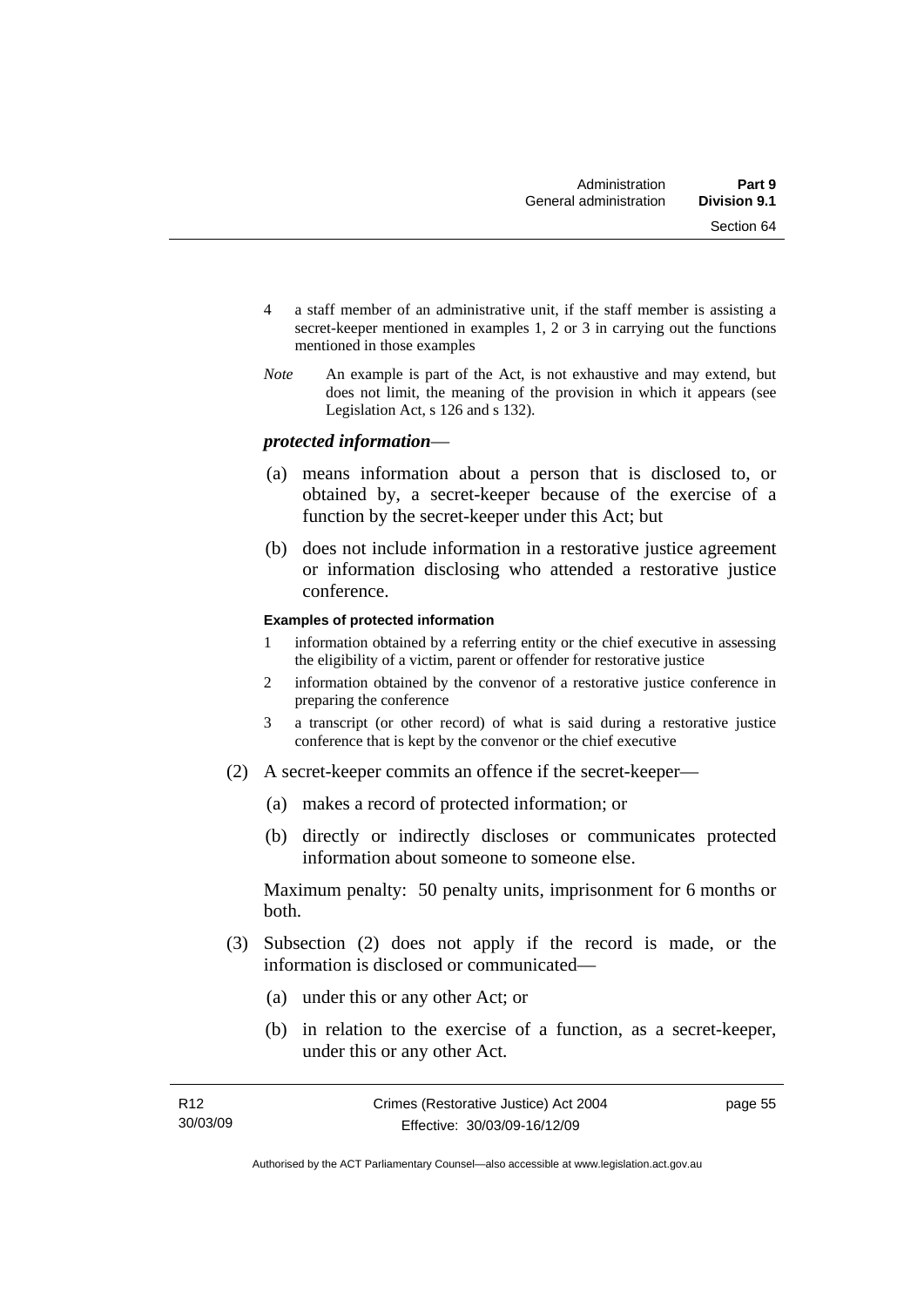4 a staff member of an administrative unit, if the staff member is assisting a secret-keeper mentioned in examples 1, 2 or 3 in carrying out the functions mentioned in those examples

*Note* An example is part of the Act, is not exhaustive and may extend, but does not limit, the meaning of the provision in which it appears (see Legislation Act, s 126 and s 132).

***protected information***—

(a) means information about a person that is disclosed to, or obtained by, a secret-keeper because of the exercise of a function by the secret-keeper under this Act; but

(b) does not include information in a restorative justice agreement or information disclosing who attended a restorative justice conference.

**Examples of protected information**

1 information obtained by a referring entity or the chief executive in assessing the eligibility of a victim, parent or offender for restorative justice

2 information obtained by the convenor of a restorative justice conference in preparing the conference

3 a transcript (or other record) of what is said during a restorative justice conference that is kept by the convenor or the chief executive

(2) A secret-keeper commits an offence if the secret-keeper—

(a) makes a record of protected information; or

(b) directly or indirectly discloses or communicates protected information about someone to someone else.

Maximum penalty: 50 penalty units, imprisonment for 6 months or both.

(3) Subsection (2) does not apply if the record is made, or the information is disclosed or communicated—

(a) under this or any other Act; or

(b) in relation to the exercise of a function, as a secret-keeper, under this or any other Act.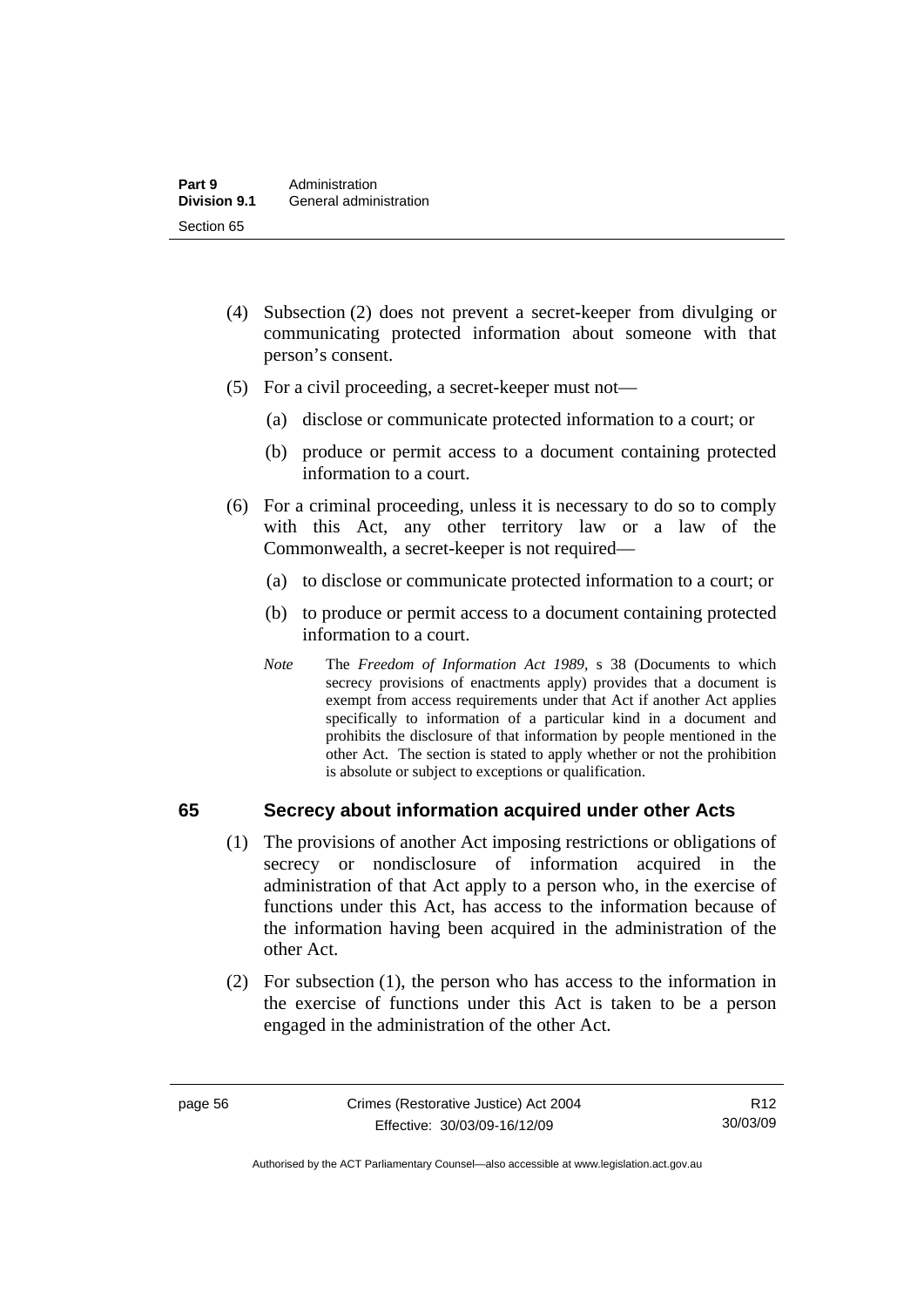(4) Subsection (2) does not prevent a secret-keeper from divulging or communicating protected information about someone with that person's consent.

(5) For a civil proceeding, a secret-keeper must not—

(a) disclose or communicate protected information to a court; or

(b) produce or permit access to a document containing protected information to a court.

(6) For a criminal proceeding, unless it is necessary to do so to comply with this Act, any other territory law or a law of the Commonwealth, a secret-keeper is not required—

(a) to disclose or communicate protected information to a court; or

(b) to produce or permit access to a document containing protected information to a court.

*Note* The *Freedom of Information Act 1989*, s 38 (Documents to which secrecy provisions of enactments apply) provides that a document is exempt from access requirements under that Act if another Act applies specifically to information of a particular kind in a document and prohibits the disclosure of that information by people mentioned in the other Act. The section is stated to apply whether or not the prohibition is absolute or subject to exceptions or qualification.

## 65 Secrecy about information acquired under other Acts

(1) The provisions of another Act imposing restrictions or obligations of secrecy or nondisclosure of information acquired in the administration of that Act apply to a person who, in the exercise of functions under this Act, has access to the information because of the information having been acquired in the administration of the other Act.

(2) For subsection (1), the person who has access to the information in the exercise of functions under this Act is taken to be a person engaged in the administration of the other Act.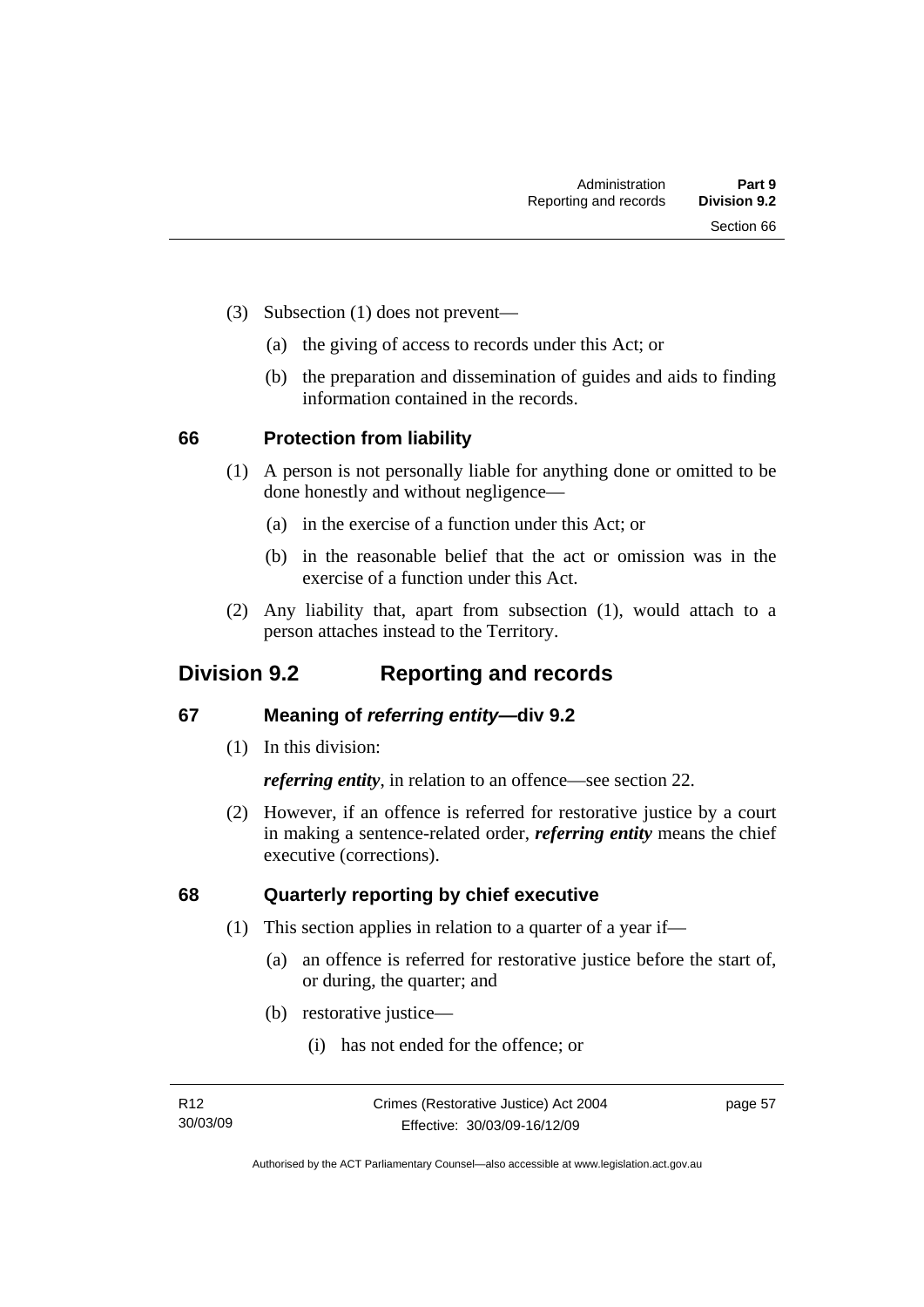(3) Subsection (1) does not prevent—

(a) the giving of access to records under this Act; or

(b) the preparation and dissemination of guides and aids to finding information contained in the records.

### 66 Protection from liability

(1) A person is not personally liable for anything done or omitted to be done honestly and without negligence—

(a) in the exercise of a function under this Act; or

(b) in the reasonable belief that the act or omission was in the exercise of a function under this Act.

(2) Any liability that, apart from subsection (1), would attach to a person attaches instead to the Territory.

## Division 9.2 Reporting and records

### 67 Meaning of *referring entity*—div 9.2

(1) In this division:

***referring entity***, in relation to an offence—see section 22.

(2) However, if an offence is referred for restorative justice by a court in making a sentence-related order, ***referring entity*** means the chief executive (corrections).

### 68 Quarterly reporting by chief executive

(1) This section applies in relation to a quarter of a year if—

(a) an offence is referred for restorative justice before the start of, or during, the quarter; and

(b) restorative justice—

(i) has not ended for the offence; or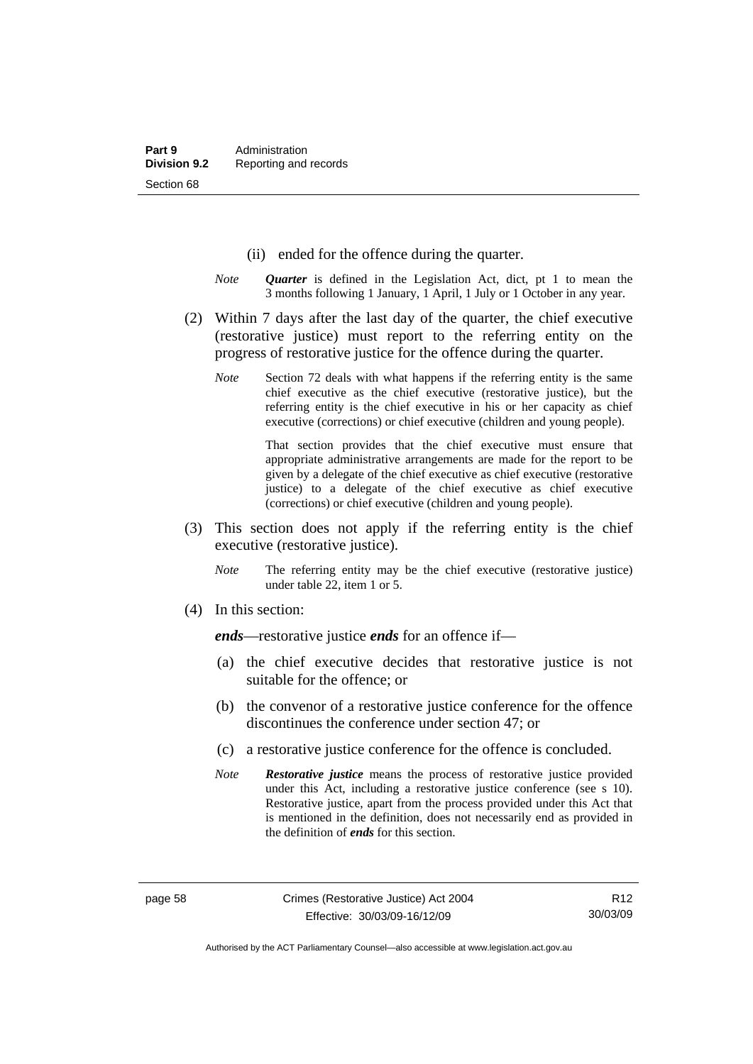(ii) ended for the offence during the quarter.

*Note* ***Quarter*** is defined in the Legislation Act, dict, pt 1 to mean the 3 months following 1 January, 1 April, 1 July or 1 October in any year.

(2) Within 7 days after the last day of the quarter, the chief executive (restorative justice) must report to the referring entity on the progress of restorative justice for the offence during the quarter.

*Note* Section 72 deals with what happens if the referring entity is the same chief executive as the chief executive (restorative justice), but the referring entity is the chief executive in his or her capacity as chief executive (corrections) or chief executive (children and young people).

That section provides that the chief executive must ensure that appropriate administrative arrangements are made for the report to be given by a delegate of the chief executive as chief executive (restorative justice) to a delegate of the chief executive as chief executive (corrections) or chief executive (children and young people).

(3) This section does not apply if the referring entity is the chief executive (restorative justice).

*Note* The referring entity may be the chief executive (restorative justice) under table 22, item 1 or 5.

(4) In this section:

***ends***—restorative justice ***ends*** for an offence if—

(a) the chief executive decides that restorative justice is not suitable for the offence; or

(b) the convenor of a restorative justice conference for the offence discontinues the conference under section 47; or

(c) a restorative justice conference for the offence is concluded.

*Note* ***Restorative justice*** means the process of restorative justice provided under this Act, including a restorative justice conference (see s 10). Restorative justice, apart from the process provided under this Act that is mentioned in the definition, does not necessarily end as provided in the definition of ***ends*** for this section.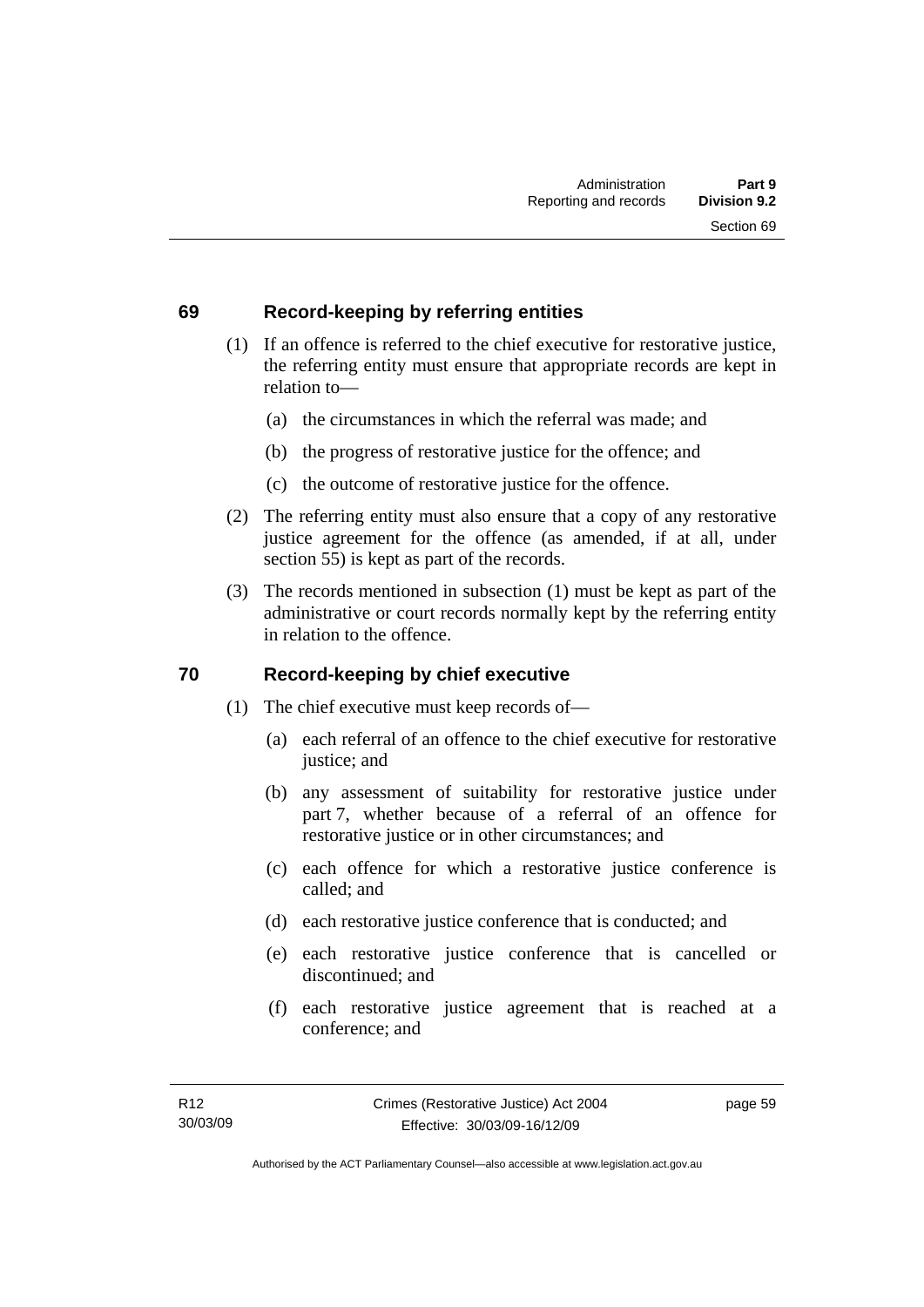## 69 Record-keeping by referring entities

(1) If an offence is referred to the chief executive for restorative justice, the referring entity must ensure that appropriate records are kept in relation to—

(a) the circumstances in which the referral was made; and

(b) the progress of restorative justice for the offence; and

(c) the outcome of restorative justice for the offence.

(2) The referring entity must also ensure that a copy of any restorative justice agreement for the offence (as amended, if at all, under section 55) is kept as part of the records.

(3) The records mentioned in subsection (1) must be kept as part of the administrative or court records normally kept by the referring entity in relation to the offence.

## 70 Record-keeping by chief executive

(1) The chief executive must keep records of—

(a) each referral of an offence to the chief executive for restorative justice; and

(b) any assessment of suitability for restorative justice under part 7, whether because of a referral of an offence for restorative justice or in other circumstances; and

(c) each offence for which a restorative justice conference is called; and

(d) each restorative justice conference that is conducted; and

(e) each restorative justice conference that is cancelled or discontinued; and

(f) each restorative justice agreement that is reached at a conference; and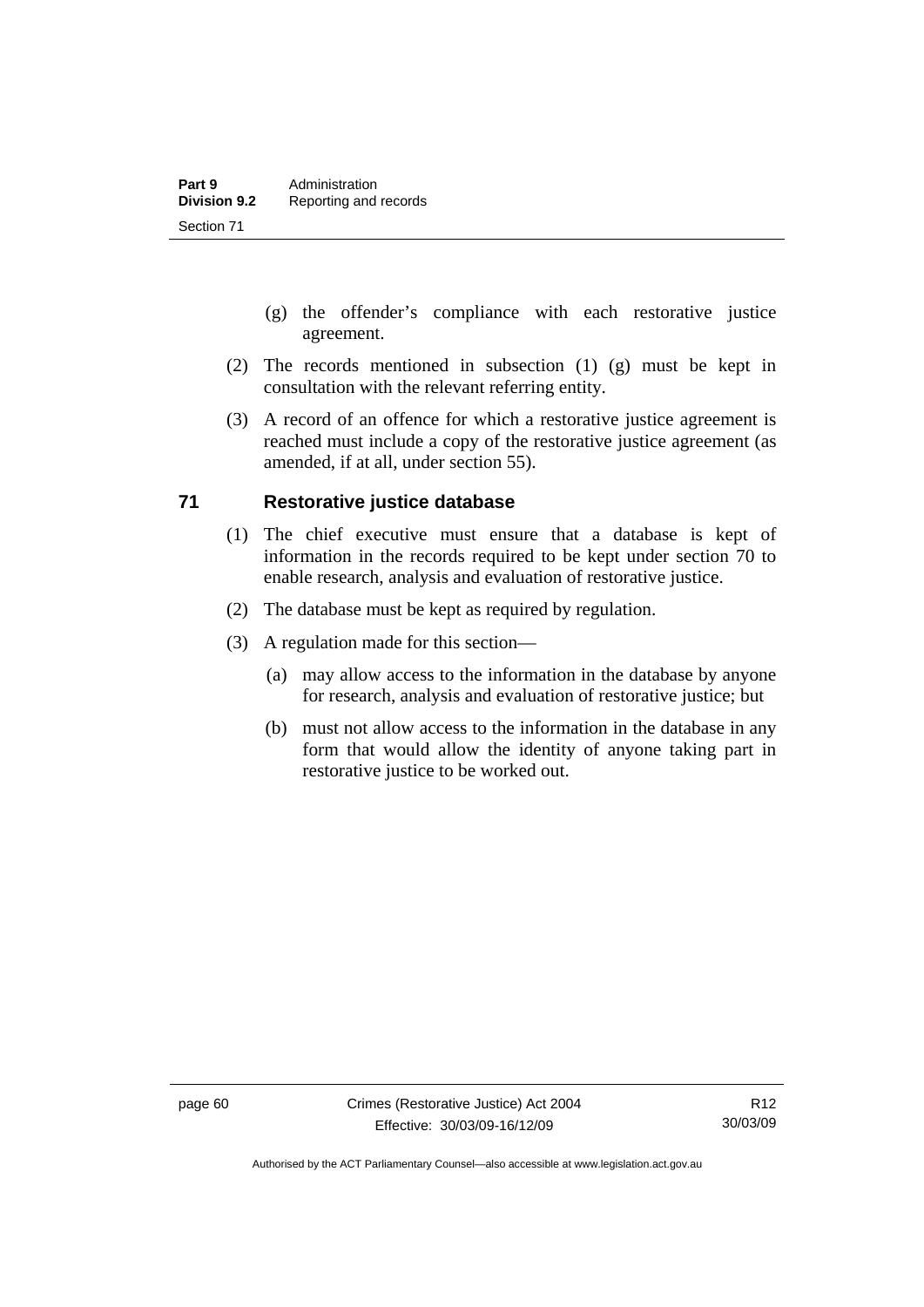(g) the offender's compliance with each restorative justice agreement.

(2) The records mentioned in subsection (1) (g) must be kept in consultation with the relevant referring entity.

(3) A record of an offence for which a restorative justice agreement is reached must include a copy of the restorative justice agreement (as amended, if at all, under section 55).

## 71 Restorative justice database

(1) The chief executive must ensure that a database is kept of information in the records required to be kept under section 70 to enable research, analysis and evaluation of restorative justice.

(2) The database must be kept as required by regulation.

(3) A regulation made for this section—

(a) may allow access to the information in the database by anyone for research, analysis and evaluation of restorative justice; but

(b) must not allow access to the information in the database in any form that would allow the identity of anyone taking part in restorative justice to be worked out.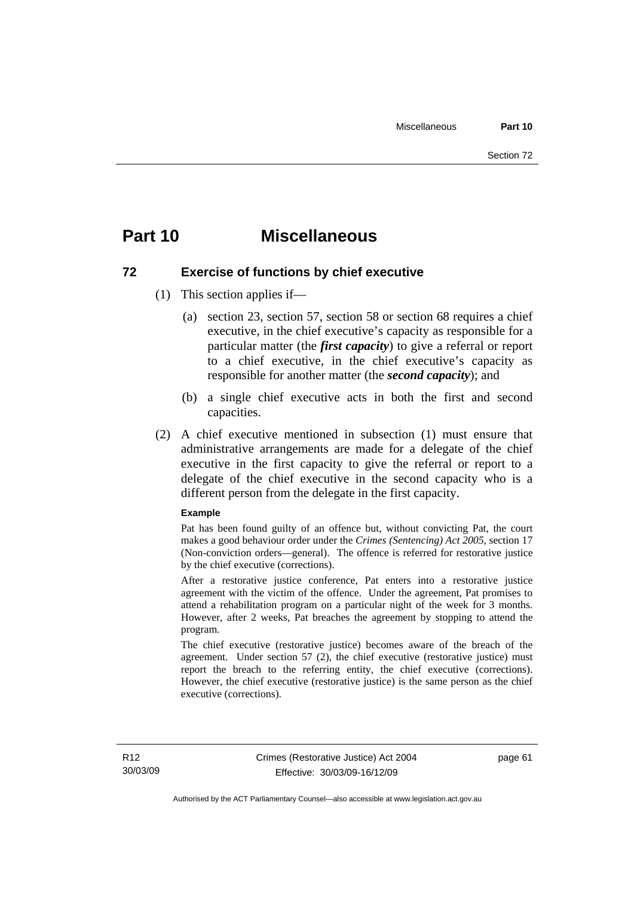# Part 10 Miscellaneous

## 72 Exercise of functions by chief executive

(1) This section applies if—

(a) section 23, section 57, section 58 or section 68 requires a chief executive, in the chief executive's capacity as responsible for a particular matter (the ***first capacity***) to give a referral or report to a chief executive, in the chief executive's capacity as responsible for another matter (the ***second capacity***); and

(b) a single chief executive acts in both the first and second capacities.

(2) A chief executive mentioned in subsection (1) must ensure that administrative arrangements are made for a delegate of the chief executive in the first capacity to give the referral or report to a delegate of the chief executive in the second capacity who is a different person from the delegate in the first capacity.

**Example**

Pat has been found guilty of an offence but, without convicting Pat, the court makes a good behaviour order under the *Crimes (Sentencing) Act 2005*, section 17 (Non-conviction orders—general). The offence is referred for restorative justice by the chief executive (corrections).

After a restorative justice conference, Pat enters into a restorative justice agreement with the victim of the offence. Under the agreement, Pat promises to attend a rehabilitation program on a particular night of the week for 3 months. However, after 2 weeks, Pat breaches the agreement by stopping to attend the program.

The chief executive (restorative justice) becomes aware of the breach of the agreement. Under section 57 (2), the chief executive (restorative justice) must report the breach to the referring entity, the chief executive (corrections). However, the chief executive (restorative justice) is the same person as the chief executive (corrections).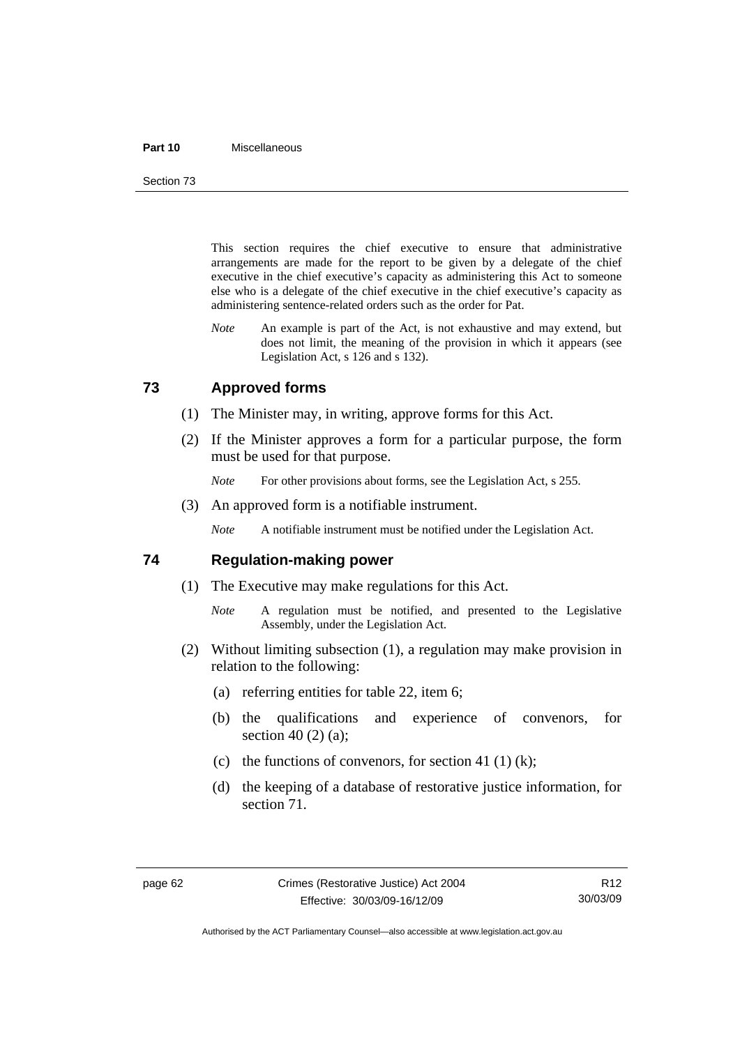This section requires the chief executive to ensure that administrative arrangements are made for the report to be given by a delegate of the chief executive in the chief executive's capacity as administering this Act to someone else who is a delegate of the chief executive in the chief executive's capacity as administering sentence-related orders such as the order for Pat.

*Note* An example is part of the Act, is not exhaustive and may extend, but does not limit, the meaning of the provision in which it appears (see Legislation Act, s 126 and s 132).

## 73 Approved forms

(1) The Minister may, in writing, approve forms for this Act.

(2) If the Minister approves a form for a particular purpose, the form must be used for that purpose.

*Note* For other provisions about forms, see the Legislation Act, s 255.

(3) An approved form is a notifiable instrument.

*Note* A notifiable instrument must be notified under the Legislation Act.

## 74 Regulation-making power

(1) The Executive may make regulations for this Act.

*Note* A regulation must be notified, and presented to the Legislative Assembly, under the Legislation Act.

(2) Without limiting subsection (1), a regulation may make provision in relation to the following:

(a) referring entities for table 22, item 6;

(b) the qualifications and experience of convenors, for section 40 (2) (a);

(c) the functions of convenors, for section 41 (1) (k);

(d) the keeping of a database of restorative justice information, for section 71.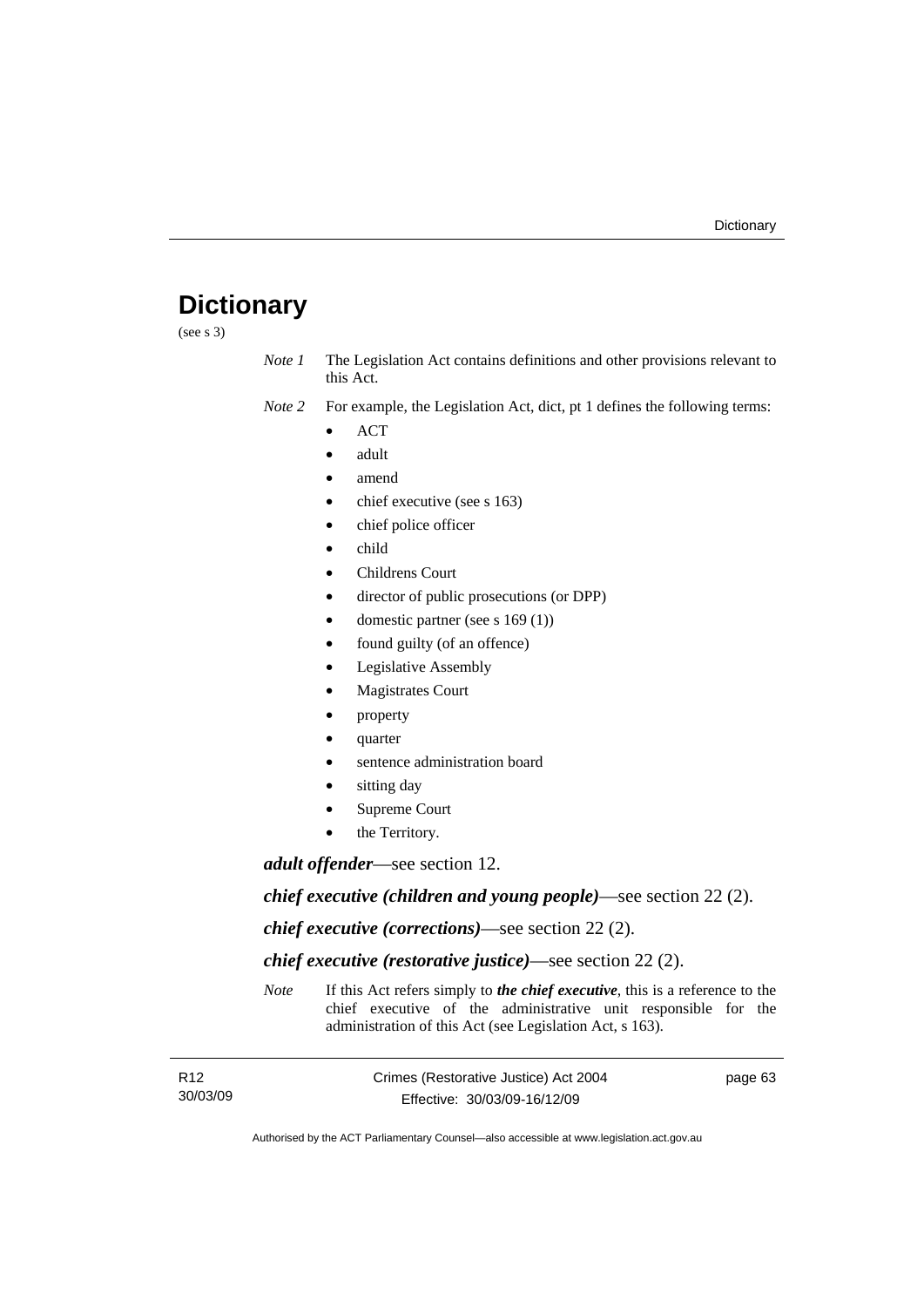# Dictionary

(see s 3)

*Note 1* The Legislation Act contains definitions and other provisions relevant to this Act.

*Note 2* For example, the Legislation Act, dict, pt 1 defines the following terms:

- ACT
- adult
- amend
- chief executive (see s 163)
- chief police officer
- child
- Childrens Court
- director of public prosecutions (or DPP)
- domestic partner (see s 169 (1))
- found guilty (of an offence)
- Legislative Assembly
- Magistrates Court
- property
- quarter
- sentence administration board
- sitting day
- Supreme Court
- the Territory.

***adult offender***—see section 12.

***chief executive (children and young people)***—see section 22 (2).

***chief executive (corrections)***—see section 22 (2).

***chief executive (restorative justice)***—see section 22 (2).

*Note* If this Act refers simply to ***the chief executive***, this is a reference to the chief executive of the administrative unit responsible for the administration of this Act (see Legislation Act, s 163).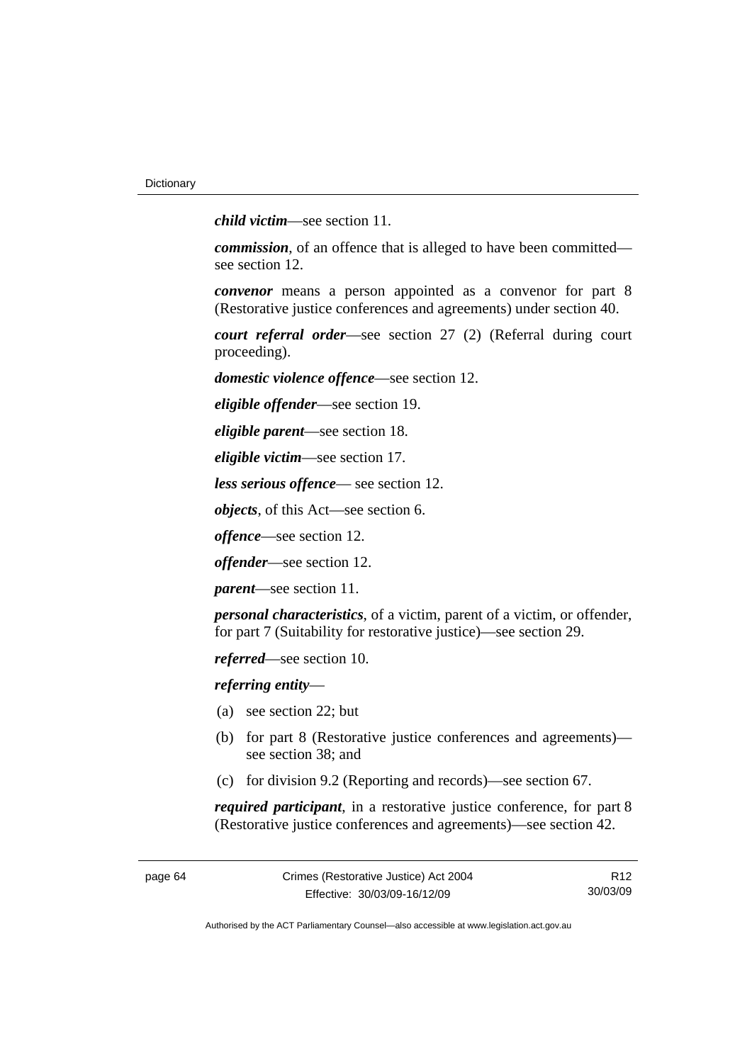***child victim***—see section 11.

***commission***, of an offence that is alleged to have been committed—see section 12.

***convenor*** means a person appointed as a convenor for part 8 (Restorative justice conferences and agreements) under section 40.

***court referral order***—see section 27 (2) (Referral during court proceeding).

***domestic violence offence***—see section 12.

***eligible offender***—see section 19.

***eligible parent***—see section 18.

***eligible victim***—see section 17.

***less serious offence***— see section 12.

***objects***, of this Act—see section 6.

***offence***—see section 12.

***offender***—see section 12.

***parent***—see section 11.

***personal characteristics***, of a victim, parent of a victim, or offender, for part 7 (Suitability for restorative justice)—see section 29.

***referred***—see section 10.

***referring entity***—

(a) see section 22; but

(b) for part 8 (Restorative justice conferences and agreements)—see section 38; and

(c) for division 9.2 (Reporting and records)—see section 67.

***required participant***, in a restorative justice conference, for part 8 (Restorative justice conferences and agreements)—see section 42.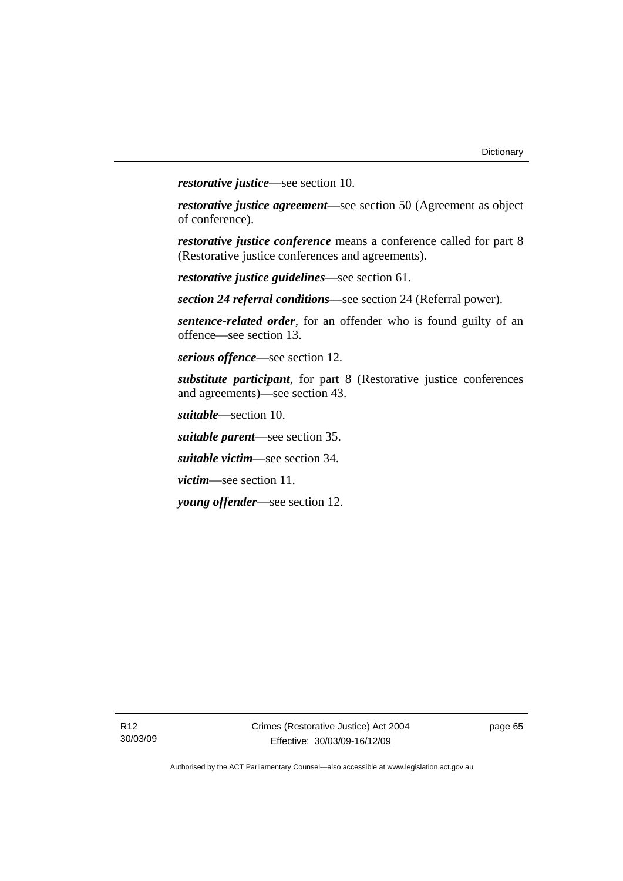***restorative justice***—see section 10.

***restorative justice agreement***—see section 50 (Agreement as object of conference).

***restorative justice conference*** means a conference called for part 8 (Restorative justice conferences and agreements).

***restorative justice guidelines***—see section 61.

***section 24 referral conditions***—see section 24 (Referral power).

***sentence-related order***, for an offender who is found guilty of an offence—see section 13.

***serious offence***—see section 12.

***substitute participant***, for part 8 (Restorative justice conferences and agreements)—see section 43.

***suitable***—section 10.

***suitable parent***—see section 35.

***suitable victim***—see section 34.

***victim***—see section 11.

***young offender***—see section 12.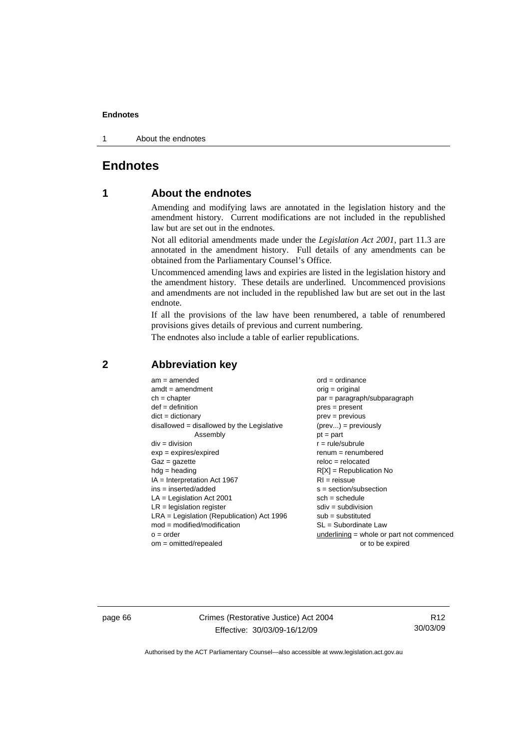# Endnotes

## 1 About the endnotes

Amending and modifying laws are annotated in the legislation history and the amendment history. Current modifications are not included in the republished law but are set out in the endnotes.

Not all editorial amendments made under the *Legislation Act 2001*, part 11.3 are annotated in the amendment history. Full details of any amendments can be obtained from the Parliamentary Counsel's Office.

Uncommenced amending laws and expiries are listed in the legislation history and the amendment history. These details are underlined. Uncommenced provisions and amendments are not included in the republished law but are set out in the last endnote.

If all the provisions of the law have been renumbered, a table of renumbered provisions gives details of previous and current numbering.

The endnotes also include a table of earlier republications.

## 2 Abbreviation key

am = amended
amdt = amendment
ch = chapter
def = definition
dict = dictionary
disallowed = disallowed by the Legislative Assembly
div = division
exp = expires/expired
Gaz = gazette
hdg = heading
IA = Interpretation Act 1967
ins = inserted/added
LA = Legislation Act 2001
LR = legislation register
LRA = Legislation (Republication) Act 1996
mod = modified/modification
o = order
om = omitted/repealed
ord = ordinance
orig = original
par = paragraph/subparagraph
pres = present
prev = previous
(prev...) = previously
pt = part
r = rule/subrule
renum = renumbered
reloc = relocated
R[X] = Republication No
RI = reissue
s = section/subsection
sch = schedule
sdiv = subdivision
sub = substituted
SL = Subordinate Law
underlining = whole or part not commenced or to be expired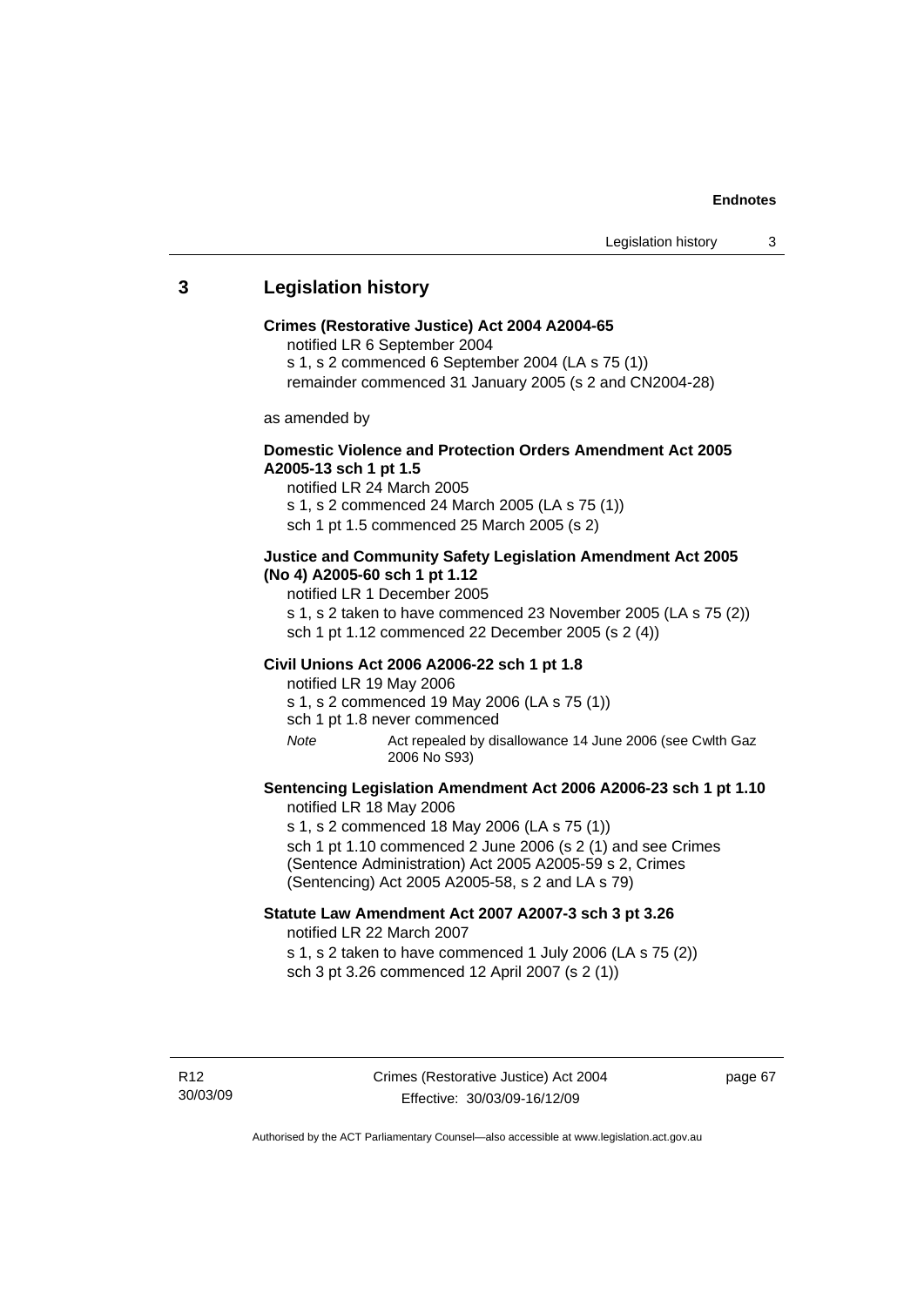## 3 Legislation history

**Crimes (Restorative Justice) Act 2004 A2004-65**

notified LR 6 September 2004

s 1, s 2 commenced 6 September 2004 (LA s 75 (1))

remainder commenced 31 January 2005 (s 2 and CN2004-28)

as amended by

**Domestic Violence and Protection Orders Amendment Act 2005 A2005-13 sch 1 pt 1.5**

notified LR 24 March 2005

s 1, s 2 commenced 24 March 2005 (LA s 75 (1))

sch 1 pt 1.5 commenced 25 March 2005 (s 2)

**Justice and Community Safety Legislation Amendment Act 2005 (No 4) A2005-60 sch 1 pt 1.12**

notified LR 1 December 2005

s 1, s 2 taken to have commenced 23 November 2005 (LA s 75 (2))

sch 1 pt 1.12 commenced 22 December 2005 (s 2 (4))

**Civil Unions Act 2006 A2006-22 sch 1 pt 1.8**

notified LR 19 May 2006

s 1, s 2 commenced 19 May 2006 (LA s 75 (1))

sch 1 pt 1.8 never commenced

*Note* Act repealed by disallowance 14 June 2006 (see Cwlth Gaz 2006 No S93)

**Sentencing Legislation Amendment Act 2006 A2006-23 sch 1 pt 1.10**

notified LR 18 May 2006

s 1, s 2 commenced 18 May 2006 (LA s 75 (1))

sch 1 pt 1.10 commenced 2 June 2006 (s 2 (1) and see Crimes (Sentence Administration) Act 2005 A2005-59 s 2, Crimes (Sentencing) Act 2005 A2005-58, s 2 and LA s 79)

**Statute Law Amendment Act 2007 A2007-3 sch 3 pt 3.26**

notified LR 22 March 2007

s 1, s 2 taken to have commenced 1 July 2006 (LA s 75 (2))

sch 3 pt 3.26 commenced 12 April 2007 (s 2 (1))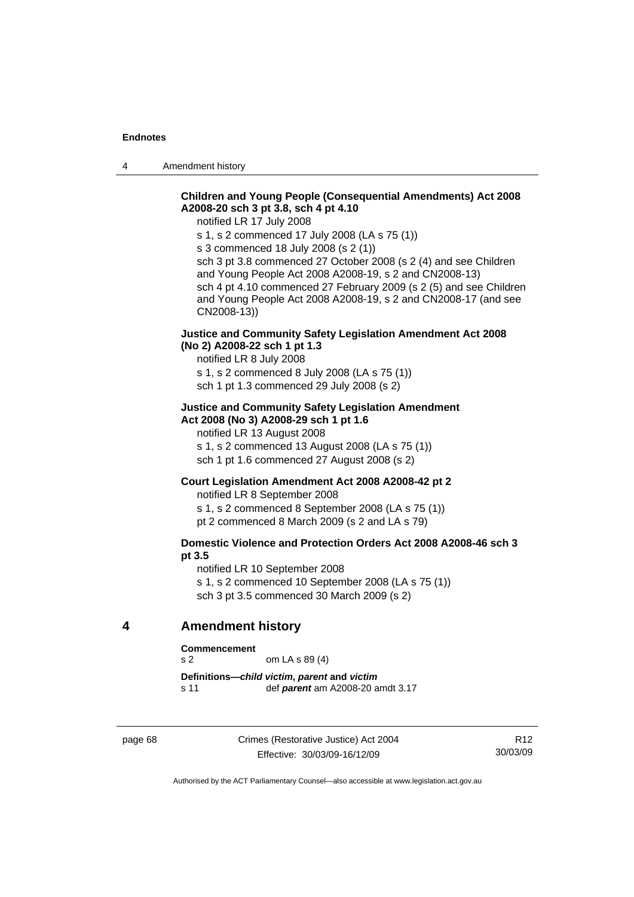**Children and Young People (Consequential Amendments) Act 2008 A2008-20 sch 3 pt 3.8, sch 4 pt 4.10**

notified LR 17 July 2008

s 1, s 2 commenced 17 July 2008 (LA s 75 (1))

s 3 commenced 18 July 2008 (s 2 (1))

sch 3 pt 3.8 commenced 27 October 2008 (s 2 (4) and see Children and Young People Act 2008 A2008-19, s 2 and CN2008-13)

sch 4 pt 4.10 commenced 27 February 2009 (s 2 (5) and see Children and Young People Act 2008 A2008-19, s 2 and CN2008-17 (and see CN2008-13))

**Justice and Community Safety Legislation Amendment Act 2008 (No 2) A2008-22 sch 1 pt 1.3**

notified LR 8 July 2008

s 1, s 2 commenced 8 July 2008 (LA s 75 (1))

sch 1 pt 1.3 commenced 29 July 2008 (s 2)

**Justice and Community Safety Legislation Amendment Act 2008 (No 3) A2008-29 sch 1 pt 1.6**

notified LR 13 August 2008

s 1, s 2 commenced 13 August 2008 (LA s 75 (1))

sch 1 pt 1.6 commenced 27 August 2008 (s 2)

**Court Legislation Amendment Act 2008 A2008-42 pt 2**

notified LR 8 September 2008

s 1, s 2 commenced 8 September 2008 (LA s 75 (1))

pt 2 commenced 8 March 2009 (s 2 and LA s 79)

**Domestic Violence and Protection Orders Act 2008 A2008-46 sch 3 pt 3.5**

notified LR 10 September 2008

s 1, s 2 commenced 10 September 2008 (LA s 75 (1))

sch 3 pt 3.5 commenced 30 March 2009 (s 2)

## 4 Amendment history

**Commencement**
s 2 om LA s 89 (4)

**Definitions—*child victim*, *parent* and *victim***
s 11 def ***parent*** am A2008-20 amdt 3.17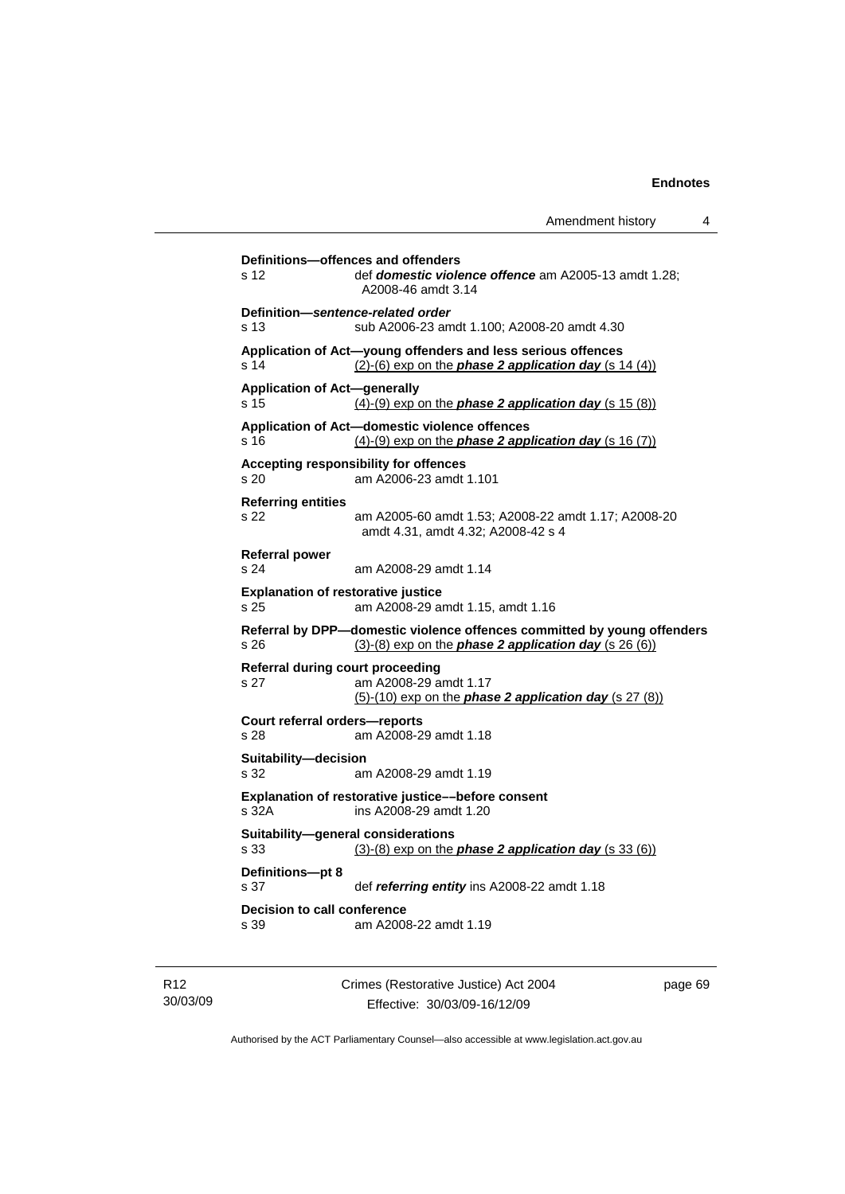**Definitions—offences and offenders**
s 12 def ***domestic violence offence*** am A2005-13 amdt 1.28; A2008-46 amdt 3.14

**Definition—*sentence-related order***
s 13 sub A2006-23 amdt 1.100; A2008-20 amdt 4.30

**Application of Act—young offenders and less serious offences**
s 14 (2)-(6) exp on the ***phase 2 application day*** (s 14 (4))

**Application of Act—generally**
s 15 (4)-(9) exp on the ***phase 2 application day*** (s 15 (8))

**Application of Act—domestic violence offences**
s 16 (4)-(9) exp on the ***phase 2 application day*** (s 16 (7))

**Accepting responsibility for offences**
s 20 am A2006-23 amdt 1.101

**Referring entities**
s 22 am A2005-60 amdt 1.53; A2008-22 amdt 1.17; A2008-20 amdt 4.31, amdt 4.32; A2008-42 s 4

**Referral power**
s 24 am A2008-29 amdt 1.14

**Explanation of restorative justice**
s 25 am A2008-29 amdt 1.15, amdt 1.16

**Referral by DPP—domestic violence offences committed by young offenders**
s 26 (3)-(8) exp on the ***phase 2 application day*** (s 26 (6))

**Referral during court proceeding**
s 27 am A2008-29 amdt 1.17
(5)-(10) exp on the ***phase 2 application day*** (s 27 (8))

**Court referral orders—reports**
s 28 am A2008-29 amdt 1.18

**Suitability—decision**
s 32 am A2008-29 amdt 1.19

**Explanation of restorative justice––before consent**
s 32A ins A2008-29 amdt 1.20

**Suitability—general considerations**
s 33 (3)-(8) exp on the ***phase 2 application day*** (s 33 (6))

**Definitions—pt 8**
s 37 def ***referring entity*** ins A2008-22 amdt 1.18

**Decision to call conference**
s 39 am A2008-22 amdt 1.19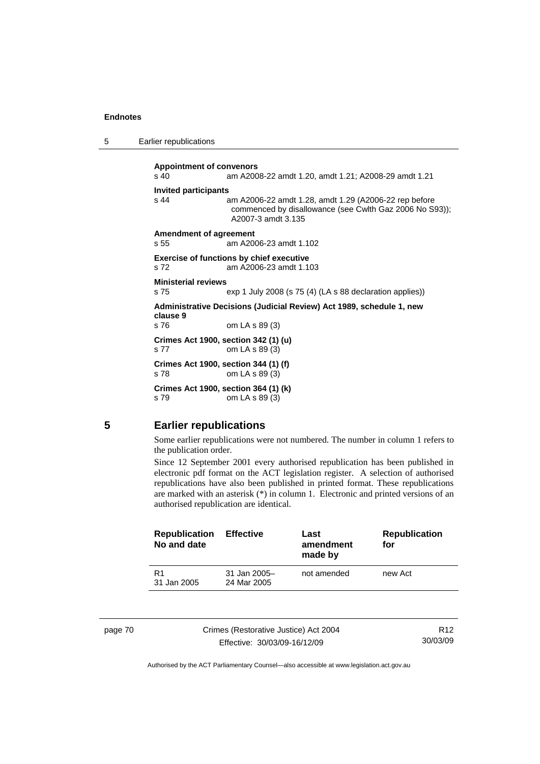**Appointment of convenors**
s 40 am A2008-22 amdt 1.20, amdt 1.21; A2008-29 amdt 1.21

**Invited participants**
s 44 am A2006-22 amdt 1.28, amdt 1.29 (A2006-22 rep before commenced by disallowance (see Cwlth Gaz 2006 No S93)); A2007-3 amdt 3.135

**Amendment of agreement**
s 55 am A2006-23 amdt 1.102

**Exercise of functions by chief executive**
s 72 am A2006-23 amdt 1.103

**Ministerial reviews**
s 75 exp 1 July 2008 (s 75 (4) (LA s 88 declaration applies))

**Administrative Decisions (Judicial Review) Act 1989, schedule 1, new clause 9**
s 76 om LA s 89 (3)

**Crimes Act 1900, section 342 (1) (u)**
s 77 om LA s 89 (3)

**Crimes Act 1900, section 344 (1) (f)**
s 78 om LA s 89 (3)

**Crimes Act 1900, section 364 (1) (k)**
s 79 om LA s 89 (3)

## 5 Earlier republications

Some earlier republications were not numbered. The number in column 1 refers to the publication order.

Since 12 September 2001 every authorised republication has been published in electronic pdf format on the ACT legislation register. A selection of authorised republications have also been published in printed format. These republications are marked with an asterisk (*) in column 1. Electronic and printed versions of an authorised republication are identical.

| Republication No and date | Effective | Last amendment made by | Republication for |
|---|---|---|---|
| R1 31 Jan 2005 | 31 Jan 2005– 24 Mar 2005 | not amended | new Act |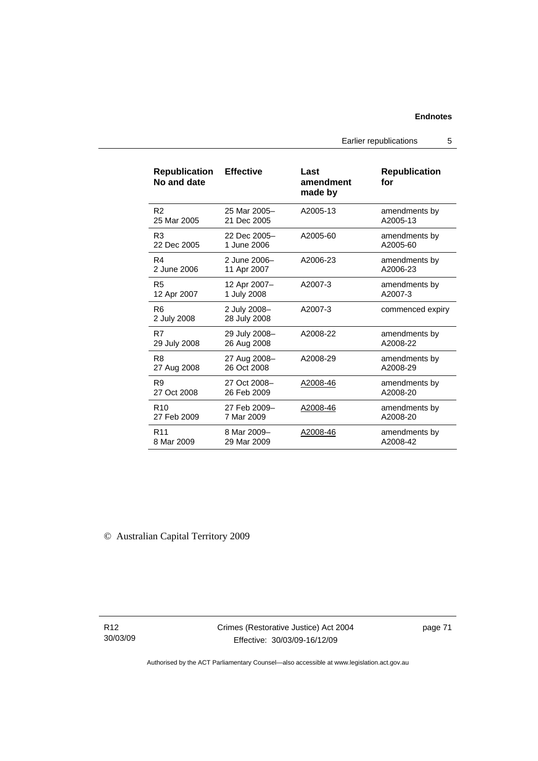| Republication No and date | Effective | Last amendment made by | Republication for |
|---|---|---|---|
| R2<br>25 Mar 2005 | 25 Mar 2005–<br>21 Dec 2005 | A2005-13 | amendments by<br>A2005-13 |
| R3<br>22 Dec 2005 | 22 Dec 2005–<br>1 June 2006 | A2005-60 | amendments by<br>A2005-60 |
| R4<br>2 June 2006 | 2 June 2006–<br>11 Apr 2007 | A2006-23 | amendments by<br>A2006-23 |
| R5<br>12 Apr 2007 | 12 Apr 2007–<br>1 July 2008 | A2007-3 | amendments by<br>A2007-3 |
| R6<br>2 July 2008 | 2 July 2008–<br>28 July 2008 | A2007-3 | commenced expiry |
| R7<br>29 July 2008 | 29 July 2008–<br>26 Aug 2008 | A2008-22 | amendments by<br>A2008-22 |
| R8<br>27 Aug 2008 | 27 Aug 2008–<br>26 Oct 2008 | A2008-29 | amendments by<br>A2008-29 |
| R9<br>27 Oct 2008 | 27 Oct 2008–<br>26 Feb 2009 | A2008-46 | amendments by<br>A2008-20 |
| R10<br>27 Feb 2009 | 27 Feb 2009–<br>7 Mar 2009 | A2008-46 | amendments by<br>A2008-20 |
| R11<br>8 Mar 2009 | 8 Mar 2009–<br>29 Mar 2009 | A2008-46 | amendments by<br>A2008-42 |

© Australian Capital Territory 2009